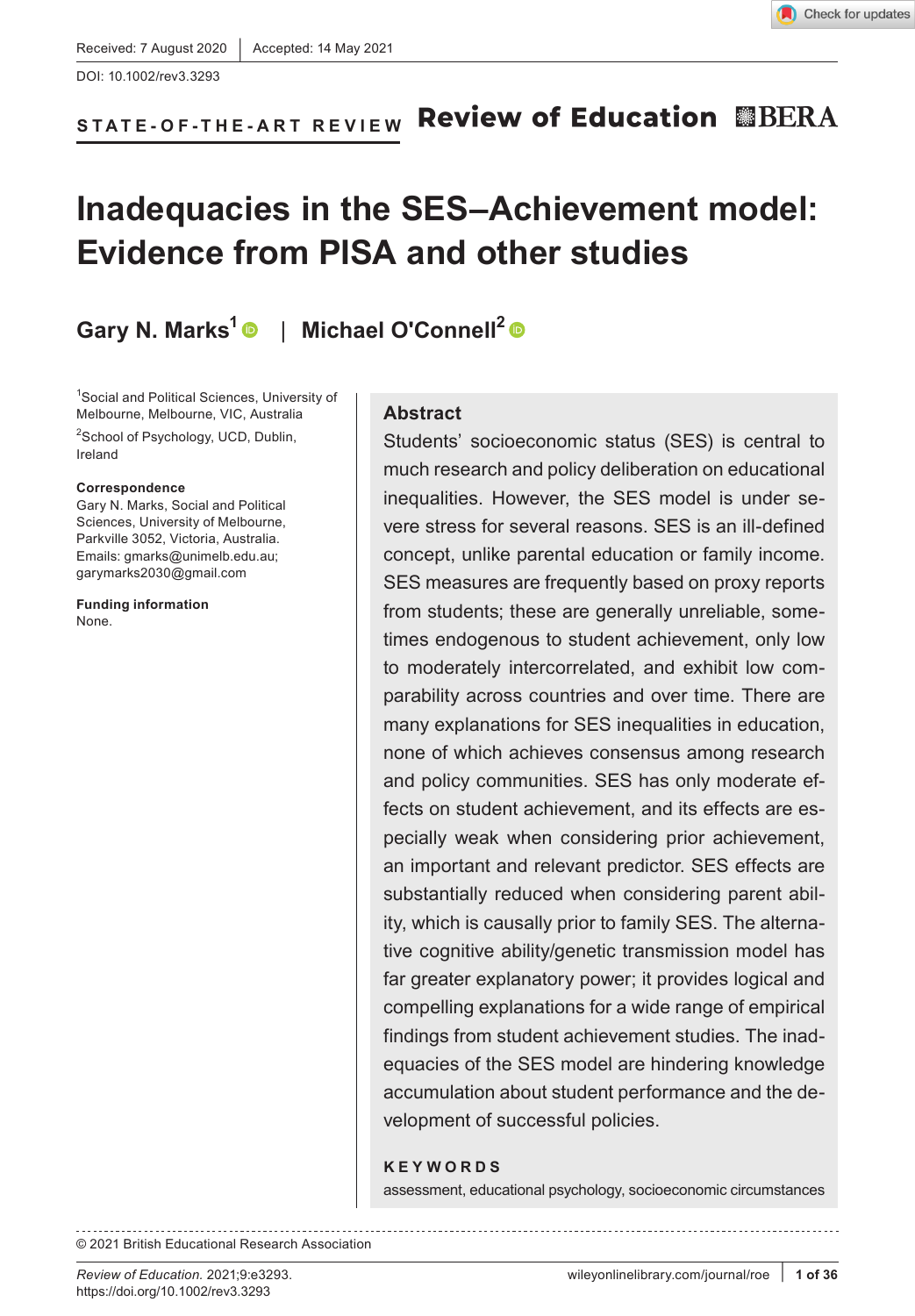Received: 7 August 2020 | Accepted: 14 May 2021

DOI: 10.1002/rev3.3293

STATE-OF-THE-ART REVIEW

# Inadequacies in the SES–Achievement model: Evidence from PISA and other studies

**Gary N. Marks[1] | Michael O'Connell[2]**

[1]Social and Political Sciences, University of Melbourne, Melbourne, VIC, Australia

[2]School of Psychology, UCD, Dublin, Ireland

**Correspondence**
Gary N. Marks, Social and Political Sciences, University of Melbourne, Parkville 3052, Victoria, Australia.
Emails: gmarks@unimelb.edu.au; garymarks2030@gmail.com

**Funding information**
None.

## Abstract

Students' socioeconomic status (SES) is central to much research and policy deliberation on educational inequalities. However, the SES model is under severe stress for several reasons. SES is an ill-defined concept, unlike parental education or family income. SES measures are frequently based on proxy reports from students; these are generally unreliable, sometimes endogenous to student achievement, only low to moderately intercorrelated, and exhibit low comparability across countries and over time. There are many explanations for SES inequalities in education, none of which achieves consensus among research and policy communities. SES has only moderate effects on student achievement, and its effects are especially weak when considering prior achievement, an important and relevant predictor. SES effects are substantially reduced when considering parent ability, which is causally prior to family SES. The alternative cognitive ability/genetic transmission model has far greater explanatory power; it provides logical and compelling explanations for a wide range of empirical findings from student achievement studies. The inadequacies of the SES model are hindering knowledge accumulation about student performance and the development of successful policies.

**KEYWORDS**

assessment, educational psychology, socioeconomic circumstances

© 2021 British Educational Research Association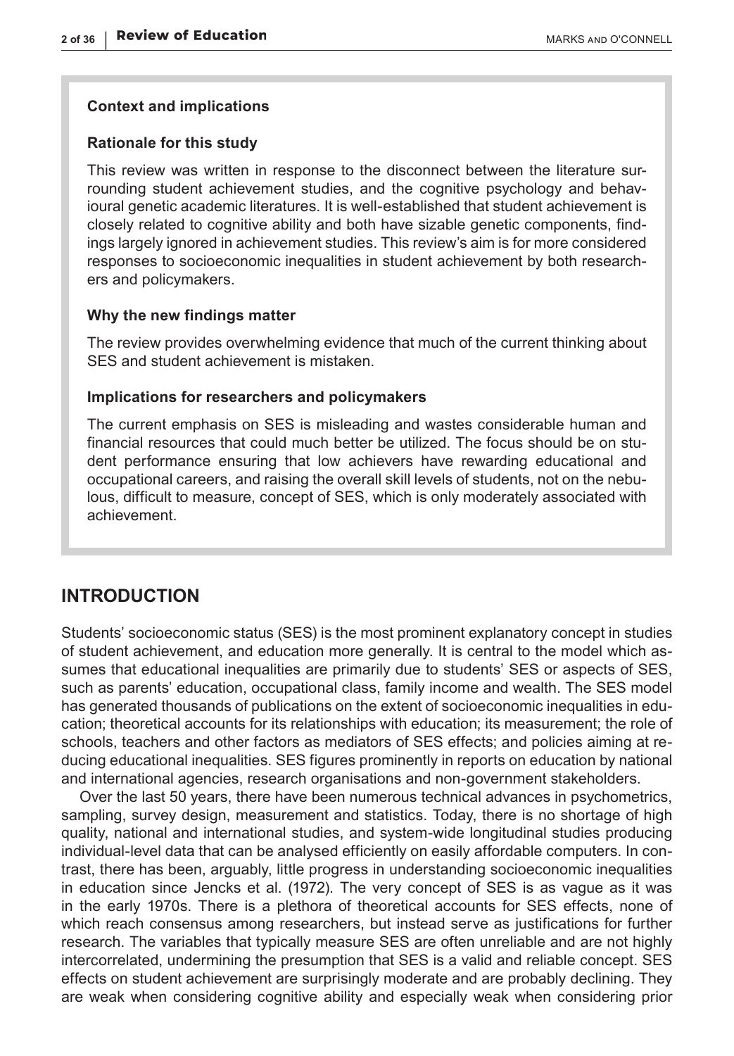### Context and implications

#### Rationale for this study

This review was written in response to the disconnect between the literature surrounding student achievement studies, and the cognitive psychology and behavioural genetic academic literatures. It is well-established that student achievement is closely related to cognitive ability and both have sizable genetic components, findings largely ignored in achievement studies. This review's aim is for more considered responses to socioeconomic inequalities in student achievement by both researchers and policymakers.

#### Why the new findings matter

The review provides overwhelming evidence that much of the current thinking about SES and student achievement is mistaken.

#### Implications for researchers and policymakers

The current emphasis on SES is misleading and wastes considerable human and financial resources that could much better be utilized. The focus should be on student performance ensuring that low achievers have rewarding educational and occupational careers, and raising the overall skill levels of students, not on the nebulous, difficult to measure, concept of SES, which is only moderately associated with achievement.

## INTRODUCTION

Students' socioeconomic status (SES) is the most prominent explanatory concept in studies of student achievement, and education more generally. It is central to the model which assumes that educational inequalities are primarily due to students' SES or aspects of SES, such as parents' education, occupational class, family income and wealth. The SES model has generated thousands of publications on the extent of socioeconomic inequalities in education; theoretical accounts for its relationships with education; its measurement; the role of schools, teachers and other factors as mediators of SES effects; and policies aiming at reducing educational inequalities. SES figures prominently in reports on education by national and international agencies, research organisations and non-government stakeholders.

Over the last 50 years, there have been numerous technical advances in psychometrics, sampling, survey design, measurement and statistics. Today, there is no shortage of high quality, national and international studies, and system-wide longitudinal studies producing individual-level data that can be analysed efficiently on easily affordable computers. In contrast, there has been, arguably, little progress in understanding socioeconomic inequalities in education since Jencks et al. (1972). The very concept of SES is as vague as it was in the early 1970s. There is a plethora of theoretical accounts for SES effects, none of which reach consensus among researchers, but instead serve as justifications for further research. The variables that typically measure SES are often unreliable and are not highly intercorrelated, undermining the presumption that SES is a valid and reliable concept. SES effects on student achievement are surprisingly moderate and are probably declining. They are weak when considering cognitive ability and especially weak when considering prior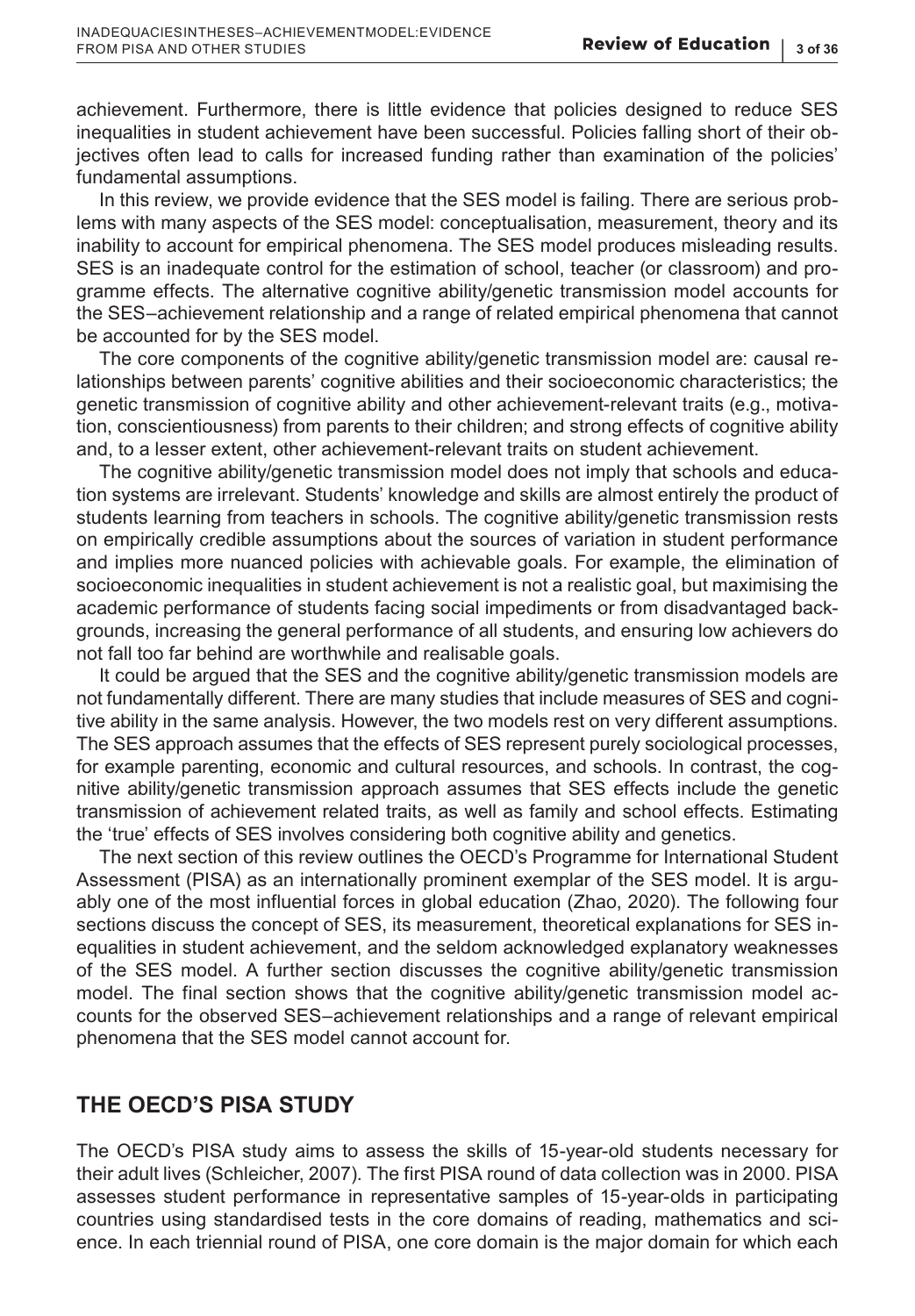achievement. Furthermore, there is little evidence that policies designed to reduce SES inequalities in student achievement have been successful. Policies falling short of their objectives often lead to calls for increased funding rather than examination of the policies' fundamental assumptions.

In this review, we provide evidence that the SES model is failing. There are serious problems with many aspects of the SES model: conceptualisation, measurement, theory and its inability to account for empirical phenomena. The SES model produces misleading results. SES is an inadequate control for the estimation of school, teacher (or classroom) and programme effects. The alternative cognitive ability/genetic transmission model accounts for the SES–achievement relationship and a range of related empirical phenomena that cannot be accounted for by the SES model.

The core components of the cognitive ability/genetic transmission model are: causal relationships between parents' cognitive abilities and their socioeconomic characteristics; the genetic transmission of cognitive ability and other achievement-relevant traits (e.g., motivation, conscientiousness) from parents to their children; and strong effects of cognitive ability and, to a lesser extent, other achievement-relevant traits on student achievement.

The cognitive ability/genetic transmission model does not imply that schools and education systems are irrelevant. Students' knowledge and skills are almost entirely the product of students learning from teachers in schools. The cognitive ability/genetic transmission rests on empirically credible assumptions about the sources of variation in student performance and implies more nuanced policies with achievable goals. For example, the elimination of socioeconomic inequalities in student achievement is not a realistic goal, but maximising the academic performance of students facing social impediments or from disadvantaged backgrounds, increasing the general performance of all students, and ensuring low achievers do not fall too far behind are worthwhile and realisable goals.

It could be argued that the SES and the cognitive ability/genetic transmission models are not fundamentally different. There are many studies that include measures of SES and cognitive ability in the same analysis. However, the two models rest on very different assumptions. The SES approach assumes that the effects of SES represent purely sociological processes, for example parenting, economic and cultural resources, and schools. In contrast, the cognitive ability/genetic transmission approach assumes that SES effects include the genetic transmission of achievement related traits, as well as family and school effects. Estimating the 'true' effects of SES involves considering both cognitive ability and genetics.

The next section of this review outlines the OECD's Programme for International Student Assessment (PISA) as an internationally prominent exemplar of the SES model. It is arguably one of the most influential forces in global education (Zhao, 2020). The following four sections discuss the concept of SES, its measurement, theoretical explanations for SES inequalities in student achievement, and the seldom acknowledged explanatory weaknesses of the SES model. A further section discusses the cognitive ability/genetic transmission model. The final section shows that the cognitive ability/genetic transmission model accounts for the observed SES–achievement relationships and a range of relevant empirical phenomena that the SES model cannot account for.

## THE OECD'S PISA STUDY

The OECD's PISA study aims to assess the skills of 15-year-old students necessary for their adult lives (Schleicher, 2007). The first PISA round of data collection was in 2000. PISA assesses student performance in representative samples of 15-year-olds in participating countries using standardised tests in the core domains of reading, mathematics and science. In each triennial round of PISA, one core domain is the major domain for which each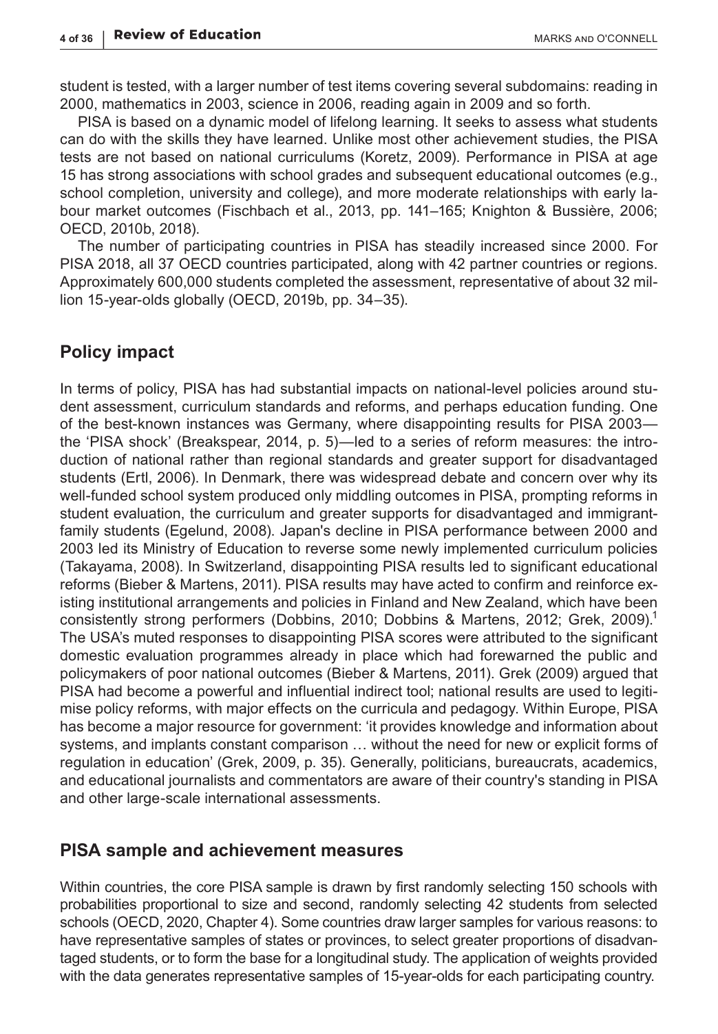student is tested, with a larger number of test items covering several subdomains: reading in 2000, mathematics in 2003, science in 2006, reading again in 2009 and so forth.

PISA is based on a dynamic model of lifelong learning. It seeks to assess what students can do with the skills they have learned. Unlike most other achievement studies, the PISA tests are not based on national curriculums (Koretz, 2009). Performance in PISA at age 15 has strong associations with school grades and subsequent educational outcomes (e.g., school completion, university and college), and more moderate relationships with early labour market outcomes (Fischbach et al., 2013, pp. 141–165; Knighton & Bussière, 2006; OECD, 2010b, 2018).

The number of participating countries in PISA has steadily increased since 2000. For PISA 2018, all 37 OECD countries participated, along with 42 partner countries or regions. Approximately 600,000 students completed the assessment, representative of about 32 million 15-year-olds globally (OECD, 2019b, pp. 34–35).

## Policy impact

In terms of policy, PISA has had substantial impacts on national-level policies around student assessment, curriculum standards and reforms, and perhaps education funding. One of the best-known instances was Germany, where disappointing results for PISA 2003—the 'PISA shock' (Breakspear, 2014, p. 5)—led to a series of reform measures: the introduction of national rather than regional standards and greater support for disadvantaged students (Ertl, 2006). In Denmark, there was widespread debate and concern over why its well-funded school system produced only middling outcomes in PISA, prompting reforms in student evaluation, the curriculum and greater supports for disadvantaged and immigrant-family students (Egelund, 2008). Japan's decline in PISA performance between 2000 and 2003 led its Ministry of Education to reverse some newly implemented curriculum policies (Takayama, 2008). In Switzerland, disappointing PISA results led to significant educational reforms (Bieber & Martens, 2011). PISA results may have acted to confirm and reinforce existing institutional arrangements and policies in Finland and New Zealand, which have been consistently strong performers (Dobbins, 2010; Dobbins & Martens, 2012; Grek, 2009).[1] The USA's muted responses to disappointing PISA scores were attributed to the significant domestic evaluation programmes already in place which had forewarned the public and policymakers of poor national outcomes (Bieber & Martens, 2011). Grek (2009) argued that PISA had become a powerful and influential indirect tool; national results are used to legitimise policy reforms, with major effects on the curricula and pedagogy. Within Europe, PISA has become a major resource for government: 'it provides knowledge and information about systems, and implants constant comparison … without the need for new or explicit forms of regulation in education' (Grek, 2009, p. 35). Generally, politicians, bureaucrats, academics, and educational journalists and commentators are aware of their country's standing in PISA and other large-scale international assessments.

## PISA sample and achievement measures

Within countries, the core PISA sample is drawn by first randomly selecting 150 schools with probabilities proportional to size and second, randomly selecting 42 students from selected schools (OECD, 2020, Chapter 4). Some countries draw larger samples for various reasons: to have representative samples of states or provinces, to select greater proportions of disadvantaged students, or to form the base for a longitudinal study. The application of weights provided with the data generates representative samples of 15-year-olds for each participating country.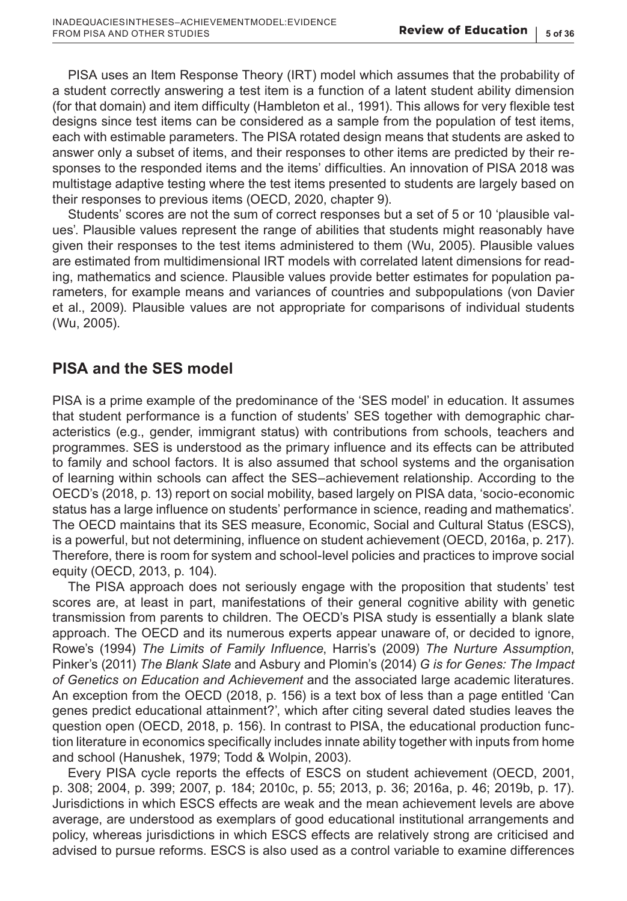PISA uses an Item Response Theory (IRT) model which assumes that the probability of a student correctly answering a test item is a function of a latent student ability dimension (for that domain) and item difficulty (Hambleton et al., 1991). This allows for very flexible test designs since test items can be considered as a sample from the population of test items, each with estimable parameters. The PISA rotated design means that students are asked to answer only a subset of items, and their responses to other items are predicted by their responses to the responded items and the items' difficulties. An innovation of PISA 2018 was multistage adaptive testing where the test items presented to students are largely based on their responses to previous items (OECD, 2020, chapter 9).

Students' scores are not the sum of correct responses but a set of 5 or 10 'plausible values'. Plausible values represent the range of abilities that students might reasonably have given their responses to the test items administered to them (Wu, 2005). Plausible values are estimated from multidimensional IRT models with correlated latent dimensions for reading, mathematics and science. Plausible values provide better estimates for population parameters, for example means and variances of countries and subpopulations (von Davier et al., 2009). Plausible values are not appropriate for comparisons of individual students (Wu, 2005).

## PISA and the SES model

PISA is a prime example of the predominance of the 'SES model' in education. It assumes that student performance is a function of students' SES together with demographic characteristics (e.g., gender, immigrant status) with contributions from schools, teachers and programmes. SES is understood as the primary influence and its effects can be attributed to family and school factors. It is also assumed that school systems and the organisation of learning within schools can affect the SES–achievement relationship. According to the OECD's (2018, p. 13) report on social mobility, based largely on PISA data, 'socio-economic status has a large influence on students' performance in science, reading and mathematics'. The OECD maintains that its SES measure, Economic, Social and Cultural Status (ESCS), is a powerful, but not determining, influence on student achievement (OECD, 2016a, p. 217). Therefore, there is room for system and school-level policies and practices to improve social equity (OECD, 2013, p. 104).

The PISA approach does not seriously engage with the proposition that students' test scores are, at least in part, manifestations of their general cognitive ability with genetic transmission from parents to children. The OECD's PISA study is essentially a blank slate approach. The OECD and its numerous experts appear unaware of, or decided to ignore, Rowe's (1994) *The Limits of Family Influence*, Harris's (2009) *The Nurture Assumption*, Pinker's (2011) *The Blank Slate* and Asbury and Plomin's (2014) *G is for Genes: The Impact of Genetics on Education and Achievement* and the associated large academic literatures. An exception from the OECD (2018, p. 156) is a text box of less than a page entitled 'Can genes predict educational attainment?', which after citing several dated studies leaves the question open (OECD, 2018, p. 156). In contrast to PISA, the educational production function literature in economics specifically includes innate ability together with inputs from home and school (Hanushek, 1979; Todd & Wolpin, 2003).

Every PISA cycle reports the effects of ESCS on student achievement (OECD, 2001, p. 308; 2004, p. 399; 2007, p. 184; 2010c, p. 55; 2013, p. 36; 2016a, p. 46; 2019b, p. 17). Jurisdictions in which ESCS effects are weak and the mean achievement levels are above average, are understood as exemplars of good educational institutional arrangements and policy, whereas jurisdictions in which ESCS effects are relatively strong are criticised and advised to pursue reforms. ESCS is also used as a control variable to examine differences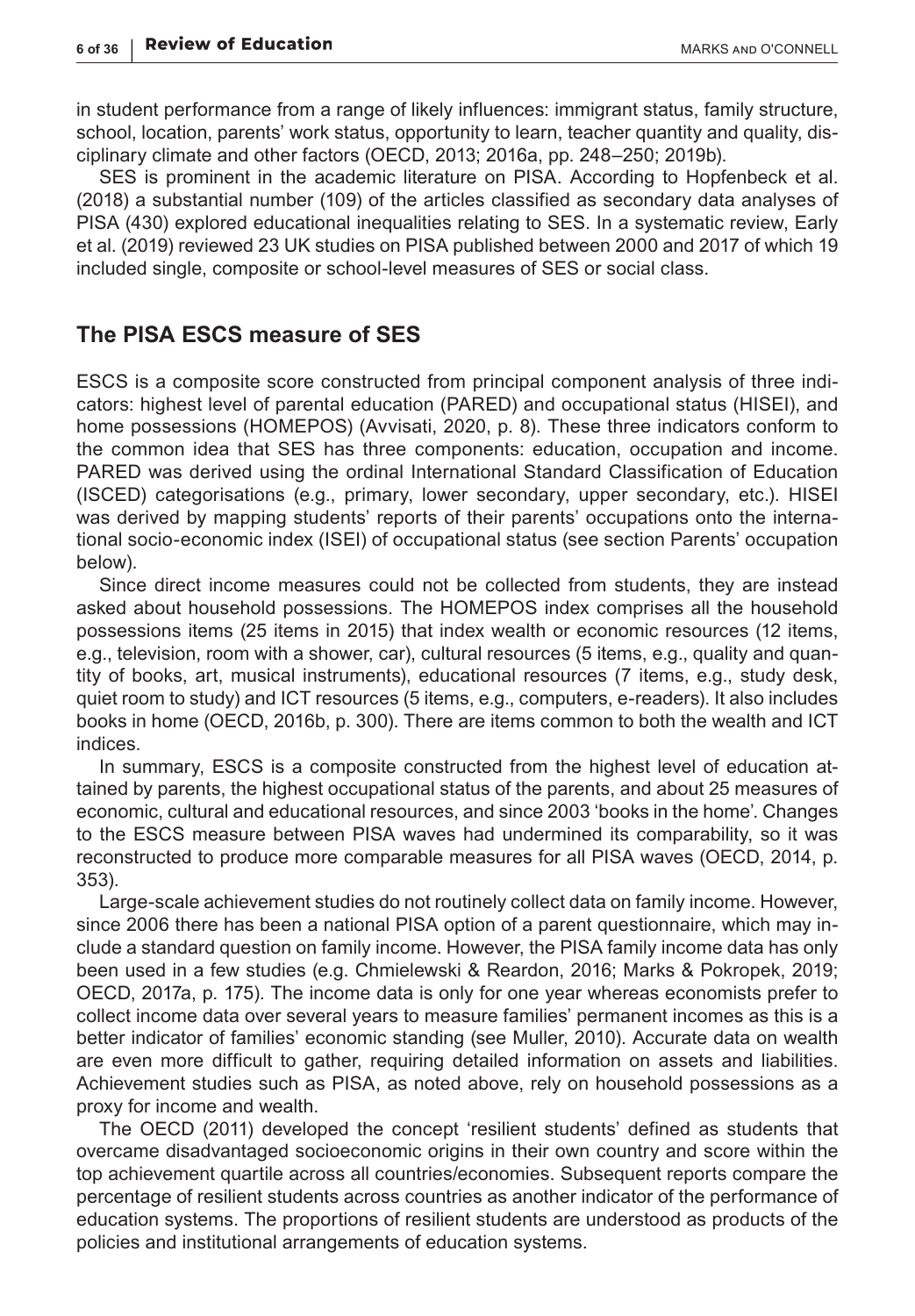in student performance from a range of likely influences: immigrant status, family structure, school, location, parents' work status, opportunity to learn, teacher quantity and quality, disciplinary climate and other factors (OECD, 2013; 2016a, pp. 248–250; 2019b).

SES is prominent in the academic literature on PISA. According to Hopfenbeck et al. (2018) a substantial number (109) of the articles classified as secondary data analyses of PISA (430) explored educational inequalities relating to SES. In a systematic review, Early et al. (2019) reviewed 23 UK studies on PISA published between 2000 and 2017 of which 19 included single, composite or school-level measures of SES or social class.

## The PISA ESCS measure of SES

ESCS is a composite score constructed from principal component analysis of three indicators: highest level of parental education (PARED) and occupational status (HISEI), and home possessions (HOMEPOS) (Avvisati, 2020, p. 8). These three indicators conform to the common idea that SES has three components: education, occupation and income. PARED was derived using the ordinal International Standard Classification of Education (ISCED) categorisations (e.g., primary, lower secondary, upper secondary, etc.). HISEI was derived by mapping students' reports of their parents' occupations onto the international socio-economic index (ISEI) of occupational status (see section Parents' occupation below).

Since direct income measures could not be collected from students, they are instead asked about household possessions. The HOMEPOS index comprises all the household possessions items (25 items in 2015) that index wealth or economic resources (12 items, e.g., television, room with a shower, car), cultural resources (5 items, e.g., quality and quantity of books, art, musical instruments), educational resources (7 items, e.g., study desk, quiet room to study) and ICT resources (5 items, e.g., computers, e-readers). It also includes books in home (OECD, 2016b, p. 300). There are items common to both the wealth and ICT indices.

In summary, ESCS is a composite constructed from the highest level of education attained by parents, the highest occupational status of the parents, and about 25 measures of economic, cultural and educational resources, and since 2003 'books in the home'. Changes to the ESCS measure between PISA waves had undermined its comparability, so it was reconstructed to produce more comparable measures for all PISA waves (OECD, 2014, p. 353).

Large-scale achievement studies do not routinely collect data on family income. However, since 2006 there has been a national PISA option of a parent questionnaire, which may include a standard question on family income. However, the PISA family income data has only been used in a few studies (e.g. Chmielewski & Reardon, 2016; Marks & Pokropek, 2019; OECD, 2017a, p. 175). The income data is only for one year whereas economists prefer to collect income data over several years to measure families' permanent incomes as this is a better indicator of families' economic standing (see Muller, 2010). Accurate data on wealth are even more difficult to gather, requiring detailed information on assets and liabilities. Achievement studies such as PISA, as noted above, rely on household possessions as a proxy for income and wealth.

The OECD (2011) developed the concept 'resilient students' defined as students that overcame disadvantaged socioeconomic origins in their own country and score within the top achievement quartile across all countries/economies. Subsequent reports compare the percentage of resilient students across countries as another indicator of the performance of education systems. The proportions of resilient students are understood as products of the policies and institutional arrangements of education systems.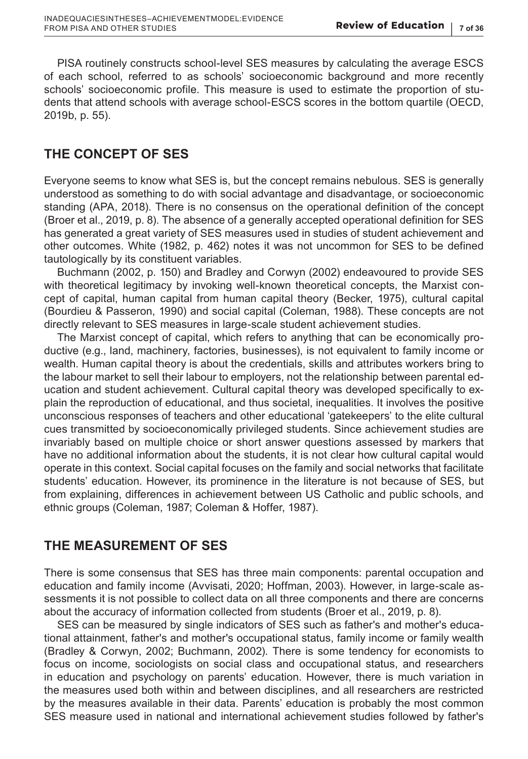PISA routinely constructs school-level SES measures by calculating the average ESCS of each school, referred to as schools' socioeconomic background and more recently schools' socioeconomic profile. This measure is used to estimate the proportion of students that attend schools with average school-ESCS scores in the bottom quartile (OECD, 2019b, p. 55).

## THE CONCEPT OF SES

Everyone seems to know what SES is, but the concept remains nebulous. SES is generally understood as something to do with social advantage and disadvantage, or socioeconomic standing (APA, 2018). There is no consensus on the operational definition of the concept (Broer et al., 2019, p. 8). The absence of a generally accepted operational definition for SES has generated a great variety of SES measures used in studies of student achievement and other outcomes. White (1982, p. 462) notes it was not uncommon for SES to be defined tautologically by its constituent variables.

Buchmann (2002, p. 150) and Bradley and Corwyn (2002) endeavoured to provide SES with theoretical legitimacy by invoking well-known theoretical concepts, the Marxist concept of capital, human capital from human capital theory (Becker, 1975), cultural capital (Bourdieu & Passeron, 1990) and social capital (Coleman, 1988). These concepts are not directly relevant to SES measures in large-scale student achievement studies.

The Marxist concept of capital, which refers to anything that can be economically productive (e.g., land, machinery, factories, businesses), is not equivalent to family income or wealth. Human capital theory is about the credentials, skills and attributes workers bring to the labour market to sell their labour to employers, not the relationship between parental education and student achievement. Cultural capital theory was developed specifically to explain the reproduction of educational, and thus societal, inequalities. It involves the positive unconscious responses of teachers and other educational 'gatekeepers' to the elite cultural cues transmitted by socioeconomically privileged students. Since achievement studies are invariably based on multiple choice or short answer questions assessed by markers that have no additional information about the students, it is not clear how cultural capital would operate in this context. Social capital focuses on the family and social networks that facilitate students' education. However, its prominence in the literature is not because of SES, but from explaining, differences in achievement between US Catholic and public schools, and ethnic groups (Coleman, 1987; Coleman & Hoffer, 1987).

## THE MEASUREMENT OF SES

There is some consensus that SES has three main components: parental occupation and education and family income (Avvisati, 2020; Hoffman, 2003). However, in large-scale assessments it is not possible to collect data on all three components and there are concerns about the accuracy of information collected from students (Broer et al., 2019, p. 8).

SES can be measured by single indicators of SES such as father's and mother's educational attainment, father's and mother's occupational status, family income or family wealth (Bradley & Corwyn, 2002; Buchmann, 2002). There is some tendency for economists to focus on income, sociologists on social class and occupational status, and researchers in education and psychology on parents' education. However, there is much variation in the measures used both within and between disciplines, and all researchers are restricted by the measures available in their data. Parents' education is probably the most common SES measure used in national and international achievement studies followed by father's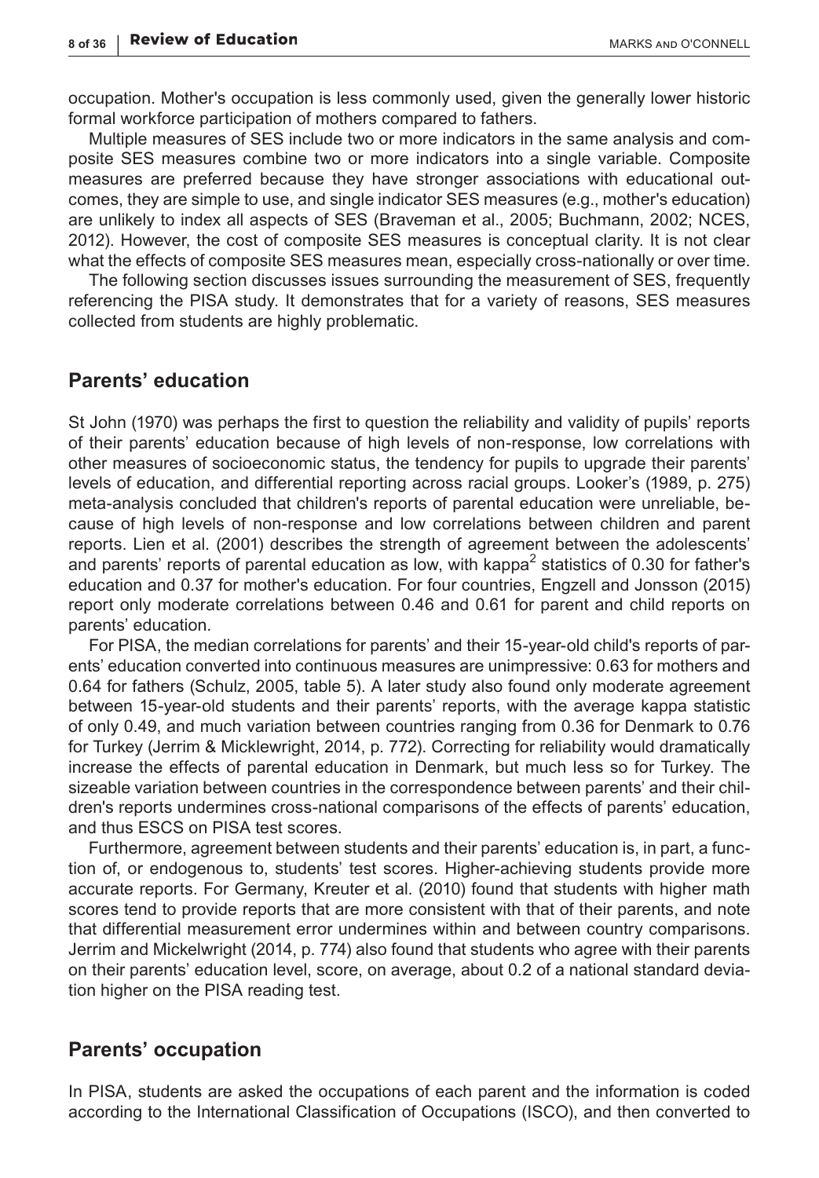occupation. Mother's occupation is less commonly used, given the generally lower historic formal workforce participation of mothers compared to fathers.

Multiple measures of SES include two or more indicators in the same analysis and composite SES measures combine two or more indicators into a single variable. Composite measures are preferred because they have stronger associations with educational outcomes, they are simple to use, and single indicator SES measures (e.g., mother's education) are unlikely to index all aspects of SES (Braveman et al., 2005; Buchmann, 2002; NCES, 2012). However, the cost of composite SES measures is conceptual clarity. It is not clear what the effects of composite SES measures mean, especially cross-nationally or over time.

The following section discusses issues surrounding the measurement of SES, frequently referencing the PISA study. It demonstrates that for a variety of reasons, SES measures collected from students are highly problematic.

## Parents' education

St John (1970) was perhaps the first to question the reliability and validity of pupils' reports of their parents' education because of high levels of non-response, low correlations with other measures of socioeconomic status, the tendency for pupils to upgrade their parents' levels of education, and differential reporting across racial groups. Looker's (1989, p. 275) meta-analysis concluded that children's reports of parental education were unreliable, because of high levels of non-response and low correlations between children and parent reports. Lien et al. (2001) describes the strength of agreement between the adolescents' and parents' reports of parental education as low, with kappa[2] statistics of 0.30 for father's education and 0.37 for mother's education. For four countries, Engzell and Jonsson (2015) report only moderate correlations between 0.46 and 0.61 for parent and child reports on parents' education.

For PISA, the median correlations for parents' and their 15-year-old child's reports of parents' education converted into continuous measures are unimpressive: 0.63 for mothers and 0.64 for fathers (Schulz, 2005, table 5). A later study also found only moderate agreement between 15-year-old students and their parents' reports, with the average kappa statistic of only 0.49, and much variation between countries ranging from 0.36 for Denmark to 0.76 for Turkey (Jerrim & Micklewright, 2014, p. 772). Correcting for reliability would dramatically increase the effects of parental education in Denmark, but much less so for Turkey. The sizeable variation between countries in the correspondence between parents' and their children's reports undermines cross-national comparisons of the effects of parents' education, and thus ESCS on PISA test scores.

Furthermore, agreement between students and their parents' education is, in part, a function of, or endogenous to, students' test scores. Higher-achieving students provide more accurate reports. For Germany, Kreuter et al. (2010) found that students with higher math scores tend to provide reports that are more consistent with that of their parents, and note that differential measurement error undermines within and between country comparisons. Jerrim and Mickelwright (2014, p. 774) also found that students who agree with their parents on their parents' education level, score, on average, about 0.2 of a national standard deviation higher on the PISA reading test.

## Parents' occupation

In PISA, students are asked the occupations of each parent and the information is coded according to the International Classification of Occupations (ISCO), and then converted to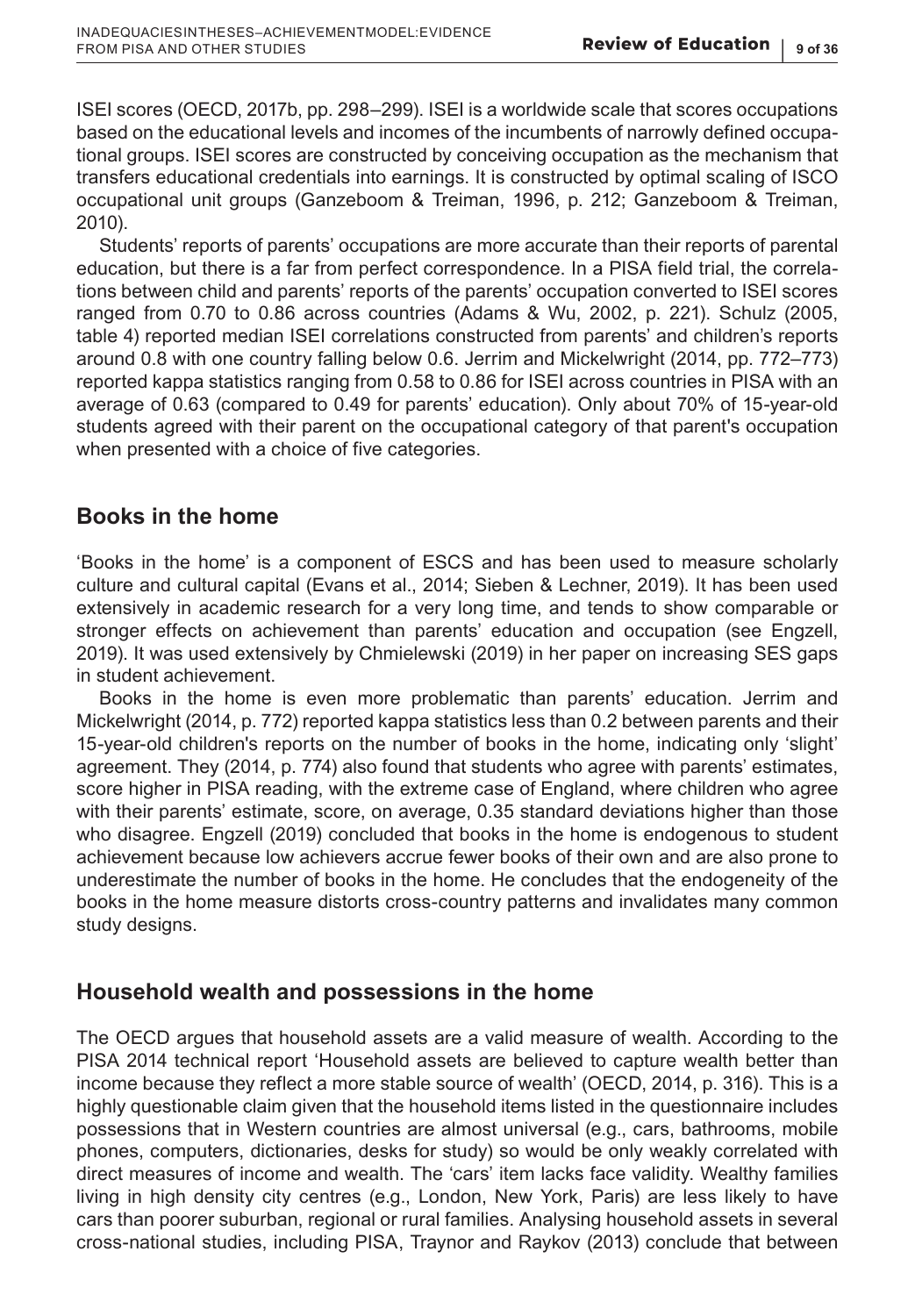ISEI scores (OECD, 2017b, pp. 298–299). ISEI is a worldwide scale that scores occupations based on the educational levels and incomes of the incumbents of narrowly defined occupational groups. ISEI scores are constructed by conceiving occupation as the mechanism that transfers educational credentials into earnings. It is constructed by optimal scaling of ISCO occupational unit groups (Ganzeboom & Treiman, 1996, p. 212; Ganzeboom & Treiman, 2010).

Students' reports of parents' occupations are more accurate than their reports of parental education, but there is a far from perfect correspondence. In a PISA field trial, the correlations between child and parents' reports of the parents' occupation converted to ISEI scores ranged from 0.70 to 0.86 across countries (Adams & Wu, 2002, p. 221). Schulz (2005, table 4) reported median ISEI correlations constructed from parents' and children's reports around 0.8 with one country falling below 0.6. Jerrim and Mickelwright (2014, pp. 772–773) reported kappa statistics ranging from 0.58 to 0.86 for ISEI across countries in PISA with an average of 0.63 (compared to 0.49 for parents' education). Only about 70% of 15-year-old students agreed with their parent on the occupational category of that parent's occupation when presented with a choice of five categories.

## Books in the home

'Books in the home' is a component of ESCS and has been used to measure scholarly culture and cultural capital (Evans et al., 2014; Sieben & Lechner, 2019). It has been used extensively in academic research for a very long time, and tends to show comparable or stronger effects on achievement than parents' education and occupation (see Engzell, 2019). It was used extensively by Chmielewski (2019) in her paper on increasing SES gaps in student achievement.

Books in the home is even more problematic than parents' education. Jerrim and Mickelwright (2014, p. 772) reported kappa statistics less than 0.2 between parents and their 15-year-old children's reports on the number of books in the home, indicating only 'slight' agreement. They (2014, p. 774) also found that students who agree with parents' estimates, score higher in PISA reading, with the extreme case of England, where children who agree with their parents' estimate, score, on average, 0.35 standard deviations higher than those who disagree. Engzell (2019) concluded that books in the home is endogenous to student achievement because low achievers accrue fewer books of their own and are also prone to underestimate the number of books in the home. He concludes that the endogeneity of the books in the home measure distorts cross-country patterns and invalidates many common study designs.

## Household wealth and possessions in the home

The OECD argues that household assets are a valid measure of wealth. According to the PISA 2014 technical report 'Household assets are believed to capture wealth better than income because they reflect a more stable source of wealth' (OECD, 2014, p. 316). This is a highly questionable claim given that the household items listed in the questionnaire includes possessions that in Western countries are almost universal (e.g., cars, bathrooms, mobile phones, computers, dictionaries, desks for study) so would be only weakly correlated with direct measures of income and wealth. The 'cars' item lacks face validity. Wealthy families living in high density city centres (e.g., London, New York, Paris) are less likely to have cars than poorer suburban, regional or rural families. Analysing household assets in several cross-national studies, including PISA, Traynor and Raykov (2013) conclude that between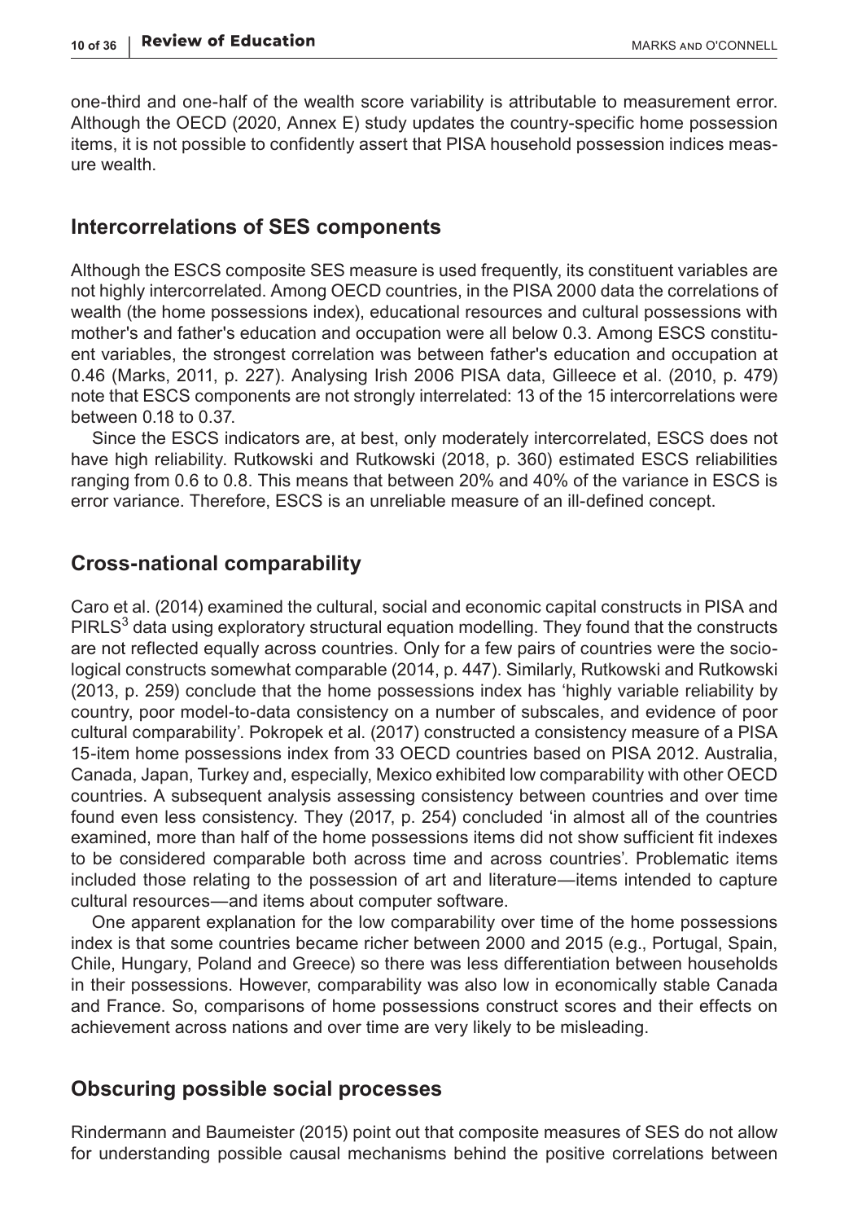one-third and one-half of the wealth score variability is attributable to measurement error. Although the OECD (2020, Annex E) study updates the country-specific home possession items, it is not possible to confidently assert that PISA household possession indices measure wealth.

## Intercorrelations of SES components

Although the ESCS composite SES measure is used frequently, its constituent variables are not highly intercorrelated. Among OECD countries, in the PISA 2000 data the correlations of wealth (the home possessions index), educational resources and cultural possessions with mother's and father's education and occupation were all below 0.3. Among ESCS constituent variables, the strongest correlation was between father's education and occupation at 0.46 (Marks, 2011, p. 227). Analysing Irish 2006 PISA data, Gilleece et al. (2010, p. 479) note that ESCS components are not strongly interrelated: 13 of the 15 intercorrelations were between 0.18 to 0.37.

Since the ESCS indicators are, at best, only moderately intercorrelated, ESCS does not have high reliability. Rutkowski and Rutkowski (2018, p. 360) estimated ESCS reliabilities ranging from 0.6 to 0.8. This means that between 20% and 40% of the variance in ESCS is error variance. Therefore, ESCS is an unreliable measure of an ill-defined concept.

## Cross-national comparability

Caro et al. (2014) examined the cultural, social and economic capital constructs in PISA and PIRLS[3] data using exploratory structural equation modelling. They found that the constructs are not reflected equally across countries. Only for a few pairs of countries were the sociological constructs somewhat comparable (2014, p. 447). Similarly, Rutkowski and Rutkowski (2013, p. 259) conclude that the home possessions index has 'highly variable reliability by country, poor model-to-data consistency on a number of subscales, and evidence of poor cultural comparability'. Pokropek et al. (2017) constructed a consistency measure of a PISA 15-item home possessions index from 33 OECD countries based on PISA 2012. Australia, Canada, Japan, Turkey and, especially, Mexico exhibited low comparability with other OECD countries. A subsequent analysis assessing consistency between countries and over time found even less consistency. They (2017, p. 254) concluded 'in almost all of the countries examined, more than half of the home possessions items did not show sufficient fit indexes to be considered comparable both across time and across countries'. Problematic items included those relating to the possession of art and literature—items intended to capture cultural resources—and items about computer software.

One apparent explanation for the low comparability over time of the home possessions index is that some countries became richer between 2000 and 2015 (e.g., Portugal, Spain, Chile, Hungary, Poland and Greece) so there was less differentiation between households in their possessions. However, comparability was also low in economically stable Canada and France. So, comparisons of home possessions construct scores and their effects on achievement across nations and over time are very likely to be misleading.

## Obscuring possible social processes

Rindermann and Baumeister (2015) point out that composite measures of SES do not allow for understanding possible causal mechanisms behind the positive correlations between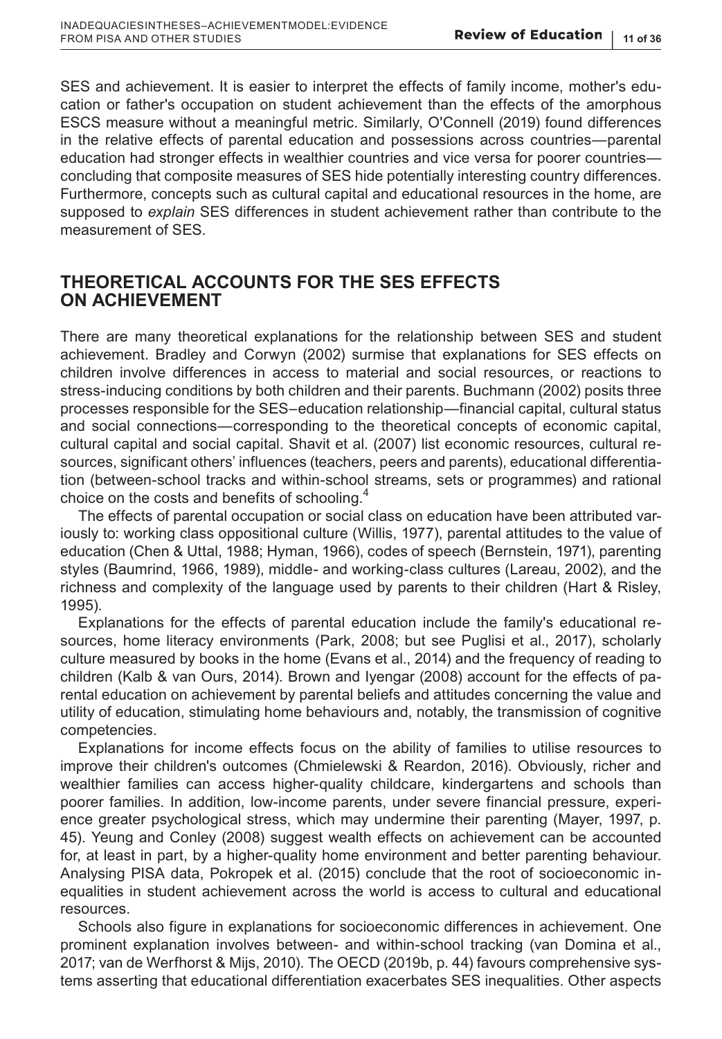SES and achievement. It is easier to interpret the effects of family income, mother's education or father's occupation on student achievement than the effects of the amorphous ESCS measure without a meaningful metric. Similarly, O'Connell (2019) found differences in the relative effects of parental education and possessions across countries—parental education had stronger effects in wealthier countries and vice versa for poorer countries—concluding that composite measures of SES hide potentially interesting country differences. Furthermore, concepts such as cultural capital and educational resources in the home, are supposed to *explain* SES differences in student achievement rather than contribute to the measurement of SES.

## THEORETICAL ACCOUNTS FOR THE SES EFFECTS ON ACHIEVEMENT

There are many theoretical explanations for the relationship between SES and student achievement. Bradley and Corwyn (2002) surmise that explanations for SES effects on children involve differences in access to material and social resources, or reactions to stress-inducing conditions by both children and their parents. Buchmann (2002) posits three processes responsible for the SES–education relationship—financial capital, cultural status and social connections—corresponding to the theoretical concepts of economic capital, cultural capital and social capital. Shavit et al. (2007) list economic resources, cultural resources, significant others' influences (teachers, peers and parents), educational differentiation (between-school tracks and within-school streams, sets or programmes) and rational choice on the costs and benefits of schooling.[4]

The effects of parental occupation or social class on education have been attributed variously to: working class oppositional culture (Willis, 1977), parental attitudes to the value of education (Chen & Uttal, 1988; Hyman, 1966), codes of speech (Bernstein, 1971), parenting styles (Baumrind, 1966, 1989), middle- and working-class cultures (Lareau, 2002), and the richness and complexity of the language used by parents to their children (Hart & Risley, 1995).

Explanations for the effects of parental education include the family's educational resources, home literacy environments (Park, 2008; but see Puglisi et al., 2017), scholarly culture measured by books in the home (Evans et al., 2014) and the frequency of reading to children (Kalb & van Ours, 2014). Brown and Iyengar (2008) account for the effects of parental education on achievement by parental beliefs and attitudes concerning the value and utility of education, stimulating home behaviours and, notably, the transmission of cognitive competencies.

Explanations for income effects focus on the ability of families to utilise resources to improve their children's outcomes (Chmielewski & Reardon, 2016). Obviously, richer and wealthier families can access higher-quality childcare, kindergartens and schools than poorer families. In addition, low-income parents, under severe financial pressure, experience greater psychological stress, which may undermine their parenting (Mayer, 1997, p. 45). Yeung and Conley (2008) suggest wealth effects on achievement can be accounted for, at least in part, by a higher-quality home environment and better parenting behaviour. Analysing PISA data, Pokropek et al. (2015) conclude that the root of socioeconomic inequalities in student achievement across the world is access to cultural and educational resources.

Schools also figure in explanations for socioeconomic differences in achievement. One prominent explanation involves between- and within-school tracking (van Domina et al., 2017; van de Werfhorst & Mijs, 2010). The OECD (2019b, p. 44) favours comprehensive systems asserting that educational differentiation exacerbates SES inequalities. Other aspects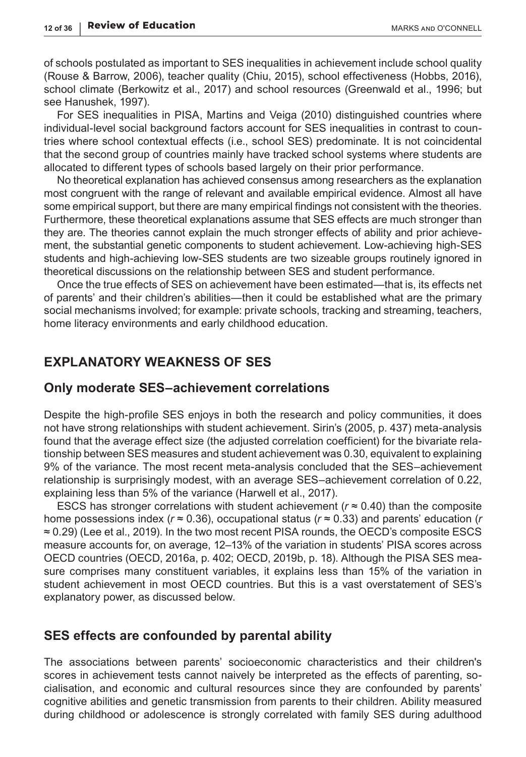of schools postulated as important to SES inequalities in achievement include school quality (Rouse & Barrow, 2006), teacher quality (Chiu, 2015), school effectiveness (Hobbs, 2016), school climate (Berkowitz et al., 2017) and school resources (Greenwald et al., 1996; but see Hanushek, 1997).

For SES inequalities in PISA, Martins and Veiga (2010) distinguished countries where individual-level social background factors account for SES inequalities in contrast to countries where school contextual effects (i.e., school SES) predominate. It is not coincidental that the second group of countries mainly have tracked school systems where students are allocated to different types of schools based largely on their prior performance.

No theoretical explanation has achieved consensus among researchers as the explanation most congruent with the range of relevant and available empirical evidence. Almost all have some empirical support, but there are many empirical findings not consistent with the theories. Furthermore, these theoretical explanations assume that SES effects are much stronger than they are. The theories cannot explain the much stronger effects of ability and prior achievement, the substantial genetic components to student achievement. Low-achieving high-SES students and high-achieving low-SES students are two sizeable groups routinely ignored in theoretical discussions on the relationship between SES and student performance.

Once the true effects of SES on achievement have been estimated—that is, its effects net of parents' and their children's abilities—then it could be established what are the primary social mechanisms involved; for example: private schools, tracking and streaming, teachers, home literacy environments and early childhood education.

## EXPLANATORY WEAKNESS OF SES

### Only moderate SES–achievement correlations

Despite the high-profile SES enjoys in both the research and policy communities, it does not have strong relationships with student achievement. Sirin's (2005, p. 437) meta-analysis found that the average effect size (the adjusted correlation coefficient) for the bivariate relationship between SES measures and student achievement was 0.30, equivalent to explaining 9% of the variance. The most recent meta-analysis concluded that the SES–achievement relationship is surprisingly modest, with an average SES–achievement correlation of 0.22, explaining less than 5% of the variance (Harwell et al., 2017).

ESCS has stronger correlations with student achievement ($r \approx 0.40$) than the composite home possessions index ($r \approx 0.36$), occupational status ($r \approx 0.33$) and parents' education ($r \approx 0.29$) (Lee et al., 2019). In the two most recent PISA rounds, the OECD's composite ESCS measure accounts for, on average, 12–13% of the variation in students' PISA scores across OECD countries (OECD, 2016a, p. 402; OECD, 2019b, p. 18). Although the PISA SES measure comprises many constituent variables, it explains less than 15% of the variation in student achievement in most OECD countries. But this is a vast overstatement of SES's explanatory power, as discussed below.

### SES effects are confounded by parental ability

The associations between parents' socioeconomic characteristics and their children's scores in achievement tests cannot naively be interpreted as the effects of parenting, socialisation, and economic and cultural resources since they are confounded by parents' cognitive abilities and genetic transmission from parents to their children. Ability measured during childhood or adolescence is strongly correlated with family SES during adulthood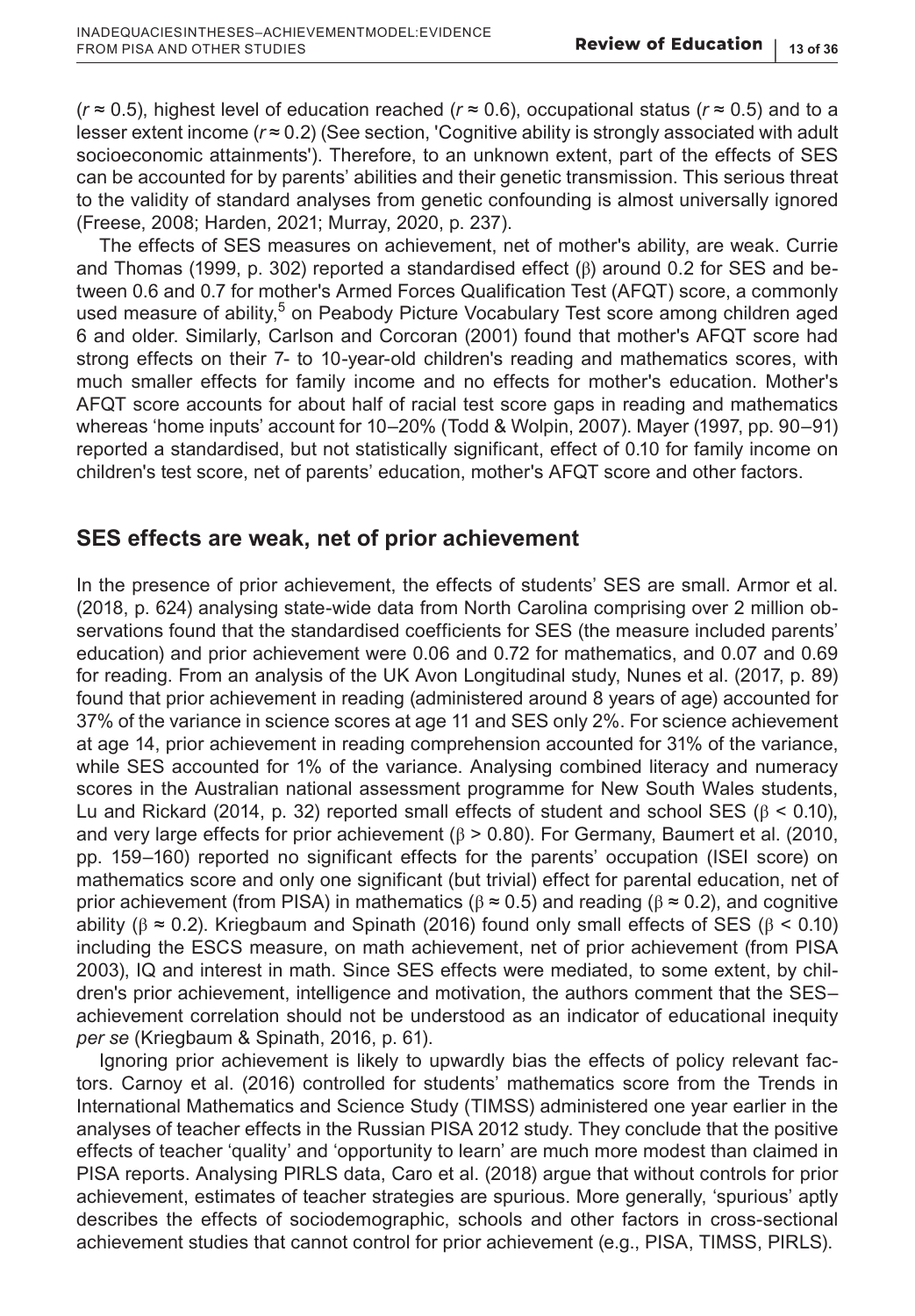($r \approx 0.5$), highest level of education reached ($r \approx 0.6$), occupational status ($r \approx 0.5$) and to a lesser extent income ($r \approx 0.2$) (See section, 'Cognitive ability is strongly associated with adult socioeconomic attainments'). Therefore, to an unknown extent, part of the effects of SES can be accounted for by parents' abilities and their genetic transmission. This serious threat to the validity of standard analyses from genetic confounding is almost universally ignored (Freese, 2008; Harden, 2021; Murray, 2020, p. 237).

The effects of SES measures on achievement, net of mother's ability, are weak. Currie and Thomas (1999, p. 302) reported a standardised effect ($\beta$) around 0.2 for SES and between 0.6 and 0.7 for mother's Armed Forces Qualification Test (AFQT) score, a commonly used measure of ability,[5] on Peabody Picture Vocabulary Test score among children aged 6 and older. Similarly, Carlson and Corcoran (2001) found that mother's AFQT score had strong effects on their 7- to 10-year-old children's reading and mathematics scores, with much smaller effects for family income and no effects for mother's education. Mother's AFQT score accounts for about half of racial test score gaps in reading and mathematics whereas 'home inputs' account for 10–20% (Todd & Wolpin, 2007). Mayer (1997, pp. 90–91) reported a standardised, but not statistically significant, effect of 0.10 for family income on children's test score, net of parents' education, mother's AFQT score and other factors.

## SES effects are weak, net of prior achievement

In the presence of prior achievement, the effects of students' SES are small. Armor et al. (2018, p. 624) analysing state-wide data from North Carolina comprising over 2 million observations found that the standardised coefficients for SES (the measure included parents' education) and prior achievement were 0.06 and 0.72 for mathematics, and 0.07 and 0.69 for reading. From an analysis of the UK Avon Longitudinal study, Nunes et al. (2017, p. 89) found that prior achievement in reading (administered around 8 years of age) accounted for 37% of the variance in science scores at age 11 and SES only 2%. For science achievement at age 14, prior achievement in reading comprehension accounted for 31% of the variance, while SES accounted for 1% of the variance. Analysing combined literacy and numeracy scores in the Australian national assessment programme for New South Wales students, Lu and Rickard (2014, p. 32) reported small effects of student and school SES ($\beta < 0.10$), and very large effects for prior achievement ($\beta > 0.80$). For Germany, Baumert et al. (2010, pp. 159–160) reported no significant effects for the parents' occupation (ISEI score) on mathematics score and only one significant (but trivial) effect for parental education, net of prior achievement (from PISA) in mathematics ($\beta \approx 0.5$) and reading ($\beta \approx 0.2$), and cognitive ability ($\beta \approx 0.2$). Kriegbaum and Spinath (2016) found only small effects of SES ($\beta < 0.10$) including the ESCS measure, on math achievement, net of prior achievement (from PISA 2003), IQ and interest in math. Since SES effects were mediated, to some extent, by children's prior achievement, intelligence and motivation, the authors comment that the SES–achievement correlation should not be understood as an indicator of educational inequity *per se* (Kriegbaum & Spinath, 2016, p. 61).

Ignoring prior achievement is likely to upwardly bias the effects of policy relevant factors. Carnoy et al. (2016) controlled for students' mathematics score from the Trends in International Mathematics and Science Study (TIMSS) administered one year earlier in the analyses of teacher effects in the Russian PISA 2012 study. They conclude that the positive effects of teacher 'quality' and 'opportunity to learn' are much more modest than claimed in PISA reports. Analysing PIRLS data, Caro et al. (2018) argue that without controls for prior achievement, estimates of teacher strategies are spurious. More generally, 'spurious' aptly describes the effects of sociodemographic, schools and other factors in cross-sectional achievement studies that cannot control for prior achievement (e.g., PISA, TIMSS, PIRLS).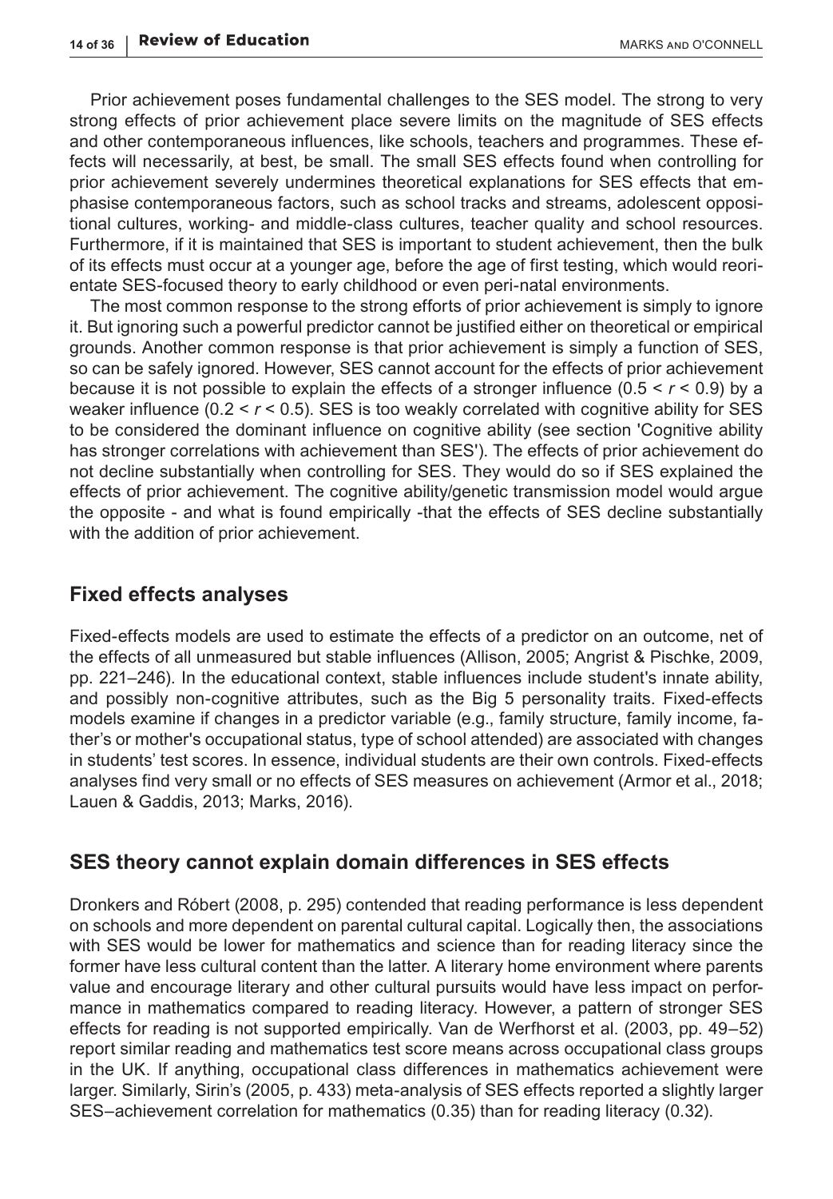Prior achievement poses fundamental challenges to the SES model. The strong to very strong effects of prior achievement place severe limits on the magnitude of SES effects and other contemporaneous influences, like schools, teachers and programmes. These effects will necessarily, at best, be small. The small SES effects found when controlling for prior achievement severely undermines theoretical explanations for SES effects that emphasise contemporaneous factors, such as school tracks and streams, adolescent oppositional cultures, working- and middle-class cultures, teacher quality and school resources. Furthermore, if it is maintained that SES is important to student achievement, then the bulk of its effects must occur at a younger age, before the age of first testing, which would reorientate SES-focused theory to early childhood or even peri-natal environments.

The most common response to the strong efforts of prior achievement is simply to ignore it. But ignoring such a powerful predictor cannot be justified either on theoretical or empirical grounds. Another common response is that prior achievement is simply a function of SES, so can be safely ignored. However, SES cannot account for the effects of prior achievement because it is not possible to explain the effects of a stronger influence ($0.5 < r < 0.9$) by a weaker influence ($0.2 < r < 0.5$). SES is too weakly correlated with cognitive ability for SES to be considered the dominant influence on cognitive ability (see section 'Cognitive ability has stronger correlations with achievement than SES'). The effects of prior achievement do not decline substantially when controlling for SES. They would do so if SES explained the effects of prior achievement. The cognitive ability/genetic transmission model would argue the opposite - and what is found empirically -that the effects of SES decline substantially with the addition of prior achievement.

## Fixed effects analyses

Fixed-effects models are used to estimate the effects of a predictor on an outcome, net of the effects of all unmeasured but stable influences (Allison, 2005; Angrist & Pischke, 2009, pp. 221–246). In the educational context, stable influences include student's innate ability, and possibly non-cognitive attributes, such as the Big 5 personality traits. Fixed-effects models examine if changes in a predictor variable (e.g., family structure, family income, father's or mother's occupational status, type of school attended) are associated with changes in students' test scores. In essence, individual students are their own controls. Fixed-effects analyses find very small or no effects of SES measures on achievement (Armor et al., 2018; Lauen & Gaddis, 2013; Marks, 2016).

## SES theory cannot explain domain differences in SES effects

Dronkers and Róbert (2008, p. 295) contended that reading performance is less dependent on schools and more dependent on parental cultural capital. Logically then, the associations with SES would be lower for mathematics and science than for reading literacy since the former have less cultural content than the latter. A literary home environment where parents value and encourage literary and other cultural pursuits would have less impact on performance in mathematics compared to reading literacy. However, a pattern of stronger SES effects for reading is not supported empirically. Van de Werfhorst et al. (2003, pp. 49–52) report similar reading and mathematics test score means across occupational class groups in the UK. If anything, occupational class differences in mathematics achievement were larger. Similarly, Sirin's (2005, p. 433) meta-analysis of SES effects reported a slightly larger SES–achievement correlation for mathematics (0.35) than for reading literacy (0.32).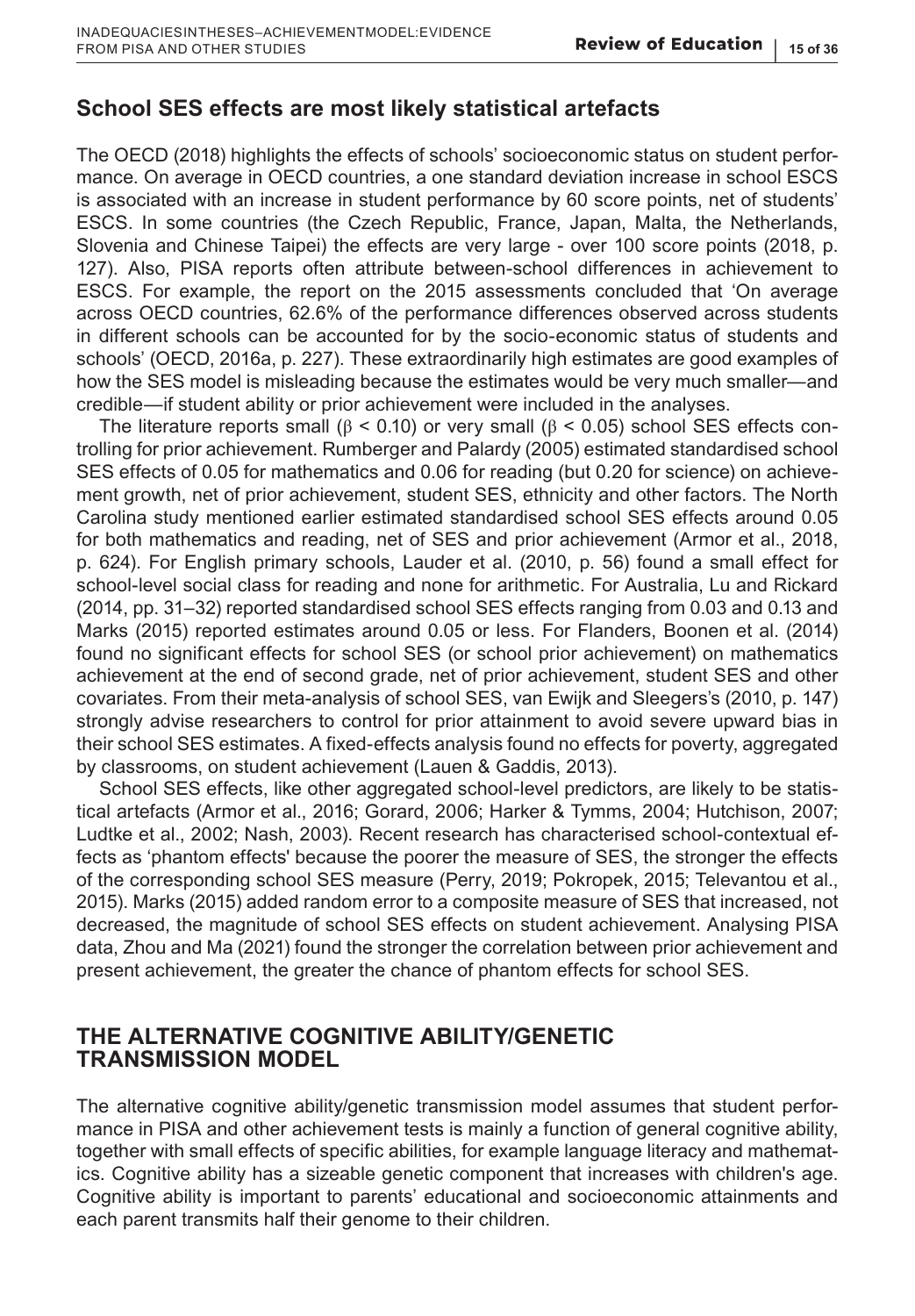## School SES effects are most likely statistical artefacts

The OECD (2018) highlights the effects of schools' socioeconomic status on student performance. On average in OECD countries, a one standard deviation increase in school ESCS is associated with an increase in student performance by 60 score points, net of students' ESCS. In some countries (the Czech Republic, France, Japan, Malta, the Netherlands, Slovenia and Chinese Taipei) the effects are very large - over 100 score points (2018, p. 127). Also, PISA reports often attribute between-school differences in achievement to ESCS. For example, the report on the 2015 assessments concluded that 'On average across OECD countries, 62.6% of the performance differences observed across students in different schools can be accounted for by the socio-economic status of students and schools' (OECD, 2016a, p. 227). These extraordinarily high estimates are good examples of how the SES model is misleading because the estimates would be very much smaller—and credible—if student ability or prior achievement were included in the analyses.

The literature reports small ($\beta < 0.10$) or very small ($\beta < 0.05$) school SES effects controlling for prior achievement. Rumberger and Palardy (2005) estimated standardised school SES effects of 0.05 for mathematics and 0.06 for reading (but 0.20 for science) on achievement growth, net of prior achievement, student SES, ethnicity and other factors. The North Carolina study mentioned earlier estimated standardised school SES effects around 0.05 for both mathematics and reading, net of SES and prior achievement (Armor et al., 2018, p. 624). For English primary schools, Lauder et al. (2010, p. 56) found a small effect for school-level social class for reading and none for arithmetic. For Australia, Lu and Rickard (2014, pp. 31–32) reported standardised school SES effects ranging from 0.03 and 0.13 and Marks (2015) reported estimates around 0.05 or less. For Flanders, Boonen et al. (2014) found no significant effects for school SES (or school prior achievement) on mathematics achievement at the end of second grade, net of prior achievement, student SES and other covariates. From their meta-analysis of school SES, van Ewijk and Sleegers's (2010, p. 147) strongly advise researchers to control for prior attainment to avoid severe upward bias in their school SES estimates. A fixed-effects analysis found no effects for poverty, aggregated by classrooms, on student achievement (Lauen & Gaddis, 2013).

School SES effects, like other aggregated school-level predictors, are likely to be statistical artefacts (Armor et al., 2016; Gorard, 2006; Harker & Tymms, 2004; Hutchison, 2007; Ludtke et al., 2002; Nash, 2003). Recent research has characterised school-contextual effects as 'phantom effects' because the poorer the measure of SES, the stronger the effects of the corresponding school SES measure (Perry, 2019; Pokropek, 2015; Televantou et al., 2015). Marks (2015) added random error to a composite measure of SES that increased, not decreased, the magnitude of school SES effects on student achievement. Analysing PISA data, Zhou and Ma (2021) found the stronger the correlation between prior achievement and present achievement, the greater the chance of phantom effects for school SES.

# THE ALTERNATIVE COGNITIVE ABILITY/GENETIC TRANSMISSION MODEL

The alternative cognitive ability/genetic transmission model assumes that student performance in PISA and other achievement tests is mainly a function of general cognitive ability, together with small effects of specific abilities, for example language literacy and mathematics. Cognitive ability has a sizeable genetic component that increases with children's age. Cognitive ability is important to parents' educational and socioeconomic attainments and each parent transmits half their genome to their children.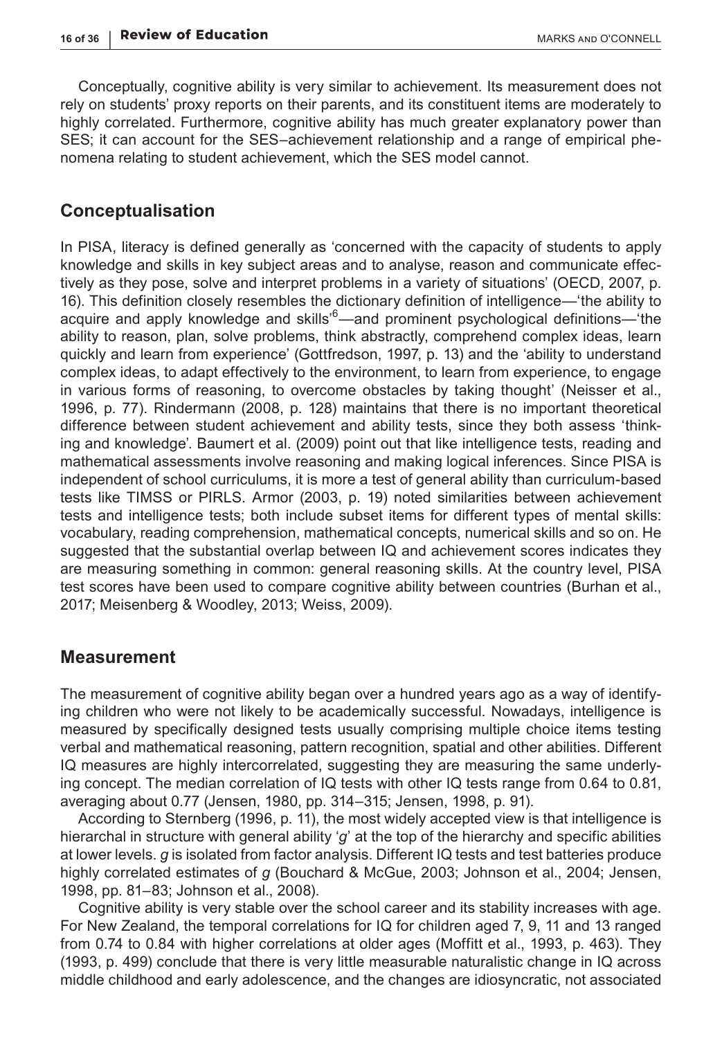Conceptually, cognitive ability is very similar to achievement. Its measurement does not rely on students' proxy reports on their parents, and its constituent items are moderately to highly correlated. Furthermore, cognitive ability has much greater explanatory power than SES; it can account for the SES–achievement relationship and a range of empirical phenomena relating to student achievement, which the SES model cannot.

## Conceptualisation

In PISA, literacy is defined generally as 'concerned with the capacity of students to apply knowledge and skills in key subject areas and to analyse, reason and communicate effectively as they pose, solve and interpret problems in a variety of situations' (OECD, 2007, p. 16). This definition closely resembles the dictionary definition of intelligence—'the ability to acquire and apply knowledge and skills'[6]—and prominent psychological definitions—'the ability to reason, plan, solve problems, think abstractly, comprehend complex ideas, learn quickly and learn from experience' (Gottfredson, 1997, p. 13) and the 'ability to understand complex ideas, to adapt effectively to the environment, to learn from experience, to engage in various forms of reasoning, to overcome obstacles by taking thought' (Neisser et al., 1996, p. 77). Rindermann (2008, p. 128) maintains that there is no important theoretical difference between student achievement and ability tests, since they both assess 'thinking and knowledge'. Baumert et al. (2009) point out that like intelligence tests, reading and mathematical assessments involve reasoning and making logical inferences. Since PISA is independent of school curriculums, it is more a test of general ability than curriculum-based tests like TIMSS or PIRLS. Armor (2003, p. 19) noted similarities between achievement tests and intelligence tests; both include subset items for different types of mental skills: vocabulary, reading comprehension, mathematical concepts, numerical skills and so on. He suggested that the substantial overlap between IQ and achievement scores indicates they are measuring something in common: general reasoning skills. At the country level, PISA test scores have been used to compare cognitive ability between countries (Burhan et al., 2017; Meisenberg & Woodley, 2013; Weiss, 2009).

## Measurement

The measurement of cognitive ability began over a hundred years ago as a way of identifying children who were not likely to be academically successful. Nowadays, intelligence is measured by specifically designed tests usually comprising multiple choice items testing verbal and mathematical reasoning, pattern recognition, spatial and other abilities. Different IQ measures are highly intercorrelated, suggesting they are measuring the same underlying concept. The median correlation of IQ tests with other IQ tests range from 0.64 to 0.81, averaging about 0.77 (Jensen, 1980, pp. 314–315; Jensen, 1998, p. 91).

According to Sternberg (1996, p. 11), the most widely accepted view is that intelligence is hierarchal in structure with general ability '*g*' at the top of the hierarchy and specific abilities at lower levels. *g* is isolated from factor analysis. Different IQ tests and test batteries produce highly correlated estimates of *g* (Bouchard & McGue, 2003; Johnson et al., 2004; Jensen, 1998, pp. 81–83; Johnson et al., 2008).

Cognitive ability is very stable over the school career and its stability increases with age. For New Zealand, the temporal correlations for IQ for children aged 7, 9, 11 and 13 ranged from 0.74 to 0.84 with higher correlations at older ages (Moffitt et al., 1993, p. 463). They (1993, p. 499) conclude that there is very little measurable naturalistic change in IQ across middle childhood and early adolescence, and the changes are idiosyncratic, not associated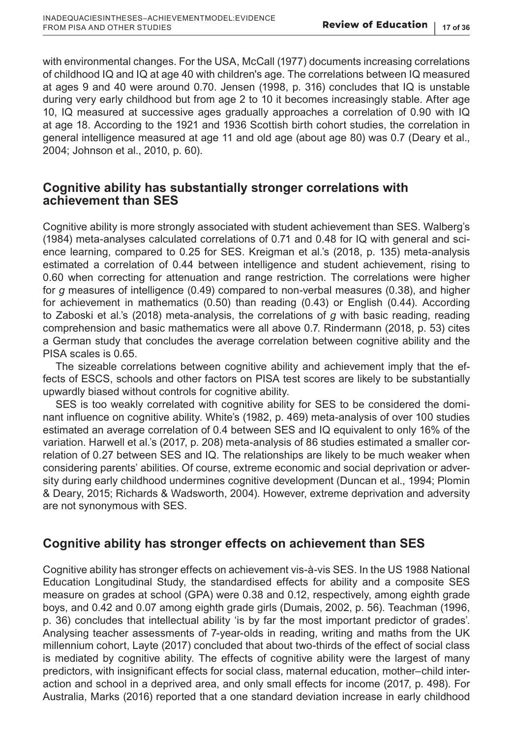with environmental changes. For the USA, McCall (1977) documents increasing correlations of childhood IQ and IQ at age 40 with children's age. The correlations between IQ measured at ages 9 and 40 were around 0.70. Jensen (1998, p. 316) concludes that IQ is unstable during very early childhood but from age 2 to 10 it becomes increasingly stable. After age 10, IQ measured at successive ages gradually approaches a correlation of 0.90 with IQ at age 18. According to the 1921 and 1936 Scottish birth cohort studies, the correlation in general intelligence measured at age 11 and old age (about age 80) was 0.7 (Deary et al., 2004; Johnson et al., 2010, p. 60).

## Cognitive ability has substantially stronger correlations with achievement than SES

Cognitive ability is more strongly associated with student achievement than SES. Walberg's (1984) meta-analyses calculated correlations of 0.71 and 0.48 for IQ with general and science learning, compared to 0.25 for SES. Kreigman et al.'s (2018, p. 135) meta-analysis estimated a correlation of 0.44 between intelligence and student achievement, rising to 0.60 when correcting for attenuation and range restriction. The correlations were higher for *g* measures of intelligence (0.49) compared to non-verbal measures (0.38), and higher for achievement in mathematics (0.50) than reading (0.43) or English (0.44). According to Zaboski et al.'s (2018) meta-analysis, the correlations of *g* with basic reading, reading comprehension and basic mathematics were all above 0.7. Rindermann (2018, p. 53) cites a German study that concludes the average correlation between cognitive ability and the PISA scales is 0.65.

The sizeable correlations between cognitive ability and achievement imply that the effects of ESCS, schools and other factors on PISA test scores are likely to be substantially upwardly biased without controls for cognitive ability.

SES is too weakly correlated with cognitive ability for SES to be considered the dominant influence on cognitive ability. White's (1982, p. 469) meta-analysis of over 100 studies estimated an average correlation of 0.4 between SES and IQ equivalent to only 16% of the variation. Harwell et al.'s (2017, p. 208) meta-analysis of 86 studies estimated a smaller correlation of 0.27 between SES and IQ. The relationships are likely to be much weaker when considering parents' abilities. Of course, extreme economic and social deprivation or adversity during early childhood undermines cognitive development (Duncan et al., 1994; Plomin & Deary, 2015; Richards & Wadsworth, 2004). However, extreme deprivation and adversity are not synonymous with SES.

## Cognitive ability has stronger effects on achievement than SES

Cognitive ability has stronger effects on achievement vis-à-vis SES. In the US 1988 National Education Longitudinal Study, the standardised effects for ability and a composite SES measure on grades at school (GPA) were 0.38 and 0.12, respectively, among eighth grade boys, and 0.42 and 0.07 among eighth grade girls (Dumais, 2002, p. 56). Teachman (1996, p. 36) concludes that intellectual ability 'is by far the most important predictor of grades'. Analysing teacher assessments of 7-year-olds in reading, writing and maths from the UK millennium cohort, Layte (2017) concluded that about two-thirds of the effect of social class is mediated by cognitive ability. The effects of cognitive ability were the largest of many predictors, with insignificant effects for social class, maternal education, mother–child interaction and school in a deprived area, and only small effects for income (2017, p. 498). For Australia, Marks (2016) reported that a one standard deviation increase in early childhood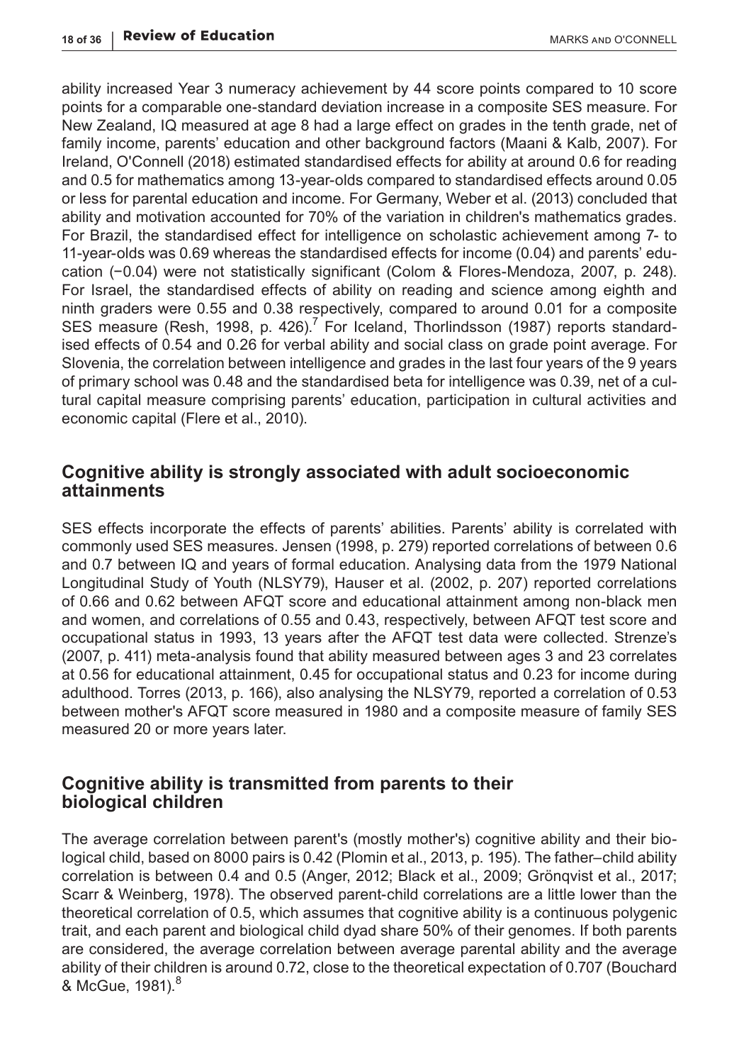ability increased Year 3 numeracy achievement by 44 score points compared to 10 score points for a comparable one-standard deviation increase in a composite SES measure. For New Zealand, IQ measured at age 8 had a large effect on grades in the tenth grade, net of family income, parents' education and other background factors (Maani & Kalb, 2007). For Ireland, O'Connell (2018) estimated standardised effects for ability at around 0.6 for reading and 0.5 for mathematics among 13-year-olds compared to standardised effects around 0.05 or less for parental education and income. For Germany, Weber et al. (2013) concluded that ability and motivation accounted for 70% of the variation in children's mathematics grades. For Brazil, the standardised effect for intelligence on scholastic achievement among 7- to 11-year-olds was 0.69 whereas the standardised effects for income (0.04) and parents' education (−0.04) were not statistically significant (Colom & Flores-Mendoza, 2007, p. 248). For Israel, the standardised effects of ability on reading and science among eighth and ninth graders were 0.55 and 0.38 respectively, compared to around 0.01 for a composite SES measure (Resh, 1998, p. 426).[7] For Iceland, Thorlindsson (1987) reports standardised effects of 0.54 and 0.26 for verbal ability and social class on grade point average. For Slovenia, the correlation between intelligence and grades in the last four years of the 9 years of primary school was 0.48 and the standardised beta for intelligence was 0.39, net of a cultural capital measure comprising parents' education, participation in cultural activities and economic capital (Flere et al., 2010).

## Cognitive ability is strongly associated with adult socioeconomic attainments

SES effects incorporate the effects of parents' abilities. Parents' ability is correlated with commonly used SES measures. Jensen (1998, p. 279) reported correlations of between 0.6 and 0.7 between IQ and years of formal education. Analysing data from the 1979 National Longitudinal Study of Youth (NLSY79), Hauser et al. (2002, p. 207) reported correlations of 0.66 and 0.62 between AFQT score and educational attainment among non-black men and women, and correlations of 0.55 and 0.43, respectively, between AFQT test score and occupational status in 1993, 13 years after the AFQT test data were collected. Strenze's (2007, p. 411) meta-analysis found that ability measured between ages 3 and 23 correlates at 0.56 for educational attainment, 0.45 for occupational status and 0.23 for income during adulthood. Torres (2013, p. 166), also analysing the NLSY79, reported a correlation of 0.53 between mother's AFQT score measured in 1980 and a composite measure of family SES measured 20 or more years later.

## Cognitive ability is transmitted from parents to their biological children

The average correlation between parent's (mostly mother's) cognitive ability and their biological child, based on 8000 pairs is 0.42 (Plomin et al., 2013, p. 195). The father–child ability correlation is between 0.4 and 0.5 (Anger, 2012; Black et al., 2009; Grönqvist et al., 2017; Scarr & Weinberg, 1978). The observed parent-child correlations are a little lower than the theoretical correlation of 0.5, which assumes that cognitive ability is a continuous polygenic trait, and each parent and biological child dyad share 50% of their genomes. If both parents are considered, the average correlation between average parental ability and the average ability of their children is around 0.72, close to the theoretical expectation of 0.707 (Bouchard & McGue, 1981).[8]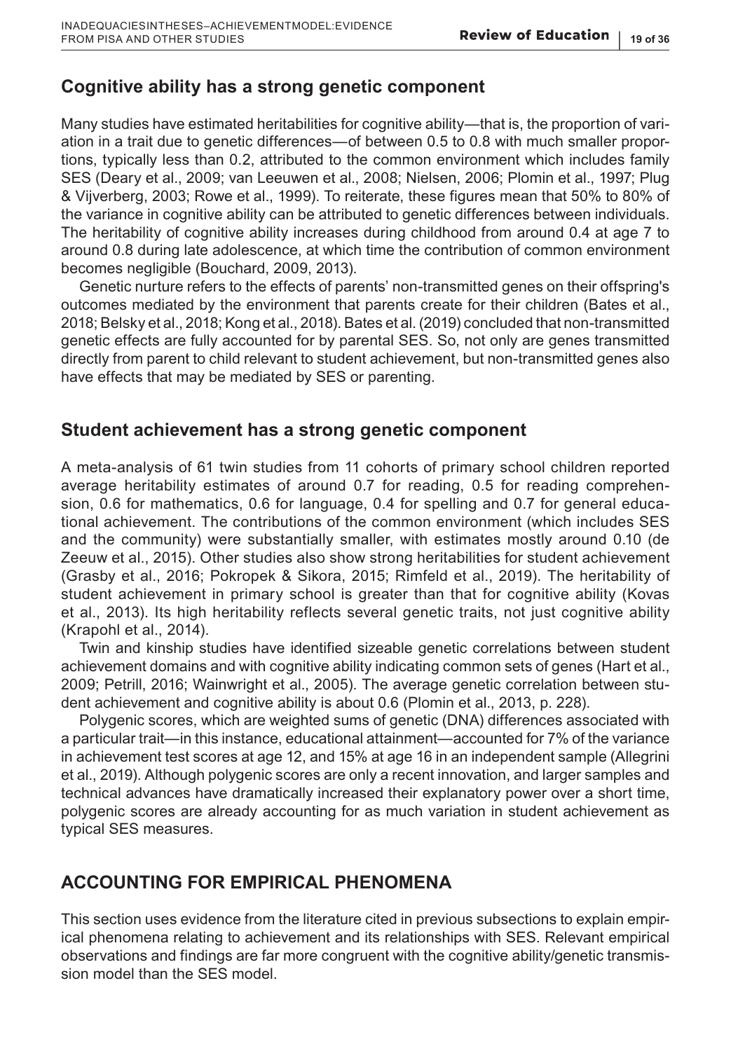## Cognitive ability has a strong genetic component

Many studies have estimated heritabilities for cognitive ability—that is, the proportion of variation in a trait due to genetic differences—of between 0.5 to 0.8 with much smaller proportions, typically less than 0.2, attributed to the common environment which includes family SES (Deary et al., 2009; van Leeuwen et al., 2008; Nielsen, 2006; Plomin et al., 1997; Plug & Vijverberg, 2003; Rowe et al., 1999). To reiterate, these figures mean that 50% to 80% of the variance in cognitive ability can be attributed to genetic differences between individuals. The heritability of cognitive ability increases during childhood from around 0.4 at age 7 to around 0.8 during late adolescence, at which time the contribution of common environment becomes negligible (Bouchard, 2009, 2013).

Genetic nurture refers to the effects of parents' non-transmitted genes on their offspring's outcomes mediated by the environment that parents create for their children (Bates et al., 2018; Belsky et al., 2018; Kong et al., 2018). Bates et al. (2019) concluded that non-transmitted genetic effects are fully accounted for by parental SES. So, not only are genes transmitted directly from parent to child relevant to student achievement, but non-transmitted genes also have effects that may be mediated by SES or parenting.

## Student achievement has a strong genetic component

A meta-analysis of 61 twin studies from 11 cohorts of primary school children reported average heritability estimates of around 0.7 for reading, 0.5 for reading comprehension, 0.6 for mathematics, 0.6 for language, 0.4 for spelling and 0.7 for general educational achievement. The contributions of the common environment (which includes SES and the community) were substantially smaller, with estimates mostly around 0.10 (de Zeeuw et al., 2015). Other studies also show strong heritabilities for student achievement (Grasby et al., 2016; Pokropek & Sikora, 2015; Rimfeld et al., 2019). The heritability of student achievement in primary school is greater than that for cognitive ability (Kovas et al., 2013). Its high heritability reflects several genetic traits, not just cognitive ability (Krapohl et al., 2014).

Twin and kinship studies have identified sizeable genetic correlations between student achievement domains and with cognitive ability indicating common sets of genes (Hart et al., 2009; Petrill, 2016; Wainwright et al., 2005). The average genetic correlation between student achievement and cognitive ability is about 0.6 (Plomin et al., 2013, p. 228).

Polygenic scores, which are weighted sums of genetic (DNA) differences associated with a particular trait—in this instance, educational attainment—accounted for 7% of the variance in achievement test scores at age 12, and 15% at age 16 in an independent sample (Allegrini et al., 2019). Although polygenic scores are only a recent innovation, and larger samples and technical advances have dramatically increased their explanatory power over a short time, polygenic scores are already accounting for as much variation in student achievement as typical SES measures.

# ACCOUNTING FOR EMPIRICAL PHENOMENA

This section uses evidence from the literature cited in previous subsections to explain empirical phenomena relating to achievement and its relationships with SES. Relevant empirical observations and findings are far more congruent with the cognitive ability/genetic transmission model than the SES model.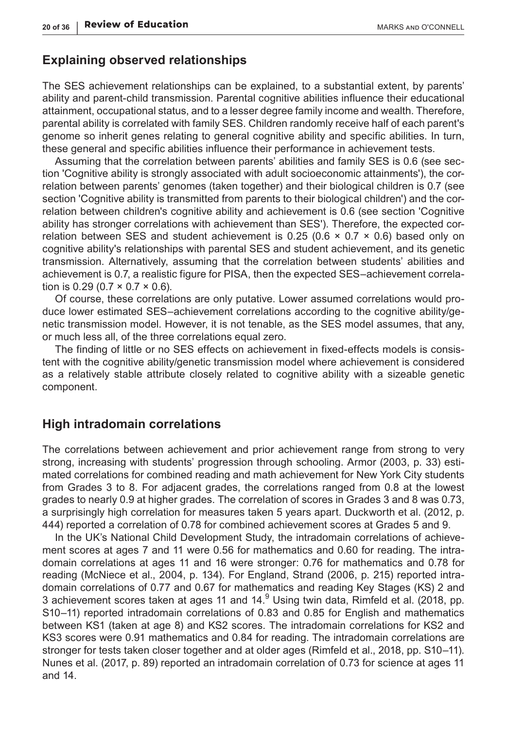## Explaining observed relationships

The SES achievement relationships can be explained, to a substantial extent, by parents' ability and parent-child transmission. Parental cognitive abilities influence their educational attainment, occupational status, and to a lesser degree family income and wealth. Therefore, parental ability is correlated with family SES. Children randomly receive half of each parent's genome so inherit genes relating to general cognitive ability and specific abilities. In turn, these general and specific abilities influence their performance in achievement tests.

Assuming that the correlation between parents' abilities and family SES is 0.6 (see section 'Cognitive ability is strongly associated with adult socioeconomic attainments'), the correlation between parents' genomes (taken together) and their biological children is 0.7 (see section 'Cognitive ability is transmitted from parents to their biological children') and the correlation between children's cognitive ability and achievement is 0.6 (see section 'Cognitive ability has stronger correlations with achievement than SES'). Therefore, the expected correlation between SES and student achievement is 0.25 ($0.6 \times 0.7 \times 0.6$) based only on cognitive ability's relationships with parental SES and student achievement, and its genetic transmission. Alternatively, assuming that the correlation between students' abilities and achievement is 0.7, a realistic figure for PISA, then the expected SES–achievement correlation is 0.29 ($0.7 \times 0.7 \times 0.6$).

Of course, these correlations are only putative. Lower assumed correlations would produce lower estimated SES–achievement correlations according to the cognitive ability/genetic transmission model. However, it is not tenable, as the SES model assumes, that any, or much less all, of the three correlations equal zero.

The finding of little or no SES effects on achievement in fixed-effects models is consistent with the cognitive ability/genetic transmission model where achievement is considered as a relatively stable attribute closely related to cognitive ability with a sizeable genetic component.

## High intradomain correlations

The correlations between achievement and prior achievement range from strong to very strong, increasing with students' progression through schooling. Armor (2003, p. 33) estimated correlations for combined reading and math achievement for New York City students from Grades 3 to 8. For adjacent grades, the correlations ranged from 0.8 at the lowest grades to nearly 0.9 at higher grades. The correlation of scores in Grades 3 and 8 was 0.73, a surprisingly high correlation for measures taken 5 years apart. Duckworth et al. (2012, p. 444) reported a correlation of 0.78 for combined achievement scores at Grades 5 and 9.

In the UK's National Child Development Study, the intradomain correlations of achievement scores at ages 7 and 11 were 0.56 for mathematics and 0.60 for reading. The intradomain correlations at ages 11 and 16 were stronger: 0.76 for mathematics and 0.78 for reading (McNiece et al., 2004, p. 134). For England, Strand (2006, p. 215) reported intradomain correlations of 0.77 and 0.67 for mathematics and reading Key Stages (KS) 2 and 3 achievement scores taken at ages 11 and 14.[9] Using twin data, Rimfeld et al. (2018, pp. S10–11) reported intradomain correlations of 0.83 and 0.85 for English and mathematics between KS1 (taken at age 8) and KS2 scores. The intradomain correlations for KS2 and KS3 scores were 0.91 mathematics and 0.84 for reading. The intradomain correlations are stronger for tests taken closer together and at older ages (Rimfeld et al., 2018, pp. S10–11). Nunes et al. (2017, p. 89) reported an intradomain correlation of 0.73 for science at ages 11 and 14.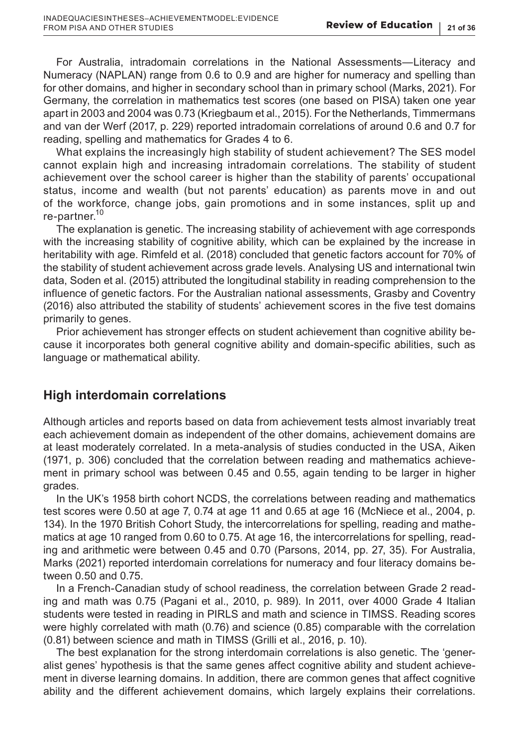For Australia, intradomain correlations in the National Assessments—Literacy and Numeracy (NAPLAN) range from 0.6 to 0.9 and are higher for numeracy and spelling than for other domains, and higher in secondary school than in primary school (Marks, 2021). For Germany, the correlation in mathematics test scores (one based on PISA) taken one year apart in 2003 and 2004 was 0.73 (Kriegbaum et al., 2015). For the Netherlands, Timmermans and van der Werf (2017, p. 229) reported intradomain correlations of around 0.6 and 0.7 for reading, spelling and mathematics for Grades 4 to 6.

What explains the increasingly high stability of student achievement? The SES model cannot explain high and increasing intradomain correlations. The stability of student achievement over the school career is higher than the stability of parents' occupational status, income and wealth (but not parents' education) as parents move in and out of the workforce, change jobs, gain promotions and in some instances, split up and re-partner.[10]

The explanation is genetic. The increasing stability of achievement with age corresponds with the increasing stability of cognitive ability, which can be explained by the increase in heritability with age. Rimfeld et al. (2018) concluded that genetic factors account for 70% of the stability of student achievement across grade levels. Analysing US and international twin data, Soden et al. (2015) attributed the longitudinal stability in reading comprehension to the influence of genetic factors. For the Australian national assessments, Grasby and Coventry (2016) also attributed the stability of students' achievement scores in the five test domains primarily to genes.

Prior achievement has stronger effects on student achievement than cognitive ability because it incorporates both general cognitive ability and domain-specific abilities, such as language or mathematical ability.

## High interdomain correlations

Although articles and reports based on data from achievement tests almost invariably treat each achievement domain as independent of the other domains, achievement domains are at least moderately correlated. In a meta-analysis of studies conducted in the USA, Aiken (1971, p. 306) concluded that the correlation between reading and mathematics achievement in primary school was between 0.45 and 0.55, again tending to be larger in higher grades.

In the UK's 1958 birth cohort NCDS, the correlations between reading and mathematics test scores were 0.50 at age 7, 0.74 at age 11 and 0.65 at age 16 (McNiece et al., 2004, p. 134). In the 1970 British Cohort Study, the intercorrelations for spelling, reading and mathematics at age 10 ranged from 0.60 to 0.75. At age 16, the intercorrelations for spelling, reading and arithmetic were between 0.45 and 0.70 (Parsons, 2014, pp. 27, 35). For Australia, Marks (2021) reported interdomain correlations for numeracy and four literacy domains between 0.50 and 0.75.

In a French-Canadian study of school readiness, the correlation between Grade 2 reading and math was 0.75 (Pagani et al., 2010, p. 989). In 2011, over 4000 Grade 4 Italian students were tested in reading in PIRLS and math and science in TIMSS. Reading scores were highly correlated with math (0.76) and science (0.85) comparable with the correlation (0.81) between science and math in TIMSS (Grilli et al., 2016, p. 10).

The best explanation for the strong interdomain correlations is also genetic. The 'generalist genes' hypothesis is that the same genes affect cognitive ability and student achievement in diverse learning domains. In addition, there are common genes that affect cognitive ability and the different achievement domains, which largely explains their correlations.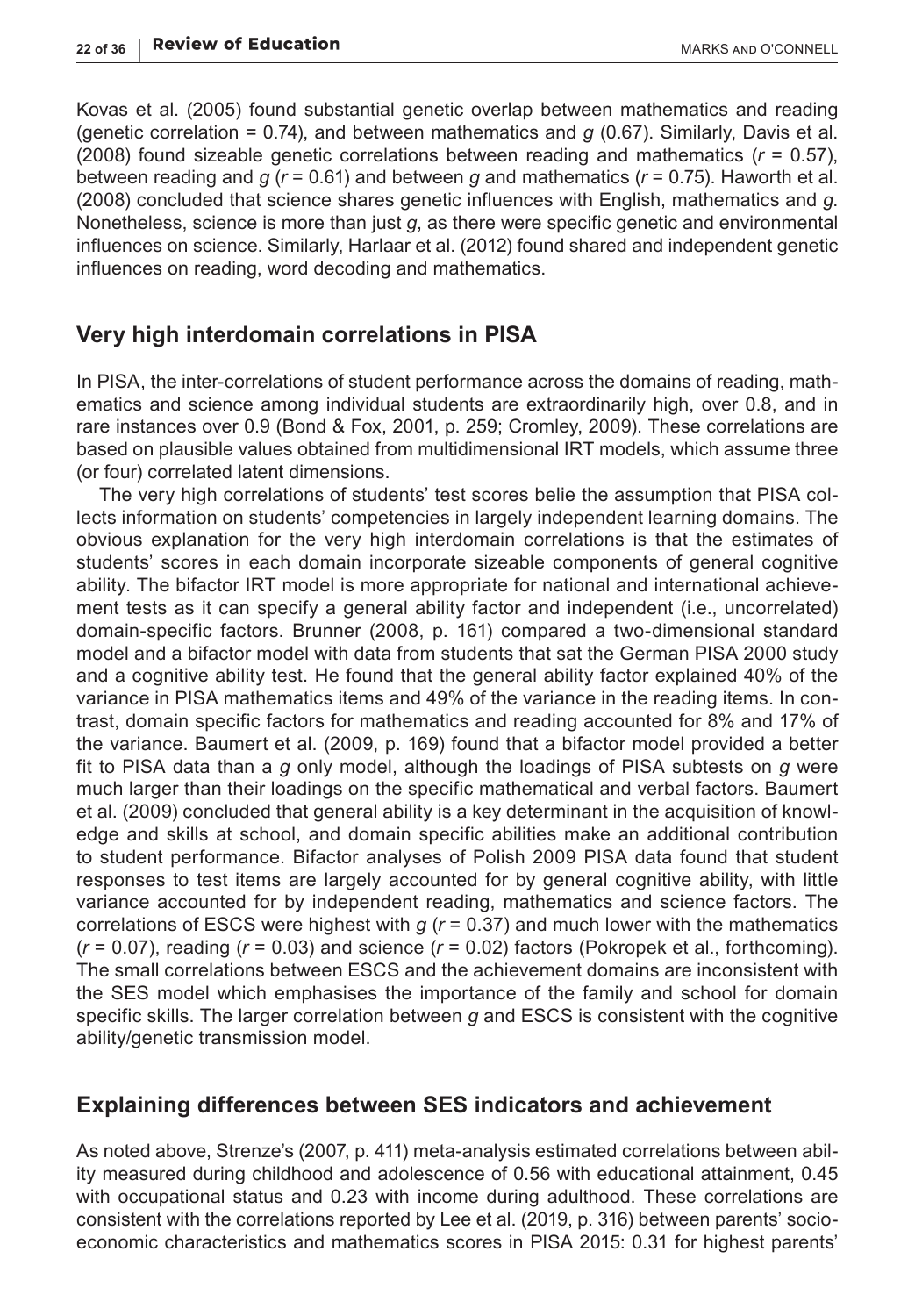Kovas et al. (2005) found substantial genetic overlap between mathematics and reading (genetic correlation = 0.74), and between mathematics and *g* (0.67). Similarly, Davis et al. (2008) found sizeable genetic correlations between reading and mathematics ($r = 0.57$), between reading and *g* ($r = 0.61$) and between *g* and mathematics ($r = 0.75$). Haworth et al. (2008) concluded that science shares genetic influences with English, mathematics and *g*. Nonetheless, science is more than just *g*, as there were specific genetic and environmental influences on science. Similarly, Harlaar et al. (2012) found shared and independent genetic influences on reading, word decoding and mathematics.

## Very high interdomain correlations in PISA

In PISA, the inter-correlations of student performance across the domains of reading, mathematics and science among individual students are extraordinarily high, over 0.8, and in rare instances over 0.9 (Bond & Fox, 2001, p. 259; Cromley, 2009). These correlations are based on plausible values obtained from multidimensional IRT models, which assume three (or four) correlated latent dimensions.

The very high correlations of students' test scores belie the assumption that PISA collects information on students' competencies in largely independent learning domains. The obvious explanation for the very high interdomain correlations is that the estimates of students' scores in each domain incorporate sizeable components of general cognitive ability. The bifactor IRT model is more appropriate for national and international achievement tests as it can specify a general ability factor and independent (i.e., uncorrelated) domain-specific factors. Brunner (2008, p. 161) compared a two-dimensional standard model and a bifactor model with data from students that sat the German PISA 2000 study and a cognitive ability test. He found that the general ability factor explained 40% of the variance in PISA mathematics items and 49% of the variance in the reading items. In contrast, domain specific factors for mathematics and reading accounted for 8% and 17% of the variance. Baumert et al. (2009, p. 169) found that a bifactor model provided a better fit to PISA data than a *g* only model, although the loadings of PISA subtests on *g* were much larger than their loadings on the specific mathematical and verbal factors. Baumert et al. (2009) concluded that general ability is a key determinant in the acquisition of knowledge and skills at school, and domain specific abilities make an additional contribution to student performance. Bifactor analyses of Polish 2009 PISA data found that student responses to test items are largely accounted for by general cognitive ability, with little variance accounted for by independent reading, mathematics and science factors. The correlations of ESCS were highest with *g* ($r = 0.37$) and much lower with the mathematics ($r = 0.07$), reading ($r = 0.03$) and science ($r = 0.02$) factors (Pokropek et al., forthcoming). The small correlations between ESCS and the achievement domains are inconsistent with the SES model which emphasises the importance of the family and school for domain specific skills. The larger correlation between *g* and ESCS is consistent with the cognitive ability/genetic transmission model.

## Explaining differences between SES indicators and achievement

As noted above, Strenze's (2007, p. 411) meta-analysis estimated correlations between ability measured during childhood and adolescence of 0.56 with educational attainment, 0.45 with occupational status and 0.23 with income during adulthood. These correlations are consistent with the correlations reported by Lee et al. (2019, p. 316) between parents' socioeconomic characteristics and mathematics scores in PISA 2015: 0.31 for highest parents'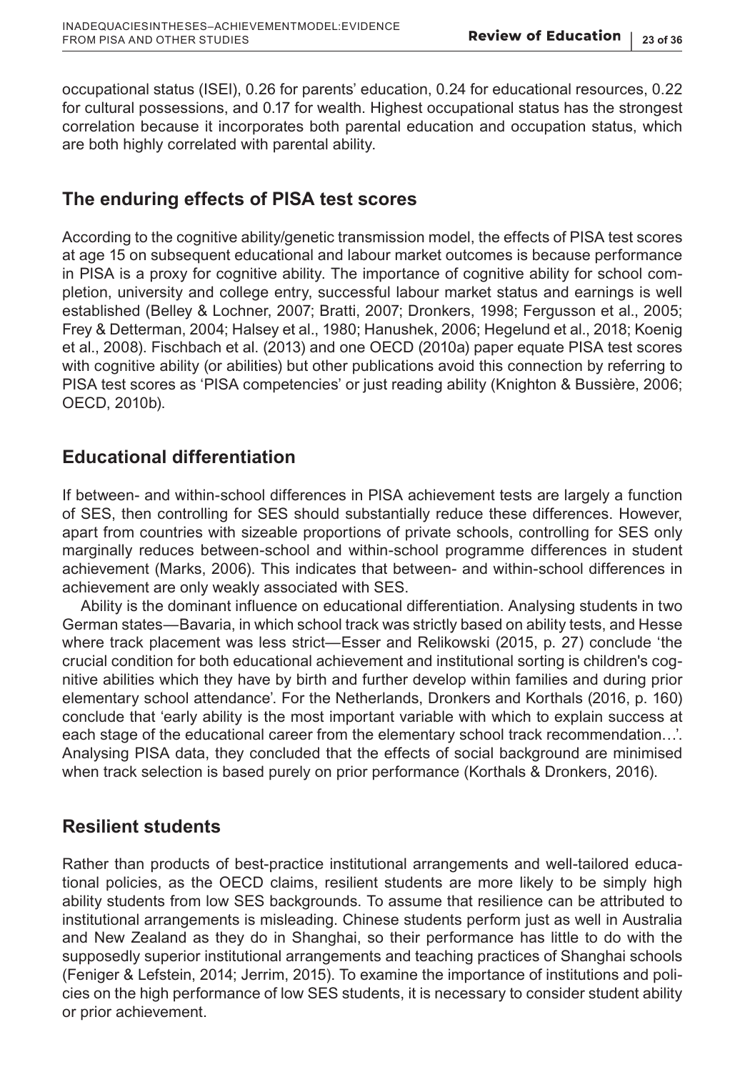occupational status (ISEI), 0.26 for parents' education, 0.24 for educational resources, 0.22 for cultural possessions, and 0.17 for wealth. Highest occupational status has the strongest correlation because it incorporates both parental education and occupation status, which are both highly correlated with parental ability.

## The enduring effects of PISA test scores

According to the cognitive ability/genetic transmission model, the effects of PISA test scores at age 15 on subsequent educational and labour market outcomes is because performance in PISA is a proxy for cognitive ability. The importance of cognitive ability for school completion, university and college entry, successful labour market status and earnings is well established (Belley & Lochner, 2007; Bratti, 2007; Dronkers, 1998; Fergusson et al., 2005; Frey & Detterman, 2004; Halsey et al., 1980; Hanushek, 2006; Hegelund et al., 2018; Koenig et al., 2008). Fischbach et al. (2013) and one OECD (2010a) paper equate PISA test scores with cognitive ability (or abilities) but other publications avoid this connection by referring to PISA test scores as 'PISA competencies' or just reading ability (Knighton & Bussière, 2006; OECD, 2010b).

## Educational differentiation

If between- and within-school differences in PISA achievement tests are largely a function of SES, then controlling for SES should substantially reduce these differences. However, apart from countries with sizeable proportions of private schools, controlling for SES only marginally reduces between-school and within-school programme differences in student achievement (Marks, 2006). This indicates that between- and within-school differences in achievement are only weakly associated with SES.

Ability is the dominant influence on educational differentiation. Analysing students in two German states—Bavaria, in which school track was strictly based on ability tests, and Hesse where track placement was less strict—Esser and Relikowski (2015, p. 27) conclude 'the crucial condition for both educational achievement and institutional sorting is children's cognitive abilities which they have by birth and further develop within families and during prior elementary school attendance'. For the Netherlands, Dronkers and Korthals (2016, p. 160) conclude that 'early ability is the most important variable with which to explain success at each stage of the educational career from the elementary school track recommendation…'. Analysing PISA data, they concluded that the effects of social background are minimised when track selection is based purely on prior performance (Korthals & Dronkers, 2016).

## Resilient students

Rather than products of best-practice institutional arrangements and well-tailored educational policies, as the OECD claims, resilient students are more likely to be simply high ability students from low SES backgrounds. To assume that resilience can be attributed to institutional arrangements is misleading. Chinese students perform just as well in Australia and New Zealand as they do in Shanghai, so their performance has little to do with the supposedly superior institutional arrangements and teaching practices of Shanghai schools (Feniger & Lefstein, 2014; Jerrim, 2015). To examine the importance of institutions and policies on the high performance of low SES students, it is necessary to consider student ability or prior achievement.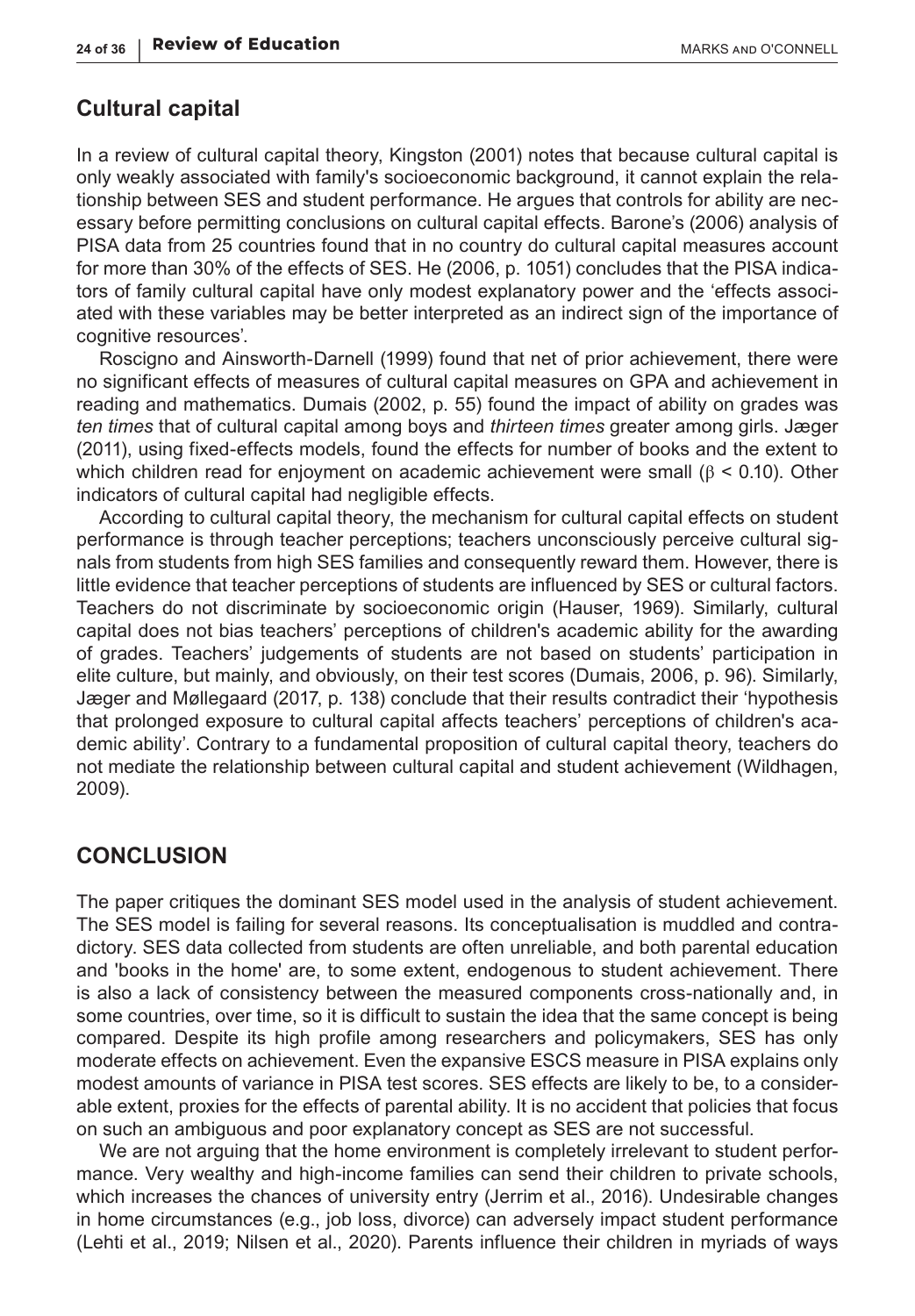## Cultural capital

In a review of cultural capital theory, Kingston (2001) notes that because cultural capital is only weakly associated with family's socioeconomic background, it cannot explain the relationship between SES and student performance. He argues that controls for ability are necessary before permitting conclusions on cultural capital effects. Barone's (2006) analysis of PISA data from 25 countries found that in no country do cultural capital measures account for more than 30% of the effects of SES. He (2006, p. 1051) concludes that the PISA indicators of family cultural capital have only modest explanatory power and the 'effects associated with these variables may be better interpreted as an indirect sign of the importance of cognitive resources'.

Roscigno and Ainsworth-Darnell (1999) found that net of prior achievement, there were no significant effects of measures of cultural capital measures on GPA and achievement in reading and mathematics. Dumais (2002, p. 55) found the impact of ability on grades was *ten times* that of cultural capital among boys and *thirteen times* greater among girls. Jæger (2011), using fixed-effects models, found the effects for number of books and the extent to which children read for enjoyment on academic achievement were small ($\beta < 0.10$). Other indicators of cultural capital had negligible effects.

According to cultural capital theory, the mechanism for cultural capital effects on student performance is through teacher perceptions; teachers unconsciously perceive cultural signals from students from high SES families and consequently reward them. However, there is little evidence that teacher perceptions of students are influenced by SES or cultural factors. Teachers do not discriminate by socioeconomic origin (Hauser, 1969). Similarly, cultural capital does not bias teachers' perceptions of children's academic ability for the awarding of grades. Teachers' judgements of students are not based on students' participation in elite culture, but mainly, and obviously, on their test scores (Dumais, 2006, p. 96). Similarly, Jæger and Møllegaard (2017, p. 138) conclude that their results contradict their 'hypothesis that prolonged exposure to cultural capital affects teachers' perceptions of children's academic ability'. Contrary to a fundamental proposition of cultural capital theory, teachers do not mediate the relationship between cultural capital and student achievement (Wildhagen, 2009).

# CONCLUSION

The paper critiques the dominant SES model used in the analysis of student achievement. The SES model is failing for several reasons. Its conceptualisation is muddled and contradictory. SES data collected from students are often unreliable, and both parental education and 'books in the home' are, to some extent, endogenous to student achievement. There is also a lack of consistency between the measured components cross-nationally and, in some countries, over time, so it is difficult to sustain the idea that the same concept is being compared. Despite its high profile among researchers and policymakers, SES has only moderate effects on achievement. Even the expansive ESCS measure in PISA explains only modest amounts of variance in PISA test scores. SES effects are likely to be, to a considerable extent, proxies for the effects of parental ability. It is no accident that policies that focus on such an ambiguous and poor explanatory concept as SES are not successful.

We are not arguing that the home environment is completely irrelevant to student performance. Very wealthy and high-income families can send their children to private schools, which increases the chances of university entry (Jerrim et al., 2016). Undesirable changes in home circumstances (e.g., job loss, divorce) can adversely impact student performance (Lehti et al., 2019; Nilsen et al., 2020). Parents influence their children in myriads of ways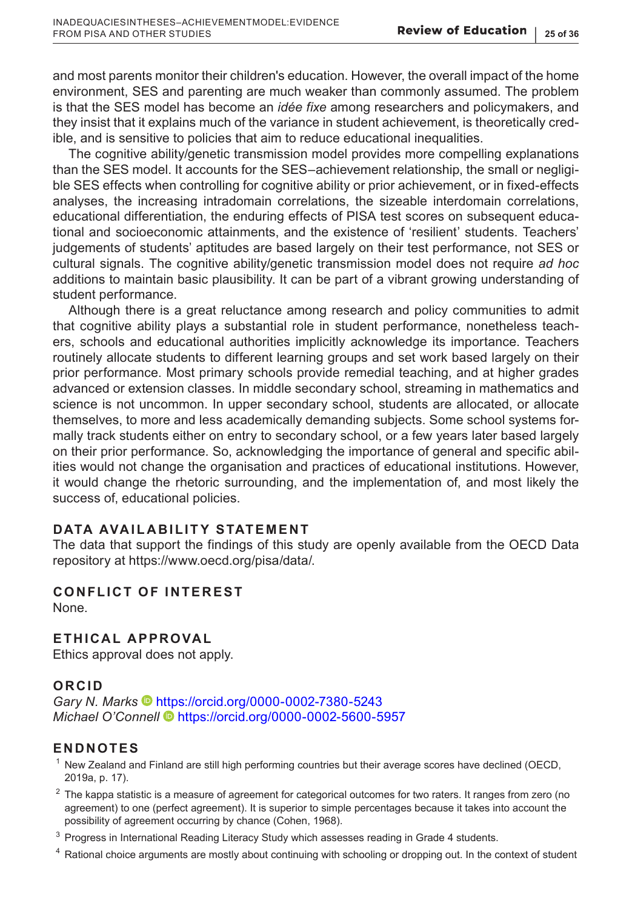and most parents monitor their children's education. However, the overall impact of the home environment, SES and parenting are much weaker than commonly assumed. The problem is that the SES model has become an *idée fixe* among researchers and policymakers, and they insist that it explains much of the variance in student achievement, is theoretically credible, and is sensitive to policies that aim to reduce educational inequalities.

The cognitive ability/genetic transmission model provides more compelling explanations than the SES model. It accounts for the SES–achievement relationship, the small or negligible SES effects when controlling for cognitive ability or prior achievement, or in fixed-effects analyses, the increasing intradomain correlations, the sizeable interdomain correlations, educational differentiation, the enduring effects of PISA test scores on subsequent educational and socioeconomic attainments, and the existence of 'resilient' students. Teachers' judgements of students' aptitudes are based largely on their test performance, not SES or cultural signals. The cognitive ability/genetic transmission model does not require *ad hoc* additions to maintain basic plausibility. It can be part of a vibrant growing understanding of student performance.

Although there is a great reluctance among research and policy communities to admit that cognitive ability plays a substantial role in student performance, nonetheless teachers, schools and educational authorities implicitly acknowledge its importance. Teachers routinely allocate students to different learning groups and set work based largely on their prior performance. Most primary schools provide remedial teaching, and at higher grades advanced or extension classes. In middle secondary school, streaming in mathematics and science is not uncommon. In upper secondary school, students are allocated, or allocate themselves, to more and less academically demanding subjects. Some school systems formally track students either on entry to secondary school, or a few years later based largely on their prior performance. So, acknowledging the importance of general and specific abilities would not change the organisation and practices of educational institutions. However, it would change the rhetoric surrounding, and the implementation of, and most likely the success of, educational policies.

## DATA AVAILABILITY STATEMENT

The data that support the findings of this study are openly available from the OECD Data repository at https://www.oecd.org/pisa/data/.

## CONFLICT OF INTEREST

None.

## ETHICAL APPROVAL

Ethics approval does not apply.

## ORCID

*Gary N. Marks* https://orcid.org/0000-0002-7380-5243
*Michael O'Connell* https://orcid.org/0000-0002-5600-5957

## ENDNOTES

[1] New Zealand and Finland are still high performing countries but their average scores have declined (OECD, 2019a, p. 17).

[2] The kappa statistic is a measure of agreement for categorical outcomes for two raters. It ranges from zero (no agreement) to one (perfect agreement). It is superior to simple percentages because it takes into account the possibility of agreement occurring by chance (Cohen, 1968).

[3] Progress in International Reading Literacy Study which assesses reading in Grade 4 students.

[4] Rational choice arguments are mostly about continuing with schooling or dropping out. In the context of student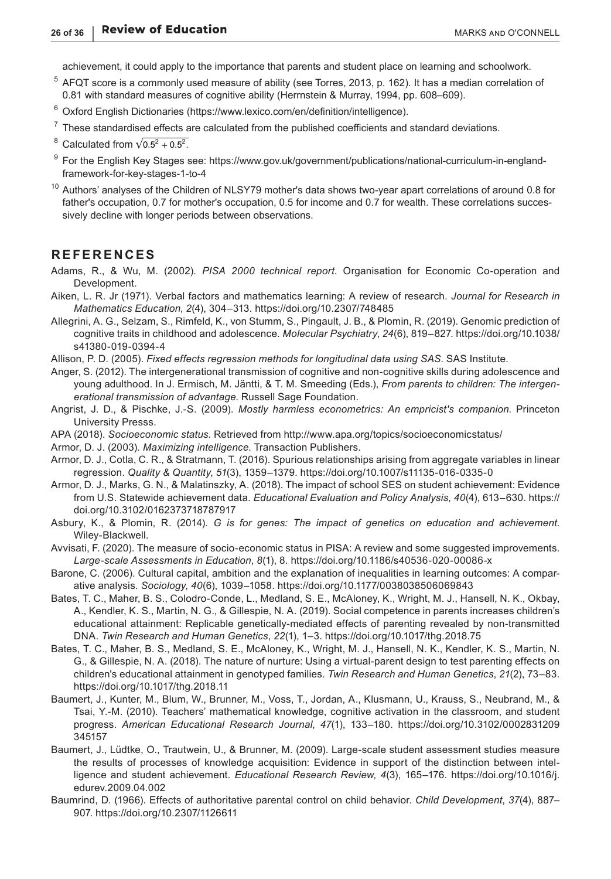achievement, it could apply to the importance that parents and student place on learning and schoolwork.

[5] AFQT score is a commonly used measure of ability (see Torres, 2013, p. 162). It has a median correlation of 0.81 with standard measures of cognitive ability (Herrnstein & Murray, 1994, pp. 608–609).

[6] Oxford English Dictionaries (https://www.lexico.com/en/definition/intelligence).

[7] These standardised effects are calculated from the published coefficients and standard deviations.

[8] Calculated from $\sqrt{0.5^2 + 0.5^2}$.

[9] For the English Key Stages see: https://www.gov.uk/government/publications/national-curriculum-in-england-framework-for-key-stages-1-to-4

[10] Authors' analyses of the Children of NLSY79 mother's data shows two-year apart correlations of around 0.8 for father's occupation, 0.7 for mother's occupation, 0.5 for income and 0.7 for wealth. These correlations successively decline with longer periods between observations.

## REFERENCES

Adams, R., & Wu, M. (2002). *PISA 2000 technical report*. Organisation for Economic Co-operation and Development.

Aiken, L. R. Jr (1971). Verbal factors and mathematics learning: A review of research. *Journal for Research in Mathematics Education*, *2*(4), 304–313. https://doi.org/10.2307/748485

Allegrini, A. G., Selzam, S., Rimfeld, K., von Stumm, S., Pingault, J. B., & Plomin, R. (2019). Genomic prediction of cognitive traits in childhood and adolescence. *Molecular Psychiatry*, *24*(6), 819–827. https://doi.org/10.1038/s41380-019-0394-4

Allison, P. D. (2005). *Fixed effects regression methods for longitudinal data using SAS*. SAS Institute.

Anger, S. (2012). The intergenerational transmission of cognitive and non-cognitive skills during adolescence and young adulthood. In J. Ermisch, M. Jäntti, & T. M. Smeeding (Eds.), *From parents to children: The intergenerational transmission of advantage*. Russell Sage Foundation.

Angrist, J. D., & Pischke, J.-S. (2009). *Mostly harmless econometrics: An empricist's companion*. Princeton University Presss.

APA (2018). *Socioeconomic status*. Retrieved from http://www.apa.org/topics/socioeconomicstatus/

Armor, D. J. (2003). *Maximizing intelligence*. Transaction Publishers.

Armor, D. J., Cotla, C. R., & Stratmann, T. (2016). Spurious relationships arising from aggregate variables in linear regression. *Quality & Quantity*, *51*(3), 1359–1379. https://doi.org/10.1007/s11135-016-0335-0

Armor, D. J., Marks, G. N., & Malatinszky, A. (2018). The impact of school SES on student achievement: Evidence from U.S. Statewide achievement data. *Educational Evaluation and Policy Analysis*, *40*(4), 613–630. https://doi.org/10.3102/0162373718787917

Asbury, K., & Plomin, R. (2014). *G is for genes: The impact of genetics on education and achievement*. Wiley-Blackwell.

Avvisati, F. (2020). The measure of socio-economic status in PISA: A review and some suggested improvements. *Large-scale Assessments in Education*, *8*(1), 8. https://doi.org/10.1186/s40536-020-00086-x

Barone, C. (2006). Cultural capital, ambition and the explanation of inequalities in learning outcomes: A comparative analysis. *Sociology*, *40*(6), 1039–1058. https://doi.org/10.1177/0038038506069843

Bates, T. C., Maher, B. S., Colodro-Conde, L., Medland, S. E., McAloney, K., Wright, M. J., Hansell, N. K., Okbay, A., Kendler, K. S., Martin, N. G., & Gillespie, N. A. (2019). Social competence in parents increases children's educational attainment: Replicable genetically-mediated effects of parenting revealed by non-transmitted DNA. *Twin Research and Human Genetics*, *22*(1), 1–3. https://doi.org/10.1017/thg.2018.75

Bates, T. C., Maher, B. S., Medland, S. E., McAloney, K., Wright, M. J., Hansell, N. K., Kendler, K. S., Martin, N. G., & Gillespie, N. A. (2018). The nature of nurture: Using a virtual-parent design to test parenting effects on children's educational attainment in genotyped families. *Twin Research and Human Genetics*, *21*(2), 73–83. https://doi.org/10.1017/thg.2018.11

Baumert, J., Kunter, M., Blum, W., Brunner, M., Voss, T., Jordan, A., Klusmann, U., Krauss, S., Neubrand, M., & Tsai, Y.-M. (2010). Teachers' mathematical knowledge, cognitive activation in the classroom, and student progress. *American Educational Research Journal*, *47*(1), 133–180. https://doi.org/10.3102/0002831209345157

Baumert, J., Lüdtke, O., Trautwein, U., & Brunner, M. (2009). Large-scale student assessment studies measure the results of processes of knowledge acquisition: Evidence in support of the distinction between intelligence and student achievement. *Educational Research Review*, *4*(3), 165–176. https://doi.org/10.1016/j.edurev.2009.04.002

Baumrind, D. (1966). Effects of authoritative parental control on child behavior. *Child Development*, *37*(4), 887–907. https://doi.org/10.2307/1126611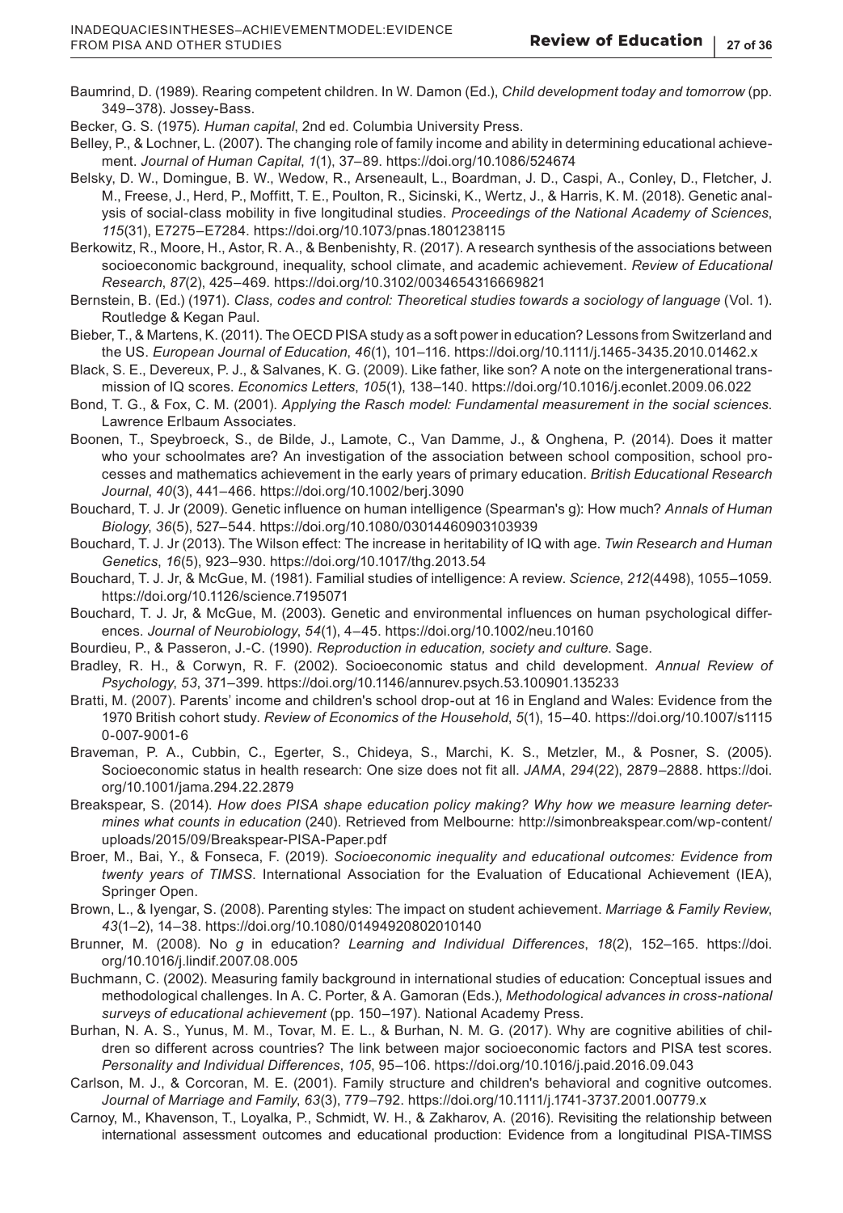Baumrind, D. (1989). Rearing competent children. In W. Damon (Ed.), *Child development today and tomorrow* (pp. 349–378). Jossey-Bass.

Becker, G. S. (1975). *Human capital*, 2nd ed. Columbia University Press.

Belley, P., & Lochner, L. (2007). The changing role of family income and ability in determining educational achievement. *Journal of Human Capital*, *1*(1), 37–89. https://doi.org/10.1086/524674

Belsky, D. W., Domingue, B. W., Wedow, R., Arseneault, L., Boardman, J. D., Caspi, A., Conley, D., Fletcher, J. M., Freese, J., Herd, P., Moffitt, T. E., Poulton, R., Sicinski, K., Wertz, J., & Harris, K. M. (2018). Genetic analysis of social-class mobility in five longitudinal studies. *Proceedings of the National Academy of Sciences*, *115*(31), E7275–E7284. https://doi.org/10.1073/pnas.1801238115

Berkowitz, R., Moore, H., Astor, R. A., & Benbenishty, R. (2017). A research synthesis of the associations between socioeconomic background, inequality, school climate, and academic achievement. *Review of Educational Research*, *87*(2), 425–469. https://doi.org/10.3102/0034654316669821

Bernstein, B. (Ed.) (1971). *Class, codes and control: Theoretical studies towards a sociology of language* (Vol. 1). Routledge & Kegan Paul.

Bieber, T., & Martens, K. (2011). The OECD PISA study as a soft power in education? Lessons from Switzerland and the US. *European Journal of Education*, *46*(1), 101–116. https://doi.org/10.1111/j.1465-3435.2010.01462.x

Black, S. E., Devereux, P. J., & Salvanes, K. G. (2009). Like father, like son? A note on the intergenerational transmission of IQ scores. *Economics Letters*, *105*(1), 138–140. https://doi.org/10.1016/j.econlet.2009.06.022

Bond, T. G., & Fox, C. M. (2001). *Applying the Rasch model: Fundamental measurement in the social sciences*. Lawrence Erlbaum Associates.

Boonen, T., Speybroeck, S., de Bilde, J., Lamote, C., Van Damme, J., & Onghena, P. (2014). Does it matter who your schoolmates are? An investigation of the association between school composition, school processes and mathematics achievement in the early years of primary education. *British Educational Research Journal*, *40*(3), 441–466. https://doi.org/10.1002/berj.3090

Bouchard, T. J. Jr (2009). Genetic influence on human intelligence (Spearman's g): How much? *Annals of Human Biology*, *36*(5), 527–544. https://doi.org/10.1080/03014460903103939

Bouchard, T. J. Jr (2013). The Wilson effect: The increase in heritability of IQ with age. *Twin Research and Human Genetics*, *16*(5), 923–930. https://doi.org/10.1017/thg.2013.54

Bouchard, T. J. Jr, & McGue, M. (1981). Familial studies of intelligence: A review. *Science*, *212*(4498), 1055–1059. https://doi.org/10.1126/science.7195071

Bouchard, T. J. Jr, & McGue, M. (2003). Genetic and environmental influences on human psychological differences. *Journal of Neurobiology*, *54*(1), 4–45. https://doi.org/10.1002/neu.10160

Bourdieu, P., & Passeron, J.-C. (1990). *Reproduction in education, society and culture*. Sage.

Bradley, R. H., & Corwyn, R. F. (2002). Socioeconomic status and child development. *Annual Review of Psychology*, *53*, 371–399. https://doi.org/10.1146/annurev.psych.53.100901.135233

Bratti, M. (2007). Parents' income and children's school drop-out at 16 in England and Wales: Evidence from the 1970 British cohort study. *Review of Economics of the Household*, *5*(1), 15–40. https://doi.org/10.1007/s11150-007-9001-6

Braveman, P. A., Cubbin, C., Egerter, S., Chideya, S., Marchi, K. S., Metzler, M., & Posner, S. (2005). Socioeconomic status in health research: One size does not fit all. *JAMA*, *294*(22), 2879–2888. https://doi.org/10.1001/jama.294.22.2879

Breakspear, S. (2014). *How does PISA shape education policy making? Why how we measure learning determines what counts in education* (240). Retrieved from Melbourne: http://simonbreakspear.com/wp-content/uploads/2015/09/Breakspear-PISA-Paper.pdf

Broer, M., Bai, Y., & Fonseca, F. (2019). *Socioeconomic inequality and educational outcomes: Evidence from twenty years of TIMSS*. International Association for the Evaluation of Educational Achievement (IEA), Springer Open.

Brown, L., & Iyengar, S. (2008). Parenting styles: The impact on student achievement. *Marriage & Family Review*, *43*(1–2), 14–38. https://doi.org/10.1080/01494920802010140

Brunner, M. (2008). No *g* in education? *Learning and Individual Differences*, *18*(2), 152–165. https://doi.org/10.1016/j.lindif.2007.08.005

Buchmann, C. (2002). Measuring family background in international studies of education: Conceptual issues and methodological challenges. In A. C. Porter, & A. Gamoran (Eds.), *Methodological advances in cross-national surveys of educational achievement* (pp. 150–197). National Academy Press.

Burhan, N. A. S., Yunus, M. M., Tovar, M. E. L., & Burhan, N. M. G. (2017). Why are cognitive abilities of children so different across countries? The link between major socioeconomic factors and PISA test scores. *Personality and Individual Differences*, *105*, 95–106. https://doi.org/10.1016/j.paid.2016.09.043

Carlson, M. J., & Corcoran, M. E. (2001). Family structure and children's behavioral and cognitive outcomes. *Journal of Marriage and Family*, *63*(3), 779–792. https://doi.org/10.1111/j.1741-3737.2001.00779.x

Carnoy, M., Khavenson, T., Loyalka, P., Schmidt, W. H., & Zakharov, A. (2016). Revisiting the relationship between international assessment outcomes and educational production: Evidence from a longitudinal PISA-TIMSS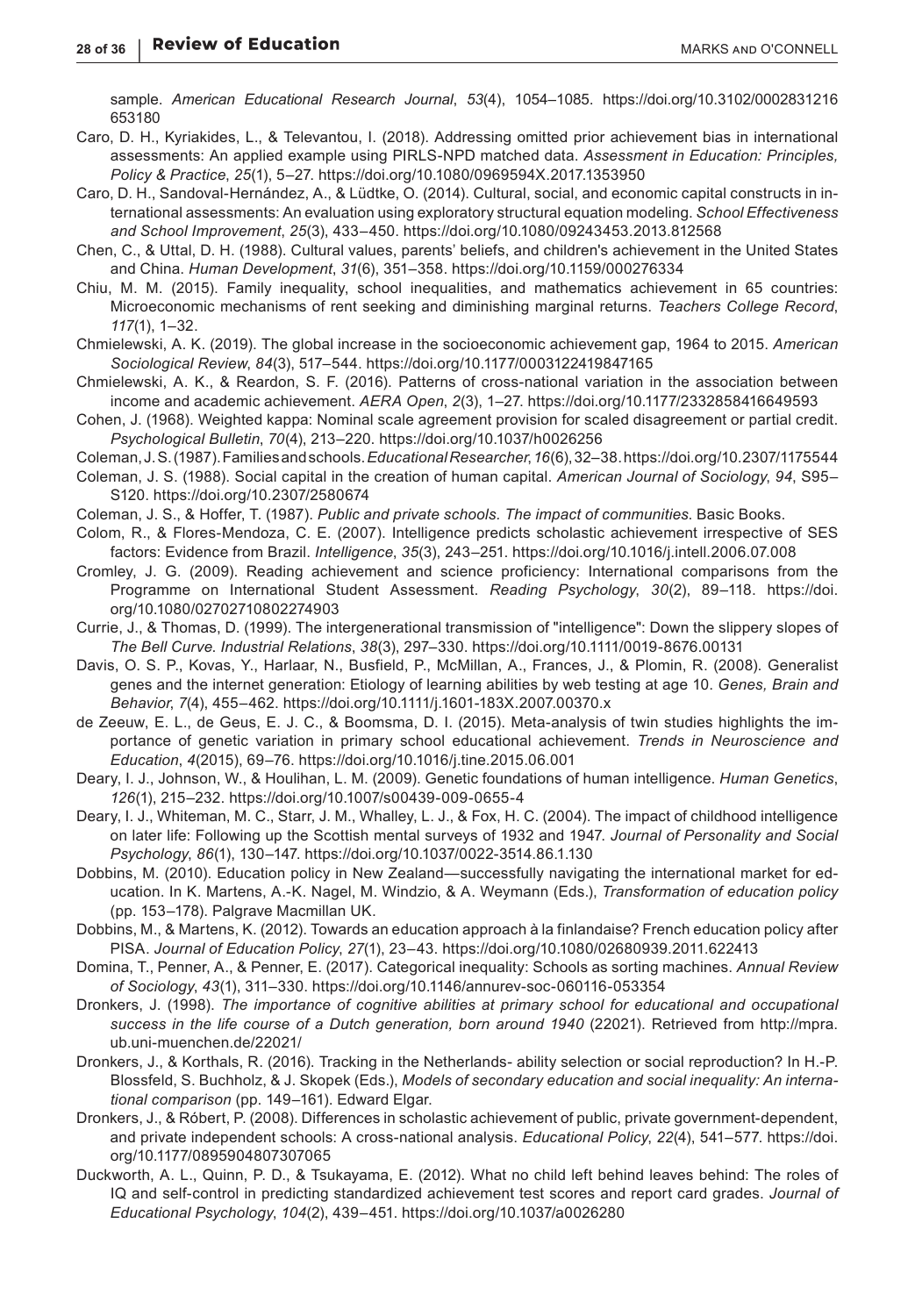sample. *American Educational Research Journal*, *53*(4), 1054–1085. https://doi.org/10.3102/0002831216653180

Caro, D. H., Kyriakides, L., & Televantou, I. (2018). Addressing omitted prior achievement bias in international assessments: An applied example using PIRLS-NPD matched data. *Assessment in Education: Principles, Policy & Practice*, *25*(1), 5–27. https://doi.org/10.1080/0969594X.2017.1353950

Caro, D. H., Sandoval-Hernández, A., & Lüdtke, O. (2014). Cultural, social, and economic capital constructs in international assessments: An evaluation using exploratory structural equation modeling. *School Effectiveness and School Improvement*, *25*(3), 433–450. https://doi.org/10.1080/09243453.2013.812568

Chen, C., & Uttal, D. H. (1988). Cultural values, parents' beliefs, and children's achievement in the United States and China. *Human Development*, *31*(6), 351–358. https://doi.org/10.1159/000276334

Chiu, M. M. (2015). Family inequality, school inequalities, and mathematics achievement in 65 countries: Microeconomic mechanisms of rent seeking and diminishing marginal returns. *Teachers College Record*, *117*(1), 1–32.

Chmielewski, A. K. (2019). The global increase in the socioeconomic achievement gap, 1964 to 2015. *American Sociological Review*, *84*(3), 517–544. https://doi.org/10.1177/0003122419847165

Chmielewski, A. K., & Reardon, S. F. (2016). Patterns of cross-national variation in the association between income and academic achievement. *AERA Open*, *2*(3), 1–27. https://doi.org/10.1177/2332858416649593

Cohen, J. (1968). Weighted kappa: Nominal scale agreement provision for scaled disagreement or partial credit. *Psychological Bulletin*, *70*(4), 213–220. https://doi.org/10.1037/h0026256

Coleman, J. S. (1987). Families and schools. *Educational Researcher*, *16*(6), 32–38. https://doi.org/10.2307/1175544

Coleman, J. S. (1988). Social capital in the creation of human capital. *American Journal of Sociology*, *94*, S95–S120. https://doi.org/10.2307/2580674

Coleman, J. S., & Hoffer, T. (1987). *Public and private schools. The impact of communities*. Basic Books.

Colom, R., & Flores-Mendoza, C. E. (2007). Intelligence predicts scholastic achievement irrespective of SES factors: Evidence from Brazil. *Intelligence*, *35*(3), 243–251. https://doi.org/10.1016/j.intell.2006.07.008

Cromley, J. G. (2009). Reading achievement and science proficiency: International comparisons from the Programme on International Student Assessment. *Reading Psychology*, *30*(2), 89–118. https://doi.org/10.1080/02702710802274903

Currie, J., & Thomas, D. (1999). The intergenerational transmission of "intelligence": Down the slippery slopes of *The Bell Curve*. *Industrial Relations*, *38*(3), 297–330. https://doi.org/10.1111/0019-8676.00131

Davis, O. S. P., Kovas, Y., Harlaar, N., Busfield, P., McMillan, A., Frances, J., & Plomin, R. (2008). Generalist genes and the internet generation: Etiology of learning abilities by web testing at age 10. *Genes, Brain and Behavior*, *7*(4), 455–462. https://doi.org/10.1111/j.1601-183X.2007.00370.x

de Zeeuw, E. L., de Geus, E. J. C., & Boomsma, D. I. (2015). Meta-analysis of twin studies highlights the importance of genetic variation in primary school educational achievement. *Trends in Neuroscience and Education*, *4*(2015), 69–76. https://doi.org/10.1016/j.tine.2015.06.001

Deary, I. J., Johnson, W., & Houlihan, L. M. (2009). Genetic foundations of human intelligence. *Human Genetics*, *126*(1), 215–232. https://doi.org/10.1007/s00439-009-0655-4

Deary, I. J., Whiteman, M. C., Starr, J. M., Whalley, L. J., & Fox, H. C. (2004). The impact of childhood intelligence on later life: Following up the Scottish mental surveys of 1932 and 1947. *Journal of Personality and Social Psychology*, *86*(1), 130–147. https://doi.org/10.1037/0022-3514.86.1.130

Dobbins, M. (2010). Education policy in New Zealand—successfully navigating the international market for education. In K. Martens, A.-K. Nagel, M. Windzio, & A. Weymann (Eds.), *Transformation of education policy* (pp. 153–178). Palgrave Macmillan UK.

Dobbins, M., & Martens, K. (2012). Towards an education approach à la finlandaise? French education policy after PISA. *Journal of Education Policy*, *27*(1), 23–43. https://doi.org/10.1080/02680939.2011.622413

Domina, T., Penner, A., & Penner, E. (2017). Categorical inequality: Schools as sorting machines. *Annual Review of Sociology*, *43*(1), 311–330. https://doi.org/10.1146/annurev-soc-060116-053354

Dronkers, J. (1998). *The importance of cognitive abilities at primary school for educational and occupational success in the life course of a Dutch generation, born around 1940* (22021). Retrieved from http://mpra.ub.uni-muenchen.de/22021/

Dronkers, J., & Korthals, R. (2016). Tracking in the Netherlands- ability selection or social reproduction? In H.-P. Blossfeld, S. Buchholz, & J. Skopek (Eds.), *Models of secondary education and social inequality: An international comparison* (pp. 149–161). Edward Elgar.

Dronkers, J., & Róbert, P. (2008). Differences in scholastic achievement of public, private government-dependent, and private independent schools: A cross-national analysis. *Educational Policy*, *22*(4), 541–577. https://doi.org/10.1177/0895904807307065

Duckworth, A. L., Quinn, P. D., & Tsukayama, E. (2012). What no child left behind leaves behind: The roles of IQ and self-control in predicting standardized achievement test scores and report card grades. *Journal of Educational Psychology*, *104*(2), 439–451. https://doi.org/10.1037/a0026280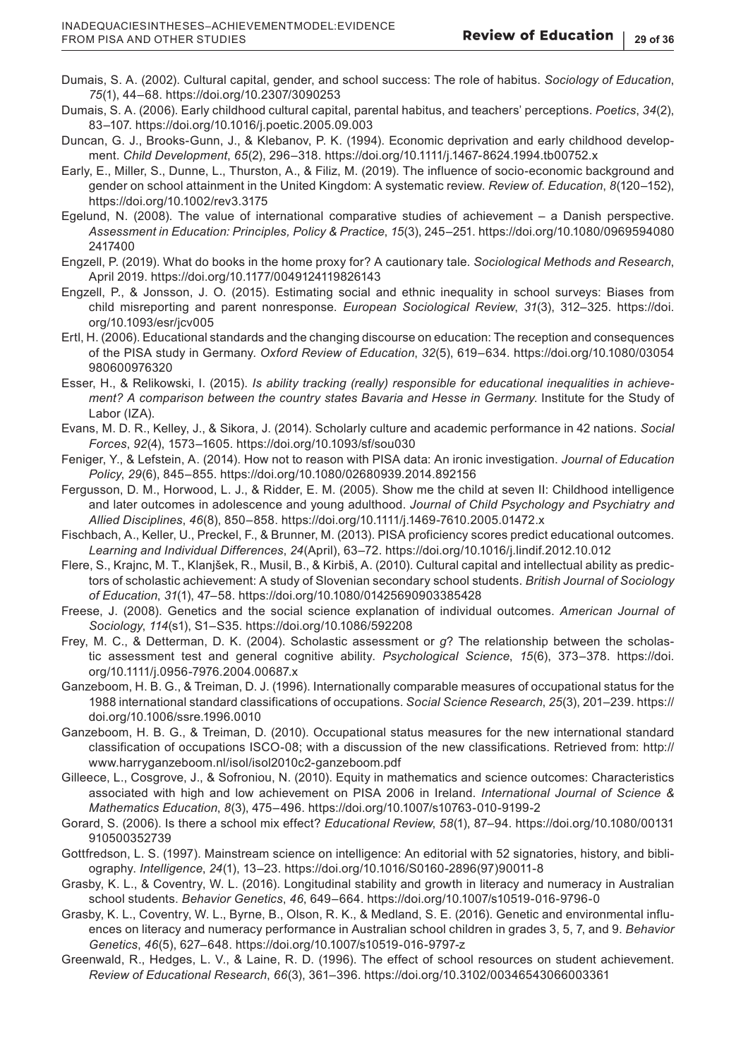Dumais, S. A. (2002). Cultural capital, gender, and school success: The role of habitus. *Sociology of Education*, *75*(1), 44–68. https://doi.org/10.2307/3090253

Dumais, S. A. (2006). Early childhood cultural capital, parental habitus, and teachers' perceptions. *Poetics*, *34*(2), 83–107. https://doi.org/10.1016/j.poetic.2005.09.003

Duncan, G. J., Brooks-Gunn, J., & Klebanov, P. K. (1994). Economic deprivation and early childhood development. *Child Development*, *65*(2), 296–318. https://doi.org/10.1111/j.1467-8624.1994.tb00752.x

Early, E., Miller, S., Dunne, L., Thurston, A., & Filiz, M. (2019). The influence of socio-economic background and gender on school attainment in the United Kingdom: A systematic review. *Review of. Education*, *8*(120–152), https://doi.org/10.1002/rev3.3175

Egelund, N. (2008). The value of international comparative studies of achievement – a Danish perspective. *Assessment in Education: Principles, Policy & Practice*, *15*(3), 245–251. https://doi.org/10.1080/09695940802417400

Engzell, P. (2019). What do books in the home proxy for? A cautionary tale. *Sociological Methods and Research*, April 2019. https://doi.org/10.1177/0049124119826143

Engzell, P., & Jonsson, J. O. (2015). Estimating social and ethnic inequality in school surveys: Biases from child misreporting and parent nonresponse. *European Sociological Review*, *31*(3), 312–325. https://doi.org/10.1093/esr/jcv005

Ertl, H. (2006). Educational standards and the changing discourse on education: The reception and consequences of the PISA study in Germany. *Oxford Review of Education*, *32*(5), 619–634. https://doi.org/10.1080/03054980600976320

Esser, H., & Relikowski, I. (2015). *Is ability tracking (really) responsible for educational inequalities in achievement? A comparison between the country states Bavaria and Hesse in Germany.* Institute for the Study of Labor (IZA).

Evans, M. D. R., Kelley, J., & Sikora, J. (2014). Scholarly culture and academic performance in 42 nations. *Social Forces*, *92*(4), 1573–1605. https://doi.org/10.1093/sf/sou030

Feniger, Y., & Lefstein, A. (2014). How not to reason with PISA data: An ironic investigation. *Journal of Education Policy*, *29*(6), 845–855. https://doi.org/10.1080/02680939.2014.892156

Fergusson, D. M., Horwood, L. J., & Ridder, E. M. (2005). Show me the child at seven II: Childhood intelligence and later outcomes in adolescence and young adulthood. *Journal of Child Psychology and Psychiatry and Allied Disciplines*, *46*(8), 850–858. https://doi.org/10.1111/j.1469-7610.2005.01472.x

Fischbach, A., Keller, U., Preckel, F., & Brunner, M. (2013). PISA proficiency scores predict educational outcomes. *Learning and Individual Differences*, *24*(April), 63–72. https://doi.org/10.1016/j.lindif.2012.10.012

Flere, S., Krajnc, M. T., Klanjšek, R., Musil, B., & Kirbiš, A. (2010). Cultural capital and intellectual ability as predictors of scholastic achievement: A study of Slovenian secondary school students. *British Journal of Sociology of Education*, *31*(1), 47–58. https://doi.org/10.1080/01425690903385428

Freese, J. (2008). Genetics and the social science explanation of individual outcomes. *American Journal of Sociology*, *114*(s1), S1–S35. https://doi.org/10.1086/592208

Frey, M. C., & Detterman, D. K. (2004). Scholastic assessment or *g*? The relationship between the scholastic assessment test and general cognitive ability. *Psychological Science*, *15*(6), 373–378. https://doi.org/10.1111/j.0956-7976.2004.00687.x

Ganzeboom, H. B. G., & Treiman, D. J. (1996). Internationally comparable measures of occupational status for the 1988 international standard classifications of occupations. *Social Science Research*, *25*(3), 201–239. https://doi.org/10.1006/ssre.1996.0010

Ganzeboom, H. B. G., & Treiman, D. (2010). Occupational status measures for the new international standard classification of occupations ISCO-08; with a discussion of the new classifications. Retrieved from: http://www.harryganzeboom.nl/isol/isol2010c2-ganzeboom.pdf

Gilleece, L., Cosgrove, J., & Sofroniou, N. (2010). Equity in mathematics and science outcomes: Characteristics associated with high and low achievement on PISA 2006 in Ireland. *International Journal of Science & Mathematics Education*, *8*(3), 475–496. https://doi.org/10.1007/s10763-010-9199-2

Gorard, S. (2006). Is there a school mix effect? *Educational Review*, *58*(1), 87–94. https://doi.org/10.1080/00131910500352739

Gottfredson, L. S. (1997). Mainstream science on intelligence: An editorial with 52 signatories, history, and bibliography. *Intelligence*, *24*(1), 13–23. https://doi.org/10.1016/S0160-2896(97)90011-8

Grasby, K. L., & Coventry, W. L. (2016). Longitudinal stability and growth in literacy and numeracy in Australian school students. *Behavior Genetics*, *46*, 649–664. https://doi.org/10.1007/s10519-016-9796-0

Grasby, K. L., Coventry, W. L., Byrne, B., Olson, R. K., & Medland, S. E. (2016). Genetic and environmental influences on literacy and numeracy performance in Australian school children in grades 3, 5, 7, and 9. *Behavior Genetics*, *46*(5), 627–648. https://doi.org/10.1007/s10519-016-9797-z

Greenwald, R., Hedges, L. V., & Laine, R. D. (1996). The effect of school resources on student achievement. *Review of Educational Research*, *66*(3), 361–396. https://doi.org/10.3102/00346543066003361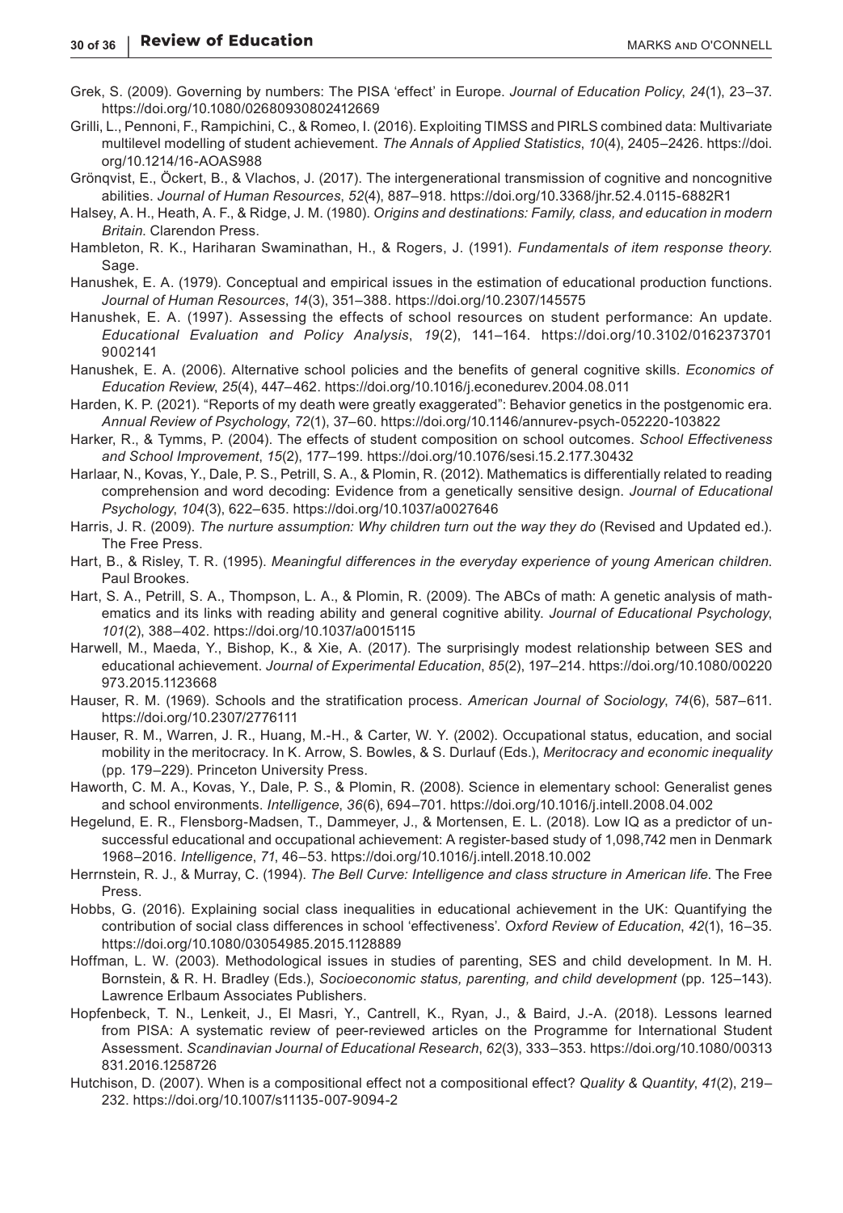Grek, S. (2009). Governing by numbers: The PISA 'effect' in Europe. *Journal of Education Policy*, *24*(1), 23–37. https://doi.org/10.1080/02680930802412669

Grilli, L., Pennoni, F., Rampichini, C., & Romeo, I. (2016). Exploiting TIMSS and PIRLS combined data: Multivariate multilevel modelling of student achievement. *The Annals of Applied Statistics*, *10*(4), 2405–2426. https://doi.org/10.1214/16-AOAS988

Grönqvist, E., Öckert, B., & Vlachos, J. (2017). The intergenerational transmission of cognitive and noncognitive abilities. *Journal of Human Resources*, *52*(4), 887–918. https://doi.org/10.3368/jhr.52.4.0115-6882R1

Halsey, A. H., Heath, A. F., & Ridge, J. M. (1980). *Origins and destinations: Family, class, and education in modern Britain*. Clarendon Press.

Hambleton, R. K., Hariharan Swaminathan, H., & Rogers, J. (1991). *Fundamentals of item response theory*. Sage.

Hanushek, E. A. (1979). Conceptual and empirical issues in the estimation of educational production functions. *Journal of Human Resources*, *14*(3), 351–388. https://doi.org/10.2307/145575

Hanushek, E. A. (1997). Assessing the effects of school resources on student performance: An update. *Educational Evaluation and Policy Analysis*, *19*(2), 141–164. https://doi.org/10.3102/01623737019002141

Hanushek, E. A. (2006). Alternative school policies and the benefits of general cognitive skills. *Economics of Education Review*, *25*(4), 447–462. https://doi.org/10.1016/j.econedurev.2004.08.011

Harden, K. P. (2021). "Reports of my death were greatly exaggerated": Behavior genetics in the postgenomic era. *Annual Review of Psychology*, *72*(1), 37–60. https://doi.org/10.1146/annurev-psych-052220-103822

Harker, R., & Tymms, P. (2004). The effects of student composition on school outcomes. *School Effectiveness and School Improvement*, *15*(2), 177–199. https://doi.org/10.1076/sesi.15.2.177.30432

Harlaar, N., Kovas, Y., Dale, P. S., Petrill, S. A., & Plomin, R. (2012). Mathematics is differentially related to reading comprehension and word decoding: Evidence from a genetically sensitive design. *Journal of Educational Psychology*, *104*(3), 622–635. https://doi.org/10.1037/a0027646

Harris, J. R. (2009). *The nurture assumption: Why children turn out the way they do* (Revised and Updated ed.). The Free Press.

Hart, B., & Risley, T. R. (1995). *Meaningful differences in the everyday experience of young American children*. Paul Brookes.

Hart, S. A., Petrill, S. A., Thompson, L. A., & Plomin, R. (2009). The ABCs of math: A genetic analysis of mathematics and its links with reading ability and general cognitive ability. *Journal of Educational Psychology*, *101*(2), 388–402. https://doi.org/10.1037/a0015115

Harwell, M., Maeda, Y., Bishop, K., & Xie, A. (2017). The surprisingly modest relationship between SES and educational achievement. *Journal of Experimental Education*, *85*(2), 197–214. https://doi.org/10.1080/00220973.2015.1123668

Hauser, R. M. (1969). Schools and the stratification process. *American Journal of Sociology*, *74*(6), 587–611. https://doi.org/10.2307/2776111

Hauser, R. M., Warren, J. R., Huang, M.-H., & Carter, W. Y. (2002). Occupational status, education, and social mobility in the meritocracy. In K. Arrow, S. Bowles, & S. Durlauf (Eds.), *Meritocracy and economic inequality* (pp. 179–229). Princeton University Press.

Haworth, C. M. A., Kovas, Y., Dale, P. S., & Plomin, R. (2008). Science in elementary school: Generalist genes and school environments. *Intelligence*, *36*(6), 694–701. https://doi.org/10.1016/j.intell.2008.04.002

Hegelund, E. R., Flensborg-Madsen, T., Dammeyer, J., & Mortensen, E. L. (2018). Low IQ as a predictor of unsuccessful educational and occupational achievement: A register-based study of 1,098,742 men in Denmark 1968–2016. *Intelligence*, *71*, 46–53. https://doi.org/10.1016/j.intell.2018.10.002

Herrnstein, R. J., & Murray, C. (1994). *The Bell Curve: Intelligence and class structure in American life*. The Free Press.

Hobbs, G. (2016). Explaining social class inequalities in educational achievement in the UK: Quantifying the contribution of social class differences in school 'effectiveness'. *Oxford Review of Education*, *42*(1), 16–35. https://doi.org/10.1080/03054985.2015.1128889

Hoffman, L. W. (2003). Methodological issues in studies of parenting, SES and child development. In M. H. Bornstein, & R. H. Bradley (Eds.), *Socioeconomic status, parenting, and child development* (pp. 125–143). Lawrence Erlbaum Associates Publishers.

Hopfenbeck, T. N., Lenkeit, J., El Masri, Y., Cantrell, K., Ryan, J., & Baird, J.-A. (2018). Lessons learned from PISA: A systematic review of peer-reviewed articles on the Programme for International Student Assessment. *Scandinavian Journal of Educational Research*, *62*(3), 333–353. https://doi.org/10.1080/00313831.2016.1258726

Hutchison, D. (2007). When is a compositional effect not a compositional effect? *Quality & Quantity*, *41*(2), 219–232. https://doi.org/10.1007/s11135-007-9094-2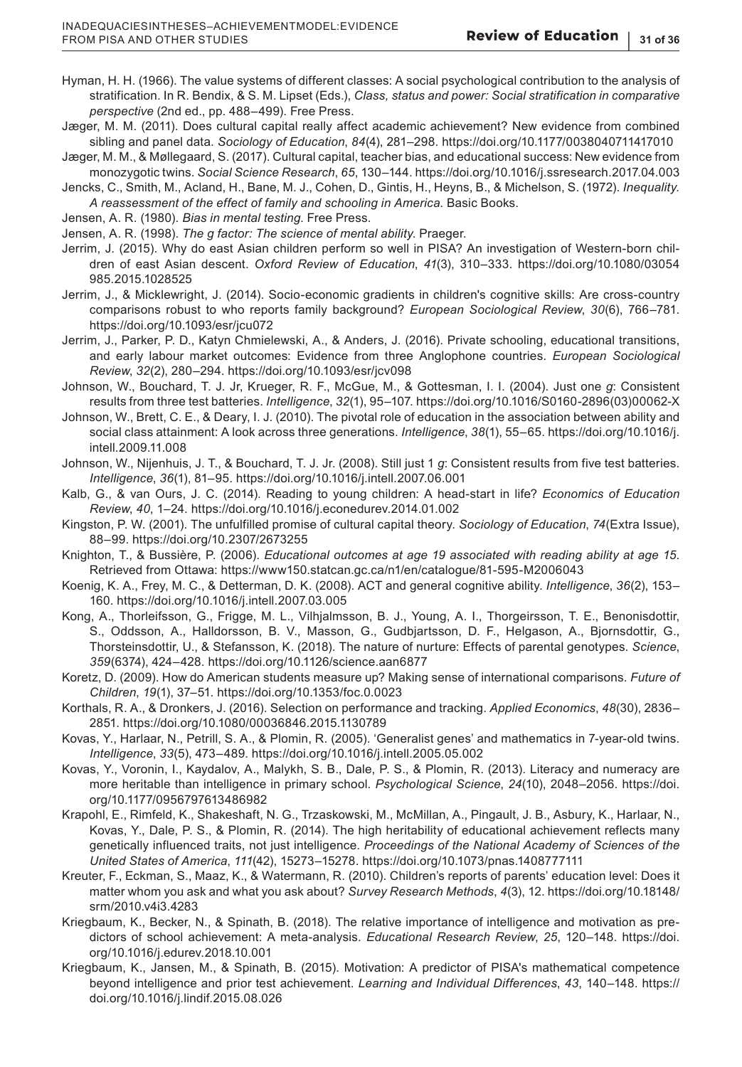Hyman, H. H. (1966). The value systems of different classes: A social psychological contribution to the analysis of stratification. In R. Bendix, & S. M. Lipset (Eds.), *Class, status and power: Social stratification in comparative perspective* (2nd ed., pp. 488–499). Free Press.

Jæger, M. M. (2011). Does cultural capital really affect academic achievement? New evidence from combined sibling and panel data. *Sociology of Education*, *84*(4), 281–298. https://doi.org/10.1177/0038040711417010

Jæger, M. M., & Møllegaard, S. (2017). Cultural capital, teacher bias, and educational success: New evidence from monozygotic twins. *Social Science Research*, *65*, 130–144. https://doi.org/10.1016/j.ssresearch.2017.04.003

Jencks, C., Smith, M., Acland, H., Bane, M. J., Cohen, D., Gintis, H., Heyns, B., & Michelson, S. (1972). *Inequality. A reassessment of the effect of family and schooling in America*. Basic Books.

Jensen, A. R. (1980). *Bias in mental testing*. Free Press.

Jensen, A. R. (1998). *The g factor: The science of mental ability*. Praeger.

Jerrim, J. (2015). Why do east Asian children perform so well in PISA? An investigation of Western-born children of east Asian descent. *Oxford Review of Education*, *41*(3), 310–333. https://doi.org/10.1080/03054985.2015.1028525

Jerrim, J., & Micklewright, J. (2014). Socio-economic gradients in children's cognitive skills: Are cross-country comparisons robust to who reports family background? *European Sociological Review*, *30*(6), 766–781. https://doi.org/10.1093/esr/jcu072

Jerrim, J., Parker, P. D., Katyn Chmielewski, A., & Anders, J. (2016). Private schooling, educational transitions, and early labour market outcomes: Evidence from three Anglophone countries. *European Sociological Review*, *32*(2), 280–294. https://doi.org/10.1093/esr/jcv098

Johnson, W., Bouchard, T. J. Jr, Krueger, R. F., McGue, M., & Gottesman, I. I. (2004). Just one *g*: Consistent results from three test batteries. *Intelligence*, *32*(1), 95–107. https://doi.org/10.1016/S0160-2896(03)00062-X

Johnson, W., Brett, C. E., & Deary, I. J. (2010). The pivotal role of education in the association between ability and social class attainment: A look across three generations. *Intelligence*, *38*(1), 55–65. https://doi.org/10.1016/j.intell.2009.11.008

Johnson, W., Nijenhuis, J. T., & Bouchard, T. J. Jr. (2008). Still just 1 *g*: Consistent results from five test batteries. *Intelligence*, *36*(1), 81–95. https://doi.org/10.1016/j.intell.2007.06.001

Kalb, G., & van Ours, J. C. (2014). Reading to young children: A head-start in life? *Economics of Education Review*, *40*, 1–24. https://doi.org/10.1016/j.econedurev.2014.01.002

Kingston, P. W. (2001). The unfulfilled promise of cultural capital theory. *Sociology of Education*, *74*(Extra Issue), 88–99. https://doi.org/10.2307/2673255

Knighton, T., & Bussière, P. (2006). *Educational outcomes at age 19 associated with reading ability at age 15*. Retrieved from Ottawa: https://www150.statcan.gc.ca/n1/en/catalogue/81-595-M2006043

Koenig, K. A., Frey, M. C., & Detterman, D. K. (2008). ACT and general cognitive ability. *Intelligence*, *36*(2), 153–160. https://doi.org/10.1016/j.intell.2007.03.005

Kong, A., Thorleifsson, G., Frigge, M. L., Vilhjalmsson, B. J., Young, A. I., Thorgeirsson, T. E., Benonisdottir, S., Oddsson, A., Halldorsson, B. V., Masson, G., Gudbjartsson, D. F., Helgason, A., Bjornsdottir, G., Thorsteinsdottir, U., & Stefansson, K. (2018). The nature of nurture: Effects of parental genotypes. *Science*, *359*(6374), 424–428. https://doi.org/10.1126/science.aan6877

Koretz, D. (2009). How do American students measure up? Making sense of international comparisons. *Future of Children*, *19*(1), 37–51. https://doi.org/10.1353/foc.0.0023

Korthals, R. A., & Dronkers, J. (2016). Selection on performance and tracking. *Applied Economics*, *48*(30), 2836–2851. https://doi.org/10.1080/00036846.2015.1130789

Kovas, Y., Harlaar, N., Petrill, S. A., & Plomin, R. (2005). 'Generalist genes' and mathematics in 7-year-old twins. *Intelligence*, *33*(5), 473–489. https://doi.org/10.1016/j.intell.2005.05.002

Kovas, Y., Voronin, I., Kaydalov, A., Malykh, S. B., Dale, P. S., & Plomin, R. (2013). Literacy and numeracy are more heritable than intelligence in primary school. *Psychological Science*, *24*(10), 2048–2056. https://doi.org/10.1177/0956797613486982

Krapohl, E., Rimfeld, K., Shakeshaft, N. G., Trzaskowski, M., McMillan, A., Pingault, J. B., Asbury, K., Harlaar, N., Kovas, Y., Dale, P. S., & Plomin, R. (2014). The high heritability of educational achievement reflects many genetically influenced traits, not just intelligence. *Proceedings of the National Academy of Sciences of the United States of America*, *111*(42), 15273–15278. https://doi.org/10.1073/pnas.1408777111

Kreuter, F., Eckman, S., Maaz, K., & Watermann, R. (2010). Children's reports of parents' education level: Does it matter whom you ask and what you ask about? *Survey Research Methods*, *4*(3), 12. https://doi.org/10.18148/srm/2010.v4i3.4283

Kriegbaum, K., Becker, N., & Spinath, B. (2018). The relative importance of intelligence and motivation as predictors of school achievement: A meta-analysis. *Educational Research Review*, *25*, 120–148. https://doi.org/10.1016/j.edurev.2018.10.001

Kriegbaum, K., Jansen, M., & Spinath, B. (2015). Motivation: A predictor of PISA's mathematical competence beyond intelligence and prior test achievement. *Learning and Individual Differences*, *43*, 140–148. https://doi.org/10.1016/j.lindif.2015.08.026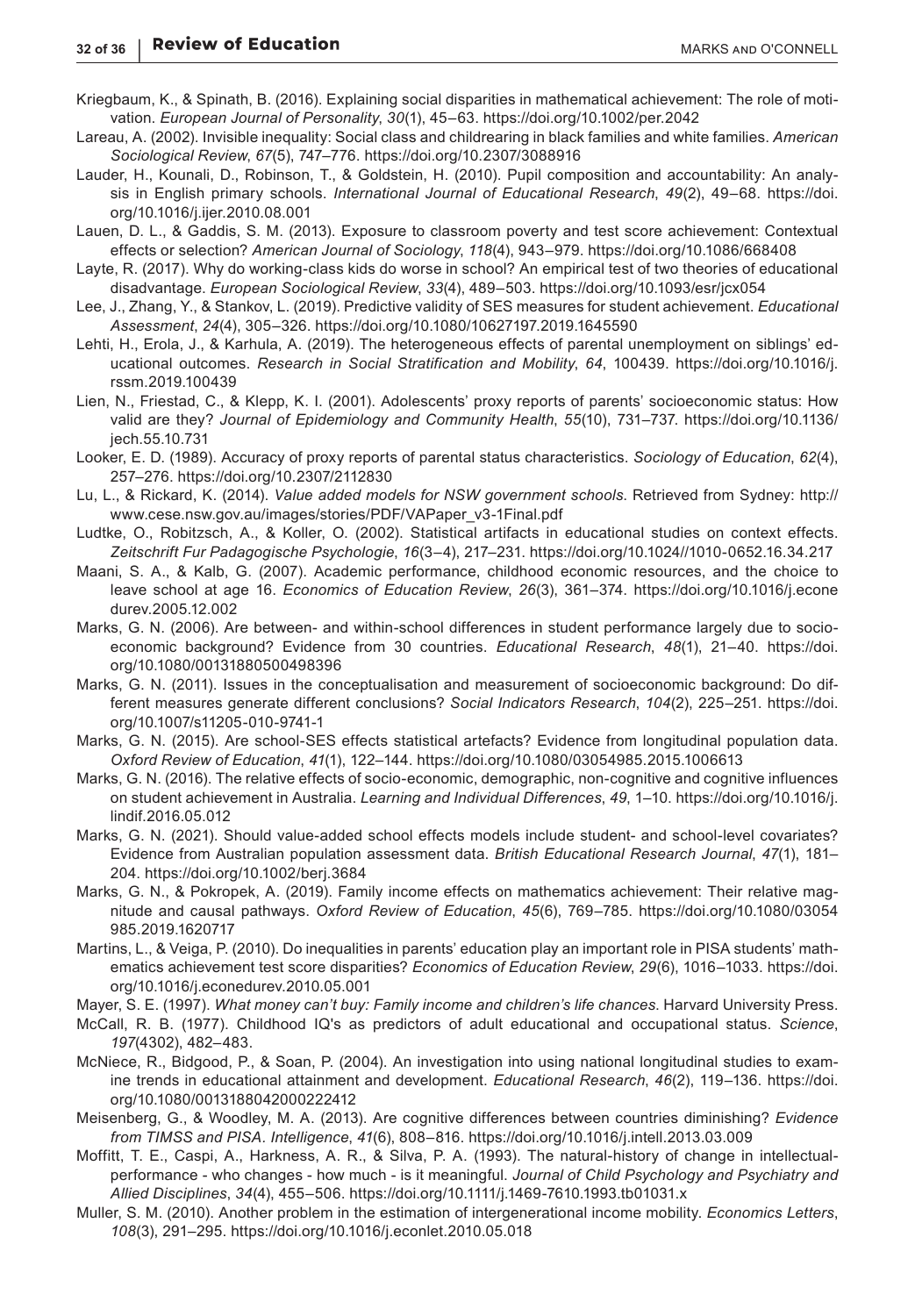Kriegbaum, K., & Spinath, B. (2016). Explaining social disparities in mathematical achievement: The role of motivation. *European Journal of Personality*, *30*(1), 45–63. https://doi.org/10.1002/per.2042

Lareau, A. (2002). Invisible inequality: Social class and childrearing in black families and white families. *American Sociological Review*, *67*(5), 747–776. https://doi.org/10.2307/3088916

Lauder, H., Kounali, D., Robinson, T., & Goldstein, H. (2010). Pupil composition and accountability: An analysis in English primary schools. *International Journal of Educational Research*, *49*(2), 49–68. https://doi.org/10.1016/j.ijer.2010.08.001

Lauen, D. L., & Gaddis, S. M. (2013). Exposure to classroom poverty and test score achievement: Contextual effects or selection? *American Journal of Sociology*, *118*(4), 943–979. https://doi.org/10.1086/668408

Layte, R. (2017). Why do working-class kids do worse in school? An empirical test of two theories of educational disadvantage. *European Sociological Review*, *33*(4), 489–503. https://doi.org/10.1093/esr/jcx054

Lee, J., Zhang, Y., & Stankov, L. (2019). Predictive validity of SES measures for student achievement. *Educational Assessment*, *24*(4), 305–326. https://doi.org/10.1080/10627197.2019.1645590

Lehti, H., Erola, J., & Karhula, A. (2019). The heterogeneous effects of parental unemployment on siblings' educational outcomes. *Research in Social Stratification and Mobility*, *64*, 100439. https://doi.org/10.1016/j.rssm.2019.100439

Lien, N., Friestad, C., & Klepp, K. I. (2001). Adolescents' proxy reports of parents' socioeconomic status: How valid are they? *Journal of Epidemiology and Community Health*, *55*(10), 731–737. https://doi.org/10.1136/jech.55.10.731

Looker, E. D. (1989). Accuracy of proxy reports of parental status characteristics. *Sociology of Education*, *62*(4), 257–276. https://doi.org/10.2307/2112830

Lu, L., & Rickard, K. (2014). *Value added models for NSW government schools*. Retrieved from Sydney: http://www.cese.nsw.gov.au/images/stories/PDF/VAPaper_v3-1Final.pdf

Ludtke, O., Robitzsch, A., & Koller, O. (2002). Statistical artifacts in educational studies on context effects. *Zeitschrift Fur Padagogische Psychologie*, *16*(3–4), 217–231. https://doi.org/10.1024//1010-0652.16.34.217

Maani, S. A., & Kalb, G. (2007). Academic performance, childhood economic resources, and the choice to leave school at age 16. *Economics of Education Review*, *26*(3), 361–374. https://doi.org/10.1016/j.econedurev.2005.12.002

Marks, G. N. (2006). Are between- and within-school differences in student performance largely due to socio-economic background? Evidence from 30 countries. *Educational Research*, *48*(1), 21–40. https://doi.org/10.1080/00131880500498396

Marks, G. N. (2011). Issues in the conceptualisation and measurement of socioeconomic background: Do different measures generate different conclusions? *Social Indicators Research*, *104*(2), 225–251. https://doi.org/10.1007/s11205-010-9741-1

Marks, G. N. (2015). Are school-SES effects statistical artefacts? Evidence from longitudinal population data. *Oxford Review of Education*, *41*(1), 122–144. https://doi.org/10.1080/03054985.2015.1006613

Marks, G. N. (2016). The relative effects of socio-economic, demographic, non-cognitive and cognitive influences on student achievement in Australia. *Learning and Individual Differences*, *49*, 1–10. https://doi.org/10.1016/j.lindif.2016.05.012

Marks, G. N. (2021). Should value-added school effects models include student- and school-level covariates? Evidence from Australian population assessment data. *British Educational Research Journal*, *47*(1), 181–204. https://doi.org/10.1002/berj.3684

Marks, G. N., & Pokropek, A. (2019). Family income effects on mathematics achievement: Their relative magnitude and causal pathways. *Oxford Review of Education*, *45*(6), 769–785. https://doi.org/10.1080/03054985.2019.1620717

Martins, L., & Veiga, P. (2010). Do inequalities in parents' education play an important role in PISA students' mathematics achievement test score disparities? *Economics of Education Review*, *29*(6), 1016–1033. https://doi.org/10.1016/j.econedurev.2010.05.001

Mayer, S. E. (1997). *What money can't buy: Family income and children's life chances*. Harvard University Press.

McCall, R. B. (1977). Childhood IQ's as predictors of adult educational and occupational status. *Science*, *197*(4302), 482–483.

McNiece, R., Bidgood, P., & Soan, P. (2004). An investigation into using national longitudinal studies to examine trends in educational attainment and development. *Educational Research*, *46*(2), 119–136. https://doi.org/10.1080/0013188042000222412

Meisenberg, G., & Woodley, M. A. (2013). Are cognitive differences between countries diminishing? *Evidence from TIMSS and PISA. Intelligence*, *41*(6), 808–816. https://doi.org/10.1016/j.intell.2013.03.009

Moffitt, T. E., Caspi, A., Harkness, A. R., & Silva, P. A. (1993). The natural-history of change in intellectual-performance - who changes - how much - is it meaningful. *Journal of Child Psychology and Psychiatry and Allied Disciplines*, *34*(4), 455–506. https://doi.org/10.1111/j.1469-7610.1993.tb01031.x

Muller, S. M. (2010). Another problem in the estimation of intergenerational income mobility. *Economics Letters*, *108*(3), 291–295. https://doi.org/10.1016/j.econlet.2010.05.018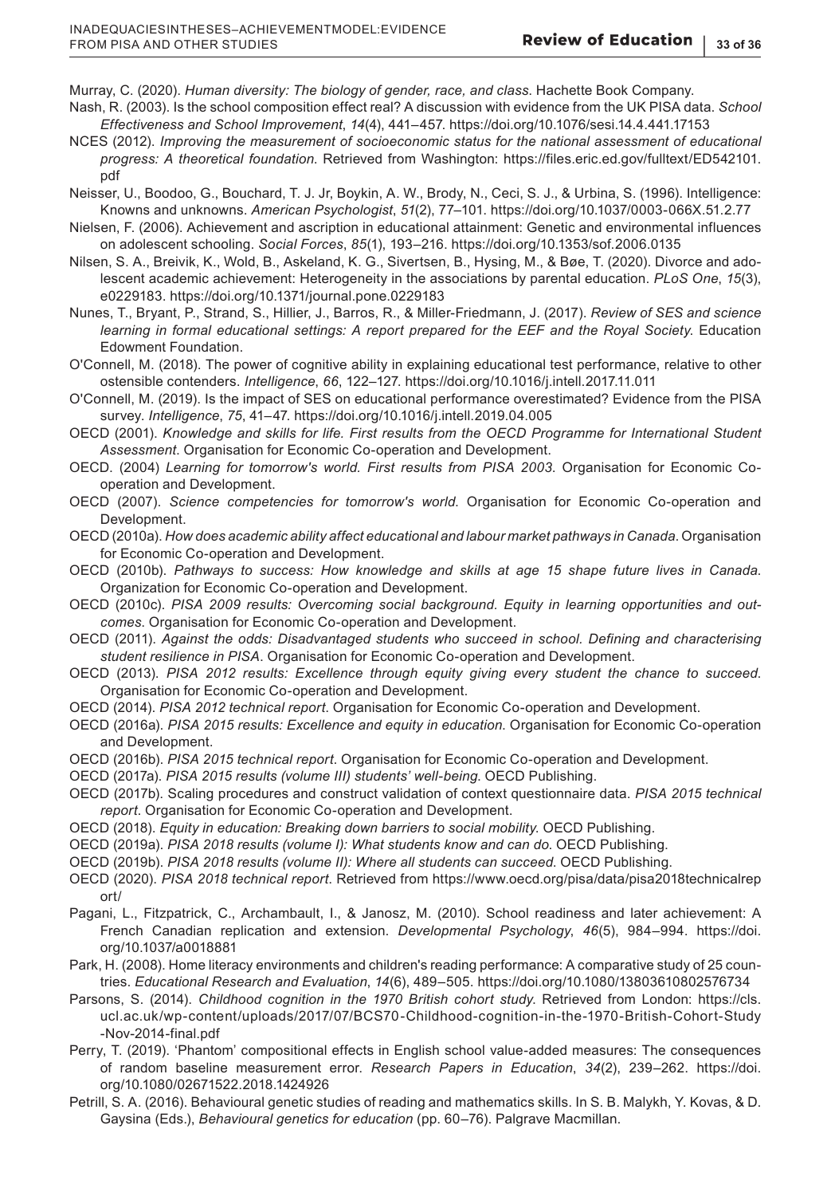Murray, C. (2020). *Human diversity: The biology of gender, race, and class*. Hachette Book Company.

Nash, R. (2003). Is the school composition effect real? A discussion with evidence from the UK PISA data. *School Effectiveness and School Improvement*, *14*(4), 441–457. https://doi.org/10.1076/sesi.14.4.441.17153

NCES (2012). *Improving the measurement of socioeconomic status for the national assessment of educational progress: A theoretical foundation.* Retrieved from Washington: https://files.eric.ed.gov/fulltext/ED542101.pdf

Neisser, U., Boodoo, G., Bouchard, T. J. Jr, Boykin, A. W., Brody, N., Ceci, S. J., & Urbina, S. (1996). Intelligence: Knowns and unknowns. *American Psychologist*, *51*(2), 77–101. https://doi.org/10.1037/0003-066X.51.2.77

Nielsen, F. (2006). Achievement and ascription in educational attainment: Genetic and environmental influences on adolescent schooling. *Social Forces*, *85*(1), 193–216. https://doi.org/10.1353/sof.2006.0135

Nilsen, S. A., Breivik, K., Wold, B., Askeland, K. G., Sivertsen, B., Hysing, M., & Bøe, T. (2020). Divorce and adolescent academic achievement: Heterogeneity in the associations by parental education. *PLoS One*, *15*(3), e0229183. https://doi.org/10.1371/journal.pone.0229183

Nunes, T., Bryant, P., Strand, S., Hillier, J., Barros, R., & Miller-Friedmann, J. (2017). *Review of SES and science learning in formal educational settings: A report prepared for the EEF and the Royal Society.* Education Edowment Foundation.

O'Connell, M. (2018). The power of cognitive ability in explaining educational test performance, relative to other ostensible contenders. *Intelligence*, *66*, 122–127. https://doi.org/10.1016/j.intell.2017.11.011

O'Connell, M. (2019). Is the impact of SES on educational performance overestimated? Evidence from the PISA survey. *Intelligence*, *75*, 41–47. https://doi.org/10.1016/j.intell.2019.04.005

OECD (2001). *Knowledge and skills for life. First results from the OECD Programme for International Student Assessment*. Organisation for Economic Co-operation and Development.

OECD. (2004) *Learning for tomorrow's world. First results from PISA 2003*. Organisation for Economic Co-operation and Development.

OECD (2007). *Science competencies for tomorrow's world*. Organisation for Economic Co-operation and Development.

OECD (2010a). *How does academic ability affect educational and labour market pathways in Canada*. Organisation for Economic Co-operation and Development.

OECD (2010b). *Pathways to success: How knowledge and skills at age 15 shape future lives in Canada*. Organization for Economic Co-operation and Development.

OECD (2010c). *PISA 2009 results: Overcoming social background. Equity in learning opportunities and outcomes*. Organisation for Economic Co-operation and Development.

OECD (2011). *Against the odds: Disadvantaged students who succeed in school. Defining and characterising student resilience in PISA*. Organisation for Economic Co-operation and Development.

OECD (2013). *PISA 2012 results: Excellence through equity giving every student the chance to succeed.* Organisation for Economic Co-operation and Development.

OECD (2014). *PISA 2012 technical report*. Organisation for Economic Co-operation and Development.

OECD (2016a). *PISA 2015 results: Excellence and equity in education*. Organisation for Economic Co-operation and Development.

OECD (2016b). *PISA 2015 technical report*. Organisation for Economic Co-operation and Development.

OECD (2017a). *PISA 2015 results (volume III) students' well-being.* OECD Publishing.

OECD (2017b). Scaling procedures and construct validation of context questionnaire data. *PISA 2015 technical report*. Organisation for Economic Co-operation and Development.

OECD (2018). *Equity in education: Breaking down barriers to social mobility*. OECD Publishing.

OECD (2019a). *PISA 2018 results (volume I): What students know and can do*. OECD Publishing.

OECD (2019b). *PISA 2018 results (volume II): Where all students can succeed*. OECD Publishing.

OECD (2020). *PISA 2018 technical report*. Retrieved from https://www.oecd.org/pisa/data/pisa2018technicalreport/

Pagani, L., Fitzpatrick, C., Archambault, I., & Janosz, M. (2010). School readiness and later achievement: A French Canadian replication and extension. *Developmental Psychology*, *46*(5), 984–994. https://doi.org/10.1037/a0018881

Park, H. (2008). Home literacy environments and children's reading performance: A comparative study of 25 countries. *Educational Research and Evaluation*, *14*(6), 489–505. https://doi.org/10.1080/13803610802576734

Parsons, S. (2014). *Childhood cognition in the 1970 British cohort study.* Retrieved from London: https://cls.ucl.ac.uk/wp-content/uploads/2017/07/BCS70-Childhood-cognition-in-the-1970-British-Cohort-Study-Nov-2014-final.pdf

Perry, T. (2019). 'Phantom' compositional effects in English school value-added measures: The consequences of random baseline measurement error. *Research Papers in Education*, *34*(2), 239–262. https://doi.org/10.1080/02671522.2018.1424926

Petrill, S. A. (2016). Behavioural genetic studies of reading and mathematics skills. In S. B. Malykh, Y. Kovas, & D. Gaysina (Eds.), *Behavioural genetics for education* (pp. 60–76). Palgrave Macmillan.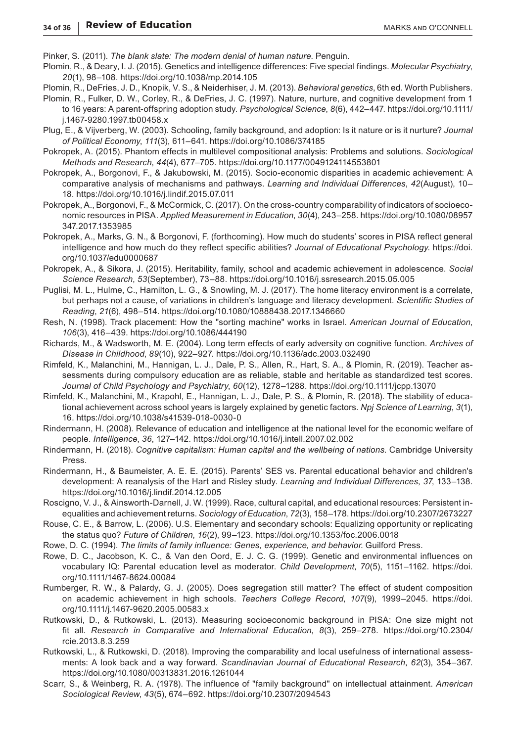Pinker, S. (2011). *The blank slate: The modern denial of human nature.* Penguin.

Plomin, R., & Deary, I. J. (2015). Genetics and intelligence differences: Five special findings. *Molecular Psychiatry*, *20*(1), 98–108. https://doi.org/10.1038/mp.2014.105

Plomin, R., DeFries, J. D., Knopik, V. S., & Neiderhiser, J. M. (2013). *Behavioral genetics*, 6th ed. Worth Publishers.

Plomin, R., Fulker, D. W., Corley, R., & DeFries, J. C. (1997). Nature, nurture, and cognitive development from 1 to 16 years: A parent-offspring adoption study. *Psychological Science*, *8*(6), 442–447. https://doi.org/10.1111/j.1467-9280.1997.tb00458.x

Plug, E., & Vijverberg, W. (2003). Schooling, family background, and adoption: Is it nature or is it nurture? *Journal of Political Economy*, *111*(3), 611–641. https://doi.org/10.1086/374185

Pokropek, A. (2015). Phantom effects in multilevel compositional analysis: Problems and solutions. *Sociological Methods and Research*, *44*(4), 677–705. https://doi.org/10.1177/0049124114553801

Pokropek, A., Borgonovi, F., & Jakubowski, M. (2015). Socio-economic disparities in academic achievement: A comparative analysis of mechanisms and pathways. *Learning and Individual Differences*, *42*(August), 10–18. https://doi.org/10.1016/j.lindif.2015.07.011

Pokropek, A., Borgonovi, F., & McCormick, C. (2017). On the cross-country comparability of indicators of socioeconomic resources in PISA. *Applied Measurement in Education*, *30*(4), 243–258. https://doi.org/10.1080/08957347.2017.1353985

Pokropek, A., Marks, G. N., & Borgonovi, F. (forthcoming). How much do students' scores in PISA reflect general intelligence and how much do they reflect specific abilities? *Journal of Educational Psychology*. https://doi.org/10.1037/edu0000687

Pokropek, A., & Sikora, J. (2015). Heritability, family, school and academic achievement in adolescence. *Social Science Research*, *53*(September), 73–88. https://doi.org/10.1016/j.ssresearch.2015.05.005

Puglisi, M. L., Hulme, C., Hamilton, L. G., & Snowling, M. J. (2017). The home literacy environment is a correlate, but perhaps not a cause, of variations in children's language and literacy development. *Scientific Studies of Reading*, *21*(6), 498–514. https://doi.org/10.1080/10888438.2017.1346660

Resh, N. (1998). Track placement: How the "sorting machine" works in Israel. *American Journal of Education*, *106*(3), 416–439. https://doi.org/10.1086/444190

Richards, M., & Wadsworth, M. E. (2004). Long term effects of early adversity on cognitive function. *Archives of Disease in Childhood*, *89*(10), 922–927. https://doi.org/10.1136/adc.2003.032490

Rimfeld, K., Malanchini, M., Hannigan, L. J., Dale, P. S., Allen, R., Hart, S. A., & Plomin, R. (2019). Teacher assessments during compulsory education are as reliable, stable and heritable as standardized test scores. *Journal of Child Psychology and Psychiatry*, *60*(12), 1278–1288. https://doi.org/10.1111/jcpp.13070

Rimfeld, K., Malanchini, M., Krapohl, E., Hannigan, L. J., Dale, P. S., & Plomin, R. (2018). The stability of educational achievement across school years is largely explained by genetic factors. *Npj Science of Learning*, *3*(1), 16. https://doi.org/10.1038/s41539-018-0030-0

Rindermann, H. (2008). Relevance of education and intelligence at the national level for the economic welfare of people. *Intelligence*, *36*, 127–142. https://doi.org/10.1016/j.intell.2007.02.002

Rindermann, H. (2018). *Cognitive capitalism: Human capital and the wellbeing of nations*. Cambridge University Press.

Rindermann, H., & Baumeister, A. E. E. (2015). Parents' SES vs. Parental educational behavior and children's development: A reanalysis of the Hart and Risley study. *Learning and Individual Differences*, *37*, 133–138. https://doi.org/10.1016/j.lindif.2014.12.005

Roscigno, V. J., & Ainsworth-Darnell, J. W. (1999). Race, cultural capital, and educational resources: Persistent inequalities and achievement returns. *Sociology of Education*, *72*(3), 158–178. https://doi.org/10.2307/2673227

Rouse, C. E., & Barrow, L. (2006). U.S. Elementary and secondary schools: Equalizing opportunity or replicating the status quo? *Future of Children*, *16*(2), 99–123. https://doi.org/10.1353/foc.2006.0018

Rowe, D. C. (1994). *The limits of family influence: Genes, experience, and behavior.* Guilford Press.

Rowe, D. C., Jacobson, K. C., & Van den Oord, E. J. C. G. (1999). Genetic and environmental influences on vocabulary IQ: Parental education level as moderator. *Child Development*, *70*(5), 1151–1162. https://doi.org/10.1111/1467-8624.00084

Rumberger, R. W., & Palardy, G. J. (2005). Does segregation still matter? The effect of student composition on academic achievement in high schools. *Teachers College Record*, *107*(9), 1999–2045. https://doi.org/10.1111/j.1467-9620.2005.00583.x

Rutkowski, D., & Rutkowski, L. (2013). Measuring socioeconomic background in PISA: One size might not fit all. *Research in Comparative and International Education*, *8*(3), 259–278. https://doi.org/10.2304/rcie.2013.8.3.259

Rutkowski, L., & Rutkowski, D. (2018). Improving the comparability and local usefulness of international assessments: A look back and a way forward. *Scandinavian Journal of Educational Research*, *62*(3), 354–367. https://doi.org/10.1080/00313831.2016.1261044

Scarr, S., & Weinberg, R. A. (1978). The influence of "family background" on intellectual attainment. *American Sociological Review*, *43*(5), 674–692. https://doi.org/10.2307/2094543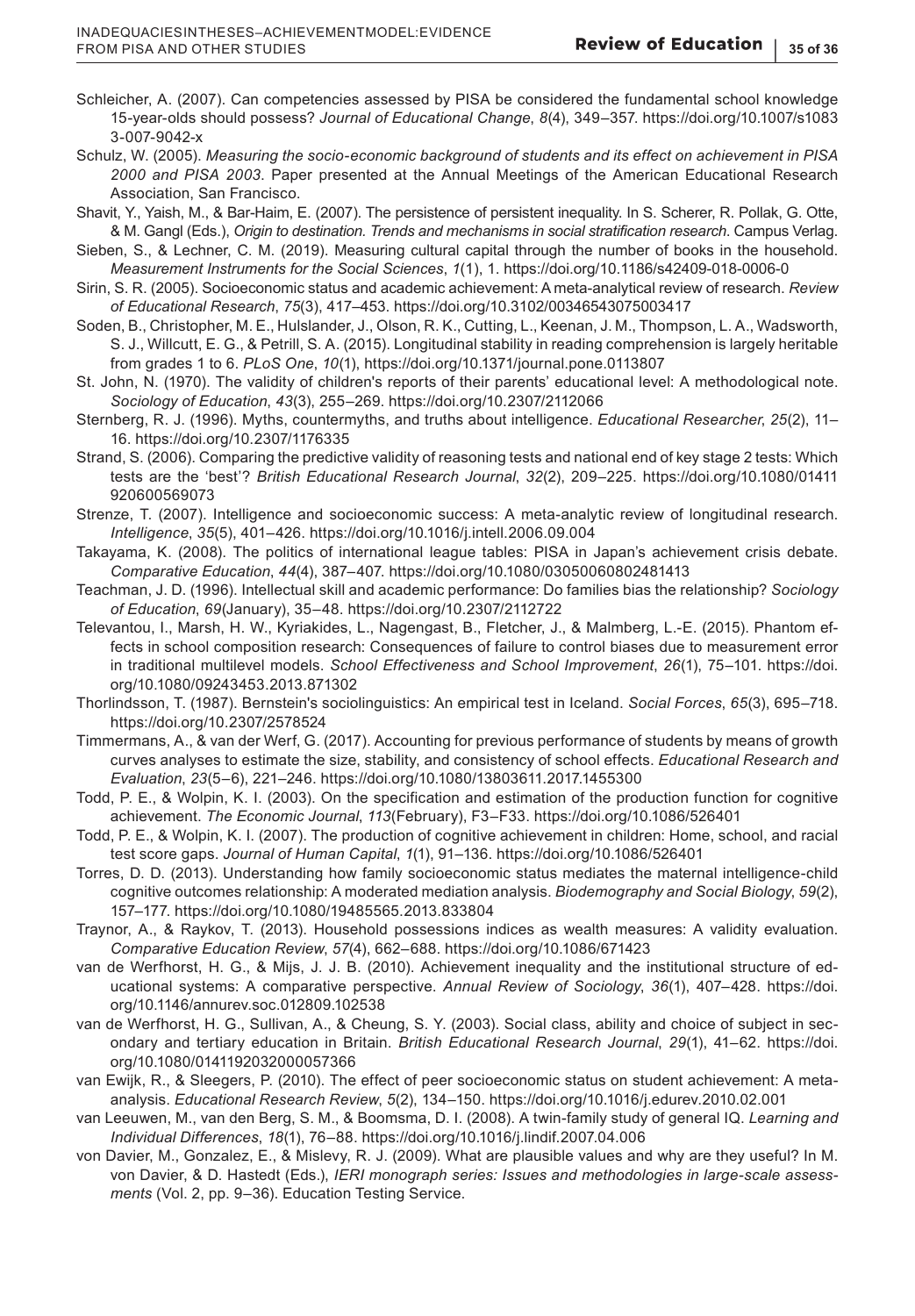Schleicher, A. (2007). Can competencies assessed by PISA be considered the fundamental school knowledge 15-year-olds should possess? *Journal of Educational Change*, *8*(4), 349–357. https://doi.org/10.1007/s10833-007-9042-x

Schulz, W. (2005). *Measuring the socio-economic background of students and its effect on achievement in PISA 2000 and PISA 2003*. Paper presented at the Annual Meetings of the American Educational Research Association, San Francisco.

Shavit, Y., Yaish, M., & Bar-Haim, E. (2007). The persistence of persistent inequality. In S. Scherer, R. Pollak, G. Otte, & M. Gangl (Eds.), *Origin to destination. Trends and mechanisms in social stratification research*. Campus Verlag.

Sieben, S., & Lechner, C. M. (2019). Measuring cultural capital through the number of books in the household. *Measurement Instruments for the Social Sciences*, *1*(1), 1. https://doi.org/10.1186/s42409-018-0006-0

Sirin, S. R. (2005). Socioeconomic status and academic achievement: A meta-analytical review of research. *Review of Educational Research*, *75*(3), 417–453. https://doi.org/10.3102/00346543075003417

Soden, B., Christopher, M. E., Hulslander, J., Olson, R. K., Cutting, L., Keenan, J. M., Thompson, L. A., Wadsworth, S. J., Willcutt, E. G., & Petrill, S. A. (2015). Longitudinal stability in reading comprehension is largely heritable from grades 1 to 6. *PLoS One*, *10*(1), https://doi.org/10.1371/journal.pone.0113807

St. John, N. (1970). The validity of children's reports of their parents' educational level: A methodological note. *Sociology of Education*, *43*(3), 255–269. https://doi.org/10.2307/2112066

Sternberg, R. J. (1996). Myths, countermyths, and truths about intelligence. *Educational Researcher*, *25*(2), 11–16. https://doi.org/10.2307/1176335

Strand, S. (2006). Comparing the predictive validity of reasoning tests and national end of key stage 2 tests: Which tests are the 'best'? *British Educational Research Journal*, *32*(2), 209–225. https://doi.org/10.1080/01411920600569073

Strenze, T. (2007). Intelligence and socioeconomic success: A meta-analytic review of longitudinal research. *Intelligence*, *35*(5), 401–426. https://doi.org/10.1016/j.intell.2006.09.004

Takayama, K. (2008). The politics of international league tables: PISA in Japan's achievement crisis debate. *Comparative Education*, *44*(4), 387–407. https://doi.org/10.1080/03050060802481413

Teachman, J. D. (1996). Intellectual skill and academic performance: Do families bias the relationship? *Sociology of Education*, *69*(January), 35–48. https://doi.org/10.2307/2112722

Televantou, I., Marsh, H. W., Kyriakides, L., Nagengast, B., Fletcher, J., & Malmberg, L.-E. (2015). Phantom effects in school composition research: Consequences of failure to control biases due to measurement error in traditional multilevel models. *School Effectiveness and School Improvement*, *26*(1), 75–101. https://doi.org/10.1080/09243453.2013.871302

Thorlindsson, T. (1987). Bernstein's sociolinguistics: An empirical test in Iceland. *Social Forces*, *65*(3), 695–718. https://doi.org/10.2307/2578524

Timmermans, A., & van der Werf, G. (2017). Accounting for previous performance of students by means of growth curves analyses to estimate the size, stability, and consistency of school effects. *Educational Research and Evaluation*, *23*(5–6), 221–246. https://doi.org/10.1080/13803611.2017.1455300

Todd, P. E., & Wolpin, K. I. (2003). On the specification and estimation of the production function for cognitive achievement. *The Economic Journal*, *113*(February), F3–F33. https://doi.org/10.1086/526401

Todd, P. E., & Wolpin, K. I. (2007). The production of cognitive achievement in children: Home, school, and racial test score gaps. *Journal of Human Capital*, *1*(1), 91–136. https://doi.org/10.1086/526401

Torres, D. D. (2013). Understanding how family socioeconomic status mediates the maternal intelligence-child cognitive outcomes relationship: A moderated mediation analysis. *Biodemography and Social Biology*, *59*(2), 157–177. https://doi.org/10.1080/19485565.2013.833804

Traynor, A., & Raykov, T. (2013). Household possessions indices as wealth measures: A validity evaluation. *Comparative Education Review*, *57*(4), 662–688. https://doi.org/10.1086/671423

van de Werfhorst, H. G., & Mijs, J. J. B. (2010). Achievement inequality and the institutional structure of educational systems: A comparative perspective. *Annual Review of Sociology*, *36*(1), 407–428. https://doi.org/10.1146/annurev.soc.012809.102538

van de Werfhorst, H. G., Sullivan, A., & Cheung, S. Y. (2003). Social class, ability and choice of subject in secondary and tertiary education in Britain. *British Educational Research Journal*, *29*(1), 41–62. https://doi.org/10.1080/0141192032000057366

van Ewijk, R., & Sleegers, P. (2010). The effect of peer socioeconomic status on student achievement: A meta-analysis. *Educational Research Review*, *5*(2), 134–150. https://doi.org/10.1016/j.edurev.2010.02.001

van Leeuwen, M., van den Berg, S. M., & Boomsma, D. I. (2008). A twin-family study of general IQ. *Learning and Individual Differences*, *18*(1), 76–88. https://doi.org/10.1016/j.lindif.2007.04.006

von Davier, M., Gonzalez, E., & Mislevy, R. J. (2009). What are plausible values and why are they useful? In M. von Davier, & D. Hastedt (Eds.), *IERI monograph series: Issues and methodologies in large-scale assessments* (Vol. 2, pp. 9–36). Education Testing Service.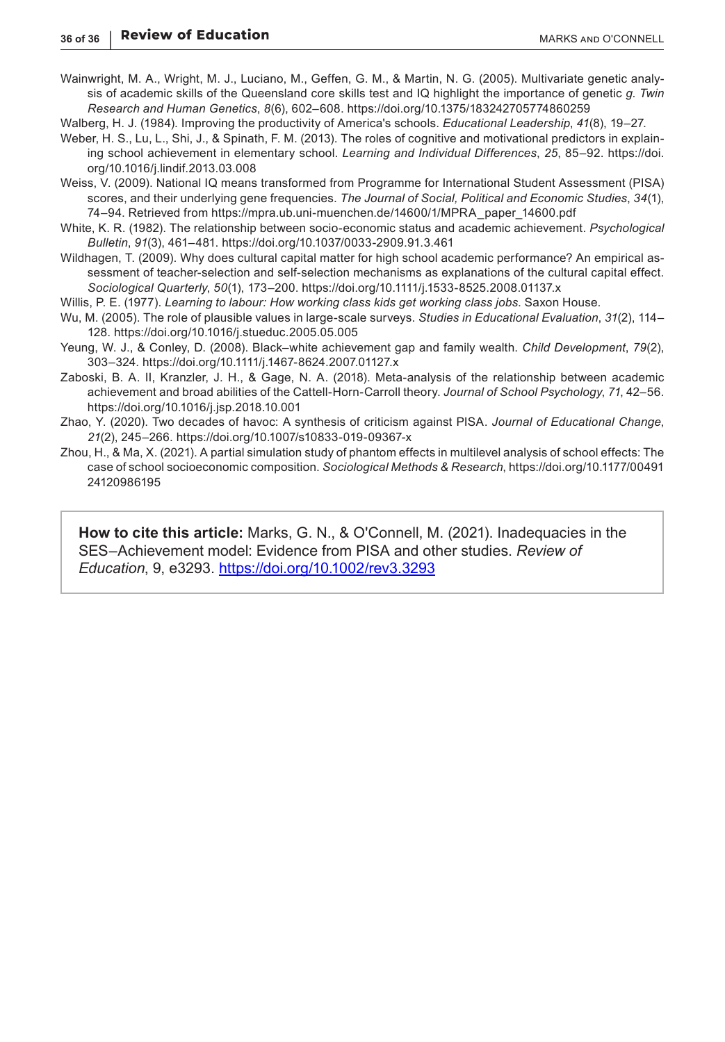Wainwright, M. A., Wright, M. J., Luciano, M., Geffen, G. M., & Martin, N. G. (2005). Multivariate genetic analysis of academic skills of the Queensland core skills test and IQ highlight the importance of genetic *g*. *Twin Research and Human Genetics*, *8*(6), 602–608. https://doi.org/10.1375/183242705774860259

Walberg, H. J. (1984). Improving the productivity of America's schools. *Educational Leadership*, *41*(8), 19–27.

Weber, H. S., Lu, L., Shi, J., & Spinath, F. M. (2013). The roles of cognitive and motivational predictors in explaining school achievement in elementary school. *Learning and Individual Differences*, *25*, 85–92. https://doi.org/10.1016/j.lindif.2013.03.008

Weiss, V. (2009). National IQ means transformed from Programme for International Student Assessment (PISA) scores, and their underlying gene frequencies. *The Journal of Social, Political and Economic Studies*, *34*(1), 74–94. Retrieved from https://mpra.ub.uni-muenchen.de/14600/1/MPRA_paper_14600.pdf

White, K. R. (1982). The relationship between socio-economic status and academic achievement. *Psychological Bulletin*, *91*(3), 461–481. https://doi.org/10.1037/0033-2909.91.3.461

Wildhagen, T. (2009). Why does cultural capital matter for high school academic performance? An empirical assessment of teacher-selection and self-selection mechanisms as explanations of the cultural capital effect. *Sociological Quarterly*, *50*(1), 173–200. https://doi.org/10.1111/j.1533-8525.2008.01137.x

Willis, P. E. (1977). *Learning to labour: How working class kids get working class jobs*. Saxon House.

Wu, M. (2005). The role of plausible values in large-scale surveys. *Studies in Educational Evaluation*, *31*(2), 114–128. https://doi.org/10.1016/j.stueduc.2005.05.005

Yeung, W. J., & Conley, D. (2008). Black–white achievement gap and family wealth. *Child Development*, *79*(2), 303–324. https://doi.org/10.1111/j.1467-8624.2007.01127.x

Zaboski, B. A. II, Kranzler, J. H., & Gage, N. A. (2018). Meta-analysis of the relationship between academic achievement and broad abilities of the Cattell-Horn-Carroll theory. *Journal of School Psychology*, *71*, 42–56. https://doi.org/10.1016/j.jsp.2018.10.001

Zhao, Y. (2020). Two decades of havoc: A synthesis of criticism against PISA. *Journal of Educational Change*, *21*(2), 245–266. https://doi.org/10.1007/s10833-019-09367-x

Zhou, H., & Ma, X. (2021). A partial simulation study of phantom effects in multilevel analysis of school effects: The case of school socioeconomic composition. *Sociological Methods & Research*, https://doi.org/10.1177/0049124120986195

**How to cite this article:** Marks, G. N., & O'Connell, M. (2021). Inadequacies in the SES–Achievement model: Evidence from PISA and other studies. *Review of Education*, 9, e3293. https://doi.org/10.1002/rev3.3293